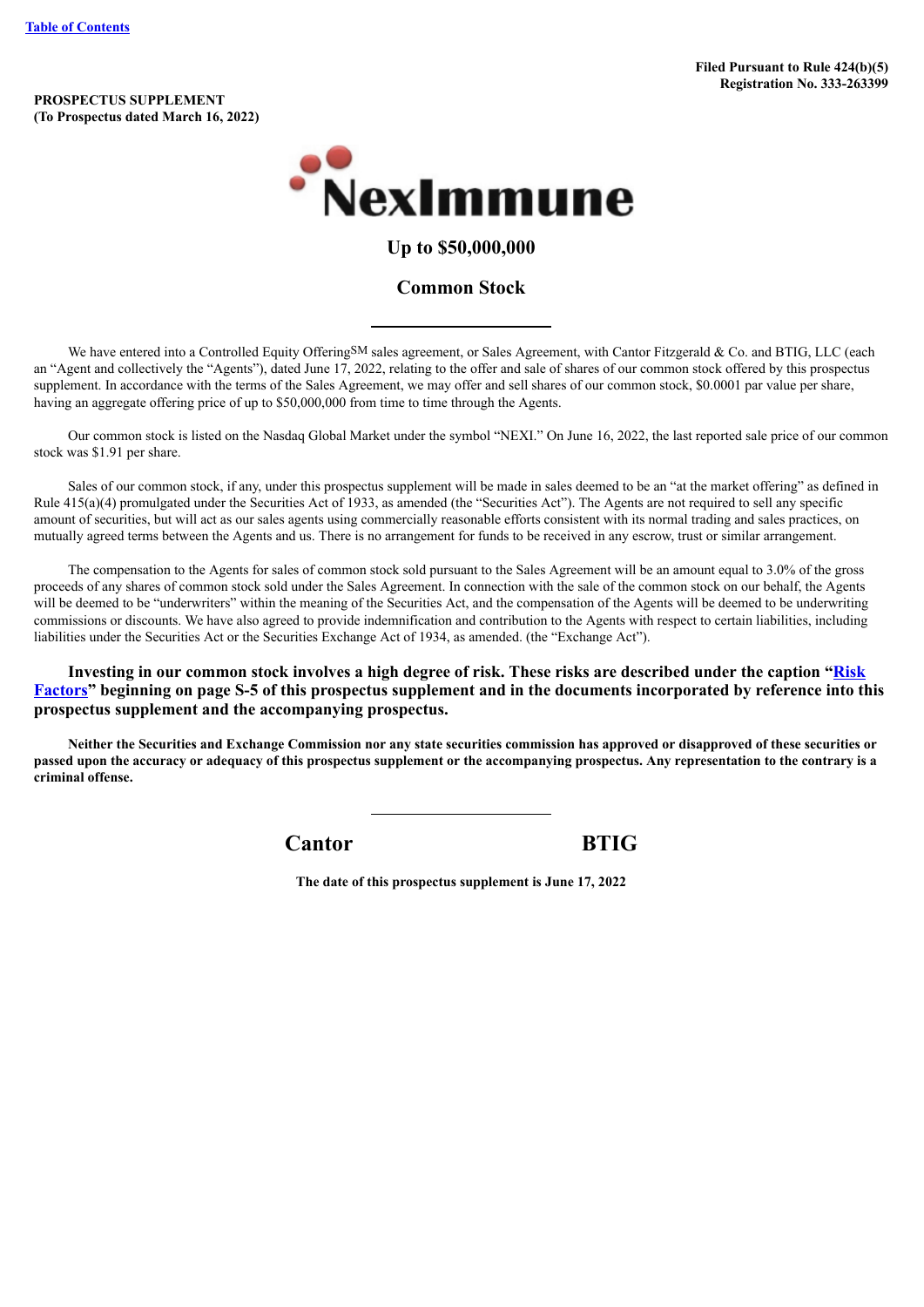[Table of Contents](#)

**Filed Pursuant to Rule 424(b)(5)**
**Registration No. 333-263399**

**PROSPECTUS SUPPLEMENT**
**(To Prospectus dated March 16, 2022)**

# NexImmune

## Up to $50,000,000

## Common Stock

---

We have entered into a Controlled Equity Offering[SM] sales agreement, or Sales Agreement, with Cantor Fitzgerald & Co. and BTIG, LLC (each an "Agent and collectively the "Agents"), dated June 17, 2022, relating to the offer and sale of shares of our common stock offered by this prospectus supplement. In accordance with the terms of the Sales Agreement, we may offer and sell shares of our common stock, $0.0001 par value per share, having an aggregate offering price of up to $50,000,000 from time to time through the Agents.

Our common stock is listed on the Nasdaq Global Market under the symbol "NEXI." On June 16, 2022, the last reported sale price of our common stock was $1.91 per share.

Sales of our common stock, if any, under this prospectus supplement will be made in sales deemed to be an "at the market offering" as defined in Rule 415(a)(4) promulgated under the Securities Act of 1933, as amended (the "Securities Act"). The Agents are not required to sell any specific amount of securities, but will act as our sales agents using commercially reasonable efforts consistent with its normal trading and sales practices, on mutually agreed terms between the Agents and us. There is no arrangement for funds to be received in any escrow, trust or similar arrangement.

The compensation to the Agents for sales of common stock sold pursuant to the Sales Agreement will be an amount equal to 3.0% of the gross proceeds of any shares of common stock sold under the Sales Agreement. In connection with the sale of the common stock on our behalf, the Agents will be deemed to be "underwriters" within the meaning of the Securities Act, and the compensation of the Agents will be deemed to be underwriting commissions or discounts. We have also agreed to provide indemnification and contribution to the Agents with respect to certain liabilities, including liabilities under the Securities Act or the Securities Exchange Act of 1934, as amended. (the "Exchange Act").

**Investing in our common stock involves a high degree of risk. These risks are described under the caption "[Risk Factors](#)" beginning on page S-5 of this prospectus supplement and in the documents incorporated by reference into this prospectus supplement and the accompanying prospectus.**

**Neither the Securities and Exchange Commission nor any state securities commission has approved or disapproved of these securities or passed upon the accuracy or adequacy of this prospectus supplement or the accompanying prospectus. Any representation to the contrary is a criminal offense.**

---

**Cantor** **BTIG**

**The date of this prospectus supplement is June 17, 2022**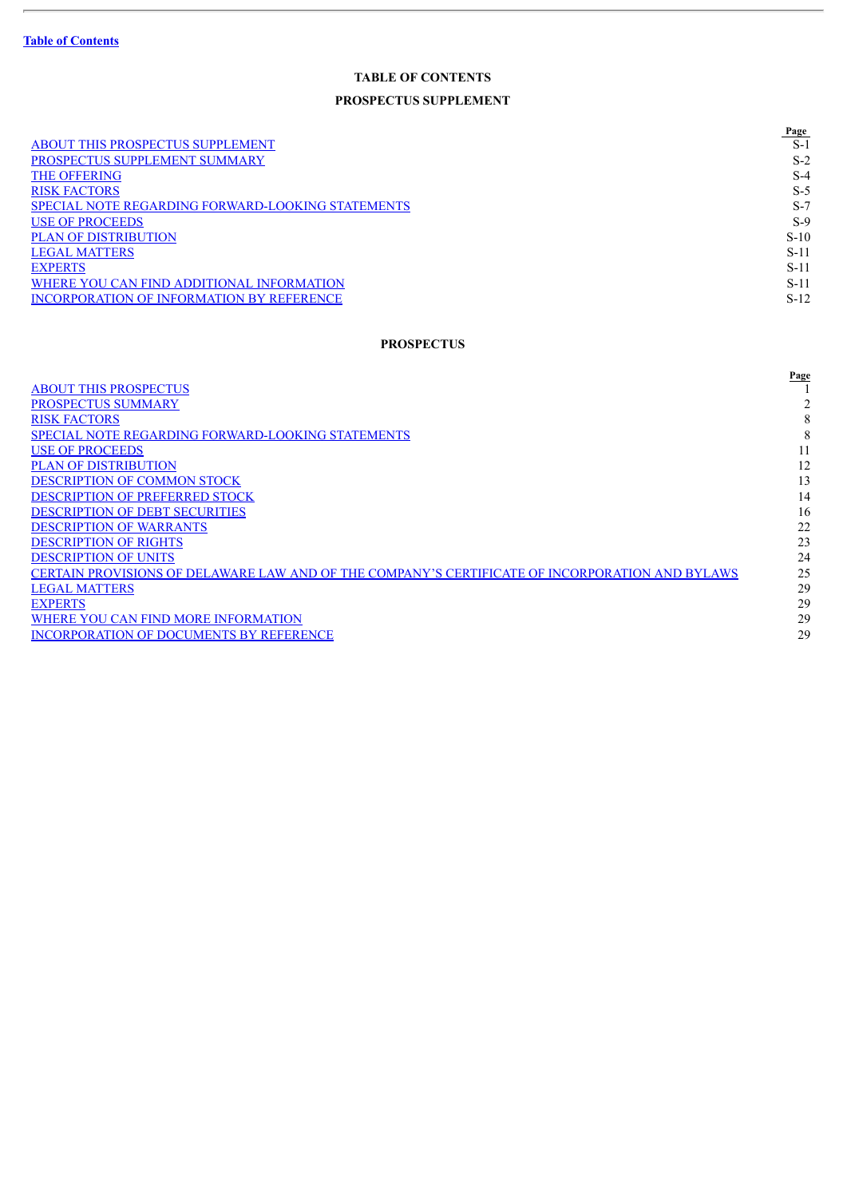Table of Contents

## TABLE OF CONTENTS

### PROSPECTUS SUPPLEMENT

| | Page |
|---|---|
| ABOUT THIS PROSPECTUS SUPPLEMENT | S-1 |
| PROSPECTUS SUPPLEMENT SUMMARY | S-2 |
| THE OFFERING | S-4 |
| RISK FACTORS | S-5 |
| SPECIAL NOTE REGARDING FORWARD-LOOKING STATEMENTS | S-7 |
| USE OF PROCEEDS | S-9 |
| PLAN OF DISTRIBUTION | S-10 |
| LEGAL MATTERS | S-11 |
| EXPERTS | S-11 |
| WHERE YOU CAN FIND ADDITIONAL INFORMATION | S-11 |
| INCORPORATION OF INFORMATION BY REFERENCE | S-12 |

### PROSPECTUS

| | Page |
|---|---|
| ABOUT THIS PROSPECTUS | 1 |
| PROSPECTUS SUMMARY | 2 |
| RISK FACTORS | 8 |
| SPECIAL NOTE REGARDING FORWARD-LOOKING STATEMENTS | 8 |
| USE OF PROCEEDS | 11 |
| PLAN OF DISTRIBUTION | 12 |
| DESCRIPTION OF COMMON STOCK | 13 |
| DESCRIPTION OF PREFERRED STOCK | 14 |
| DESCRIPTION OF DEBT SECURITIES | 16 |
| DESCRIPTION OF WARRANTS | 22 |
| DESCRIPTION OF RIGHTS | 23 |
| DESCRIPTION OF UNITS | 24 |
| CERTAIN PROVISIONS OF DELAWARE LAW AND OF THE COMPANY'S CERTIFICATE OF INCORPORATION AND BYLAWS | 25 |
| LEGAL MATTERS | 29 |
| EXPERTS | 29 |
| WHERE YOU CAN FIND MORE INFORMATION | 29 |
| INCORPORATION OF DOCUMENTS BY REFERENCE | 29 |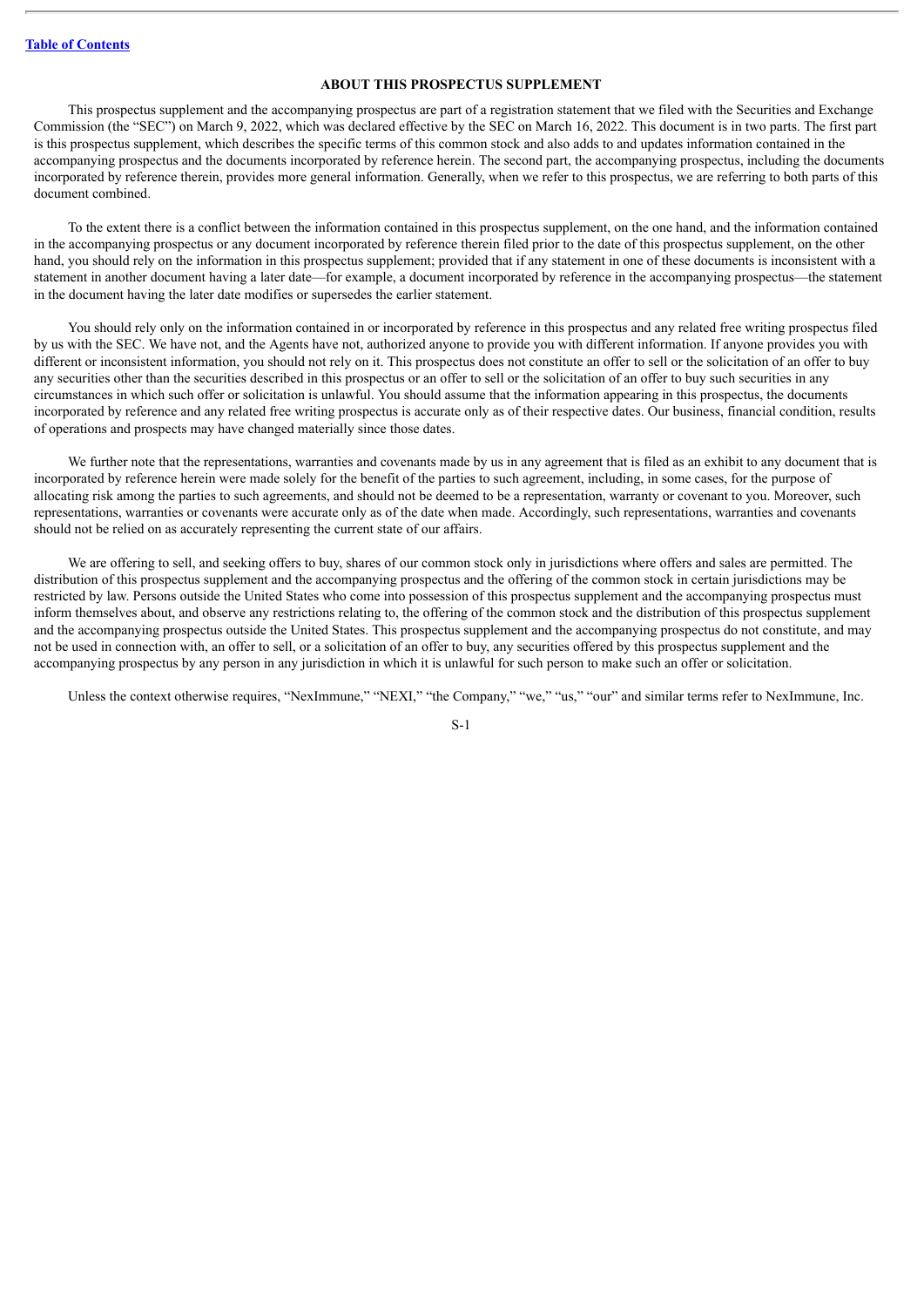## ABOUT THIS PROSPECTUS SUPPLEMENT

This prospectus supplement and the accompanying prospectus are part of a registration statement that we filed with the Securities and Exchange Commission (the "SEC") on March 9, 2022, which was declared effective by the SEC on March 16, 2022. This document is in two parts. The first part is this prospectus supplement, which describes the specific terms of this common stock and also adds to and updates information contained in the accompanying prospectus and the documents incorporated by reference herein. The second part, the accompanying prospectus, including the documents incorporated by reference therein, provides more general information. Generally, when we refer to this prospectus, we are referring to both parts of this document combined.

To the extent there is a conflict between the information contained in this prospectus supplement, on the one hand, and the information contained in the accompanying prospectus or any document incorporated by reference therein filed prior to the date of this prospectus supplement, on the other hand, you should rely on the information in this prospectus supplement; provided that if any statement in one of these documents is inconsistent with a statement in another document having a later date—for example, a document incorporated by reference in the accompanying prospectus—the statement in the document having the later date modifies or supersedes the earlier statement.

You should rely only on the information contained in or incorporated by reference in this prospectus and any related free writing prospectus filed by us with the SEC. We have not, and the Agents have not, authorized anyone to provide you with different information. If anyone provides you with different or inconsistent information, you should not rely on it. This prospectus does not constitute an offer to sell or the solicitation of an offer to buy any securities other than the securities described in this prospectus or an offer to sell or the solicitation of an offer to buy such securities in any circumstances in which such offer or solicitation is unlawful. You should assume that the information appearing in this prospectus, the documents incorporated by reference and any related free writing prospectus is accurate only as of their respective dates. Our business, financial condition, results of operations and prospects may have changed materially since those dates.

We further note that the representations, warranties and covenants made by us in any agreement that is filed as an exhibit to any document that is incorporated by reference herein were made solely for the benefit of the parties to such agreement, including, in some cases, for the purpose of allocating risk among the parties to such agreements, and should not be deemed to be a representation, warranty or covenant to you. Moreover, such representations, warranties or covenants were accurate only as of the date when made. Accordingly, such representations, warranties and covenants should not be relied on as accurately representing the current state of our affairs.

We are offering to sell, and seeking offers to buy, shares of our common stock only in jurisdictions where offers and sales are permitted. The distribution of this prospectus supplement and the accompanying prospectus and the offering of the common stock in certain jurisdictions may be restricted by law. Persons outside the United States who come into possession of this prospectus supplement and the accompanying prospectus must inform themselves about, and observe any restrictions relating to, the offering of the common stock and the distribution of this prospectus supplement and the accompanying prospectus outside the United States. This prospectus supplement and the accompanying prospectus do not constitute, and may not be used in connection with, an offer to sell, or a solicitation of an offer to buy, any securities offered by this prospectus supplement and the accompanying prospectus by any person in any jurisdiction in which it is unlawful for such person to make such an offer or solicitation.

Unless the context otherwise requires, "NexImmune," "NEXI," "the Company," "we," "us," "our" and similar terms refer to NexImmune, Inc.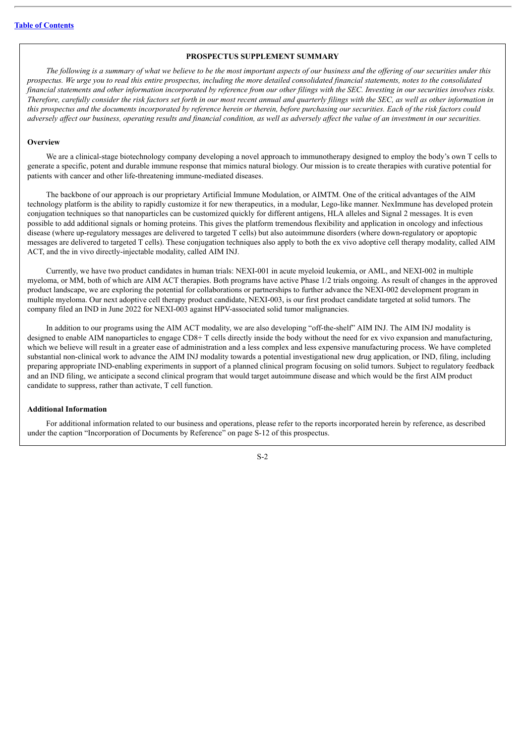## PROSPECTUS SUPPLEMENT SUMMARY

*The following is a summary of what we believe to be the most important aspects of our business and the offering of our securities under this prospectus. We urge you to read this entire prospectus, including the more detailed consolidated financial statements, notes to the consolidated financial statements and other information incorporated by reference from our other filings with the SEC. Investing in our securities involves risks. Therefore, carefully consider the risk factors set forth in our most recent annual and quarterly filings with the SEC, as well as other information in this prospectus and the documents incorporated by reference herein or therein, before purchasing our securities. Each of the risk factors could adversely affect our business, operating results and financial condition, as well as adversely affect the value of an investment in our securities.*

### Overview

We are a clinical-stage biotechnology company developing a novel approach to immunotherapy designed to employ the body's own T cells to generate a specific, potent and durable immune response that mimics natural biology. Our mission is to create therapies with curative potential for patients with cancer and other life-threatening immune-mediated diseases.

The backbone of our approach is our proprietary Artificial Immune Modulation, or AIMTM. One of the critical advantages of the AIM technology platform is the ability to rapidly customize it for new therapeutics, in a modular, Lego-like manner. NexImmune has developed protein conjugation techniques so that nanoparticles can be customized quickly for different antigens, HLA alleles and Signal 2 messages. It is even possible to add additional signals or homing proteins. This gives the platform tremendous flexibility and application in oncology and infectious disease (where up-regulatory messages are delivered to targeted T cells) but also autoimmune disorders (where down-regulatory or apoptopic messages are delivered to targeted T cells). These conjugation techniques also apply to both the ex vivo adoptive cell therapy modality, called AIM ACT, and the in vivo directly-injectable modality, called AIM INJ.

Currently, we have two product candidates in human trials: NEXI-001 in acute myeloid leukemia, or AML, and NEXI-002 in multiple myeloma, or MM, both of which are AIM ACT therapies. Both programs have active Phase 1/2 trials ongoing. As result of changes in the approved product landscape, we are exploring the potential for collaborations or partnerships to further advance the NEXI-002 development program in multiple myeloma. Our next adoptive cell therapy product candidate, NEXI-003, is our first product candidate targeted at solid tumors. The company filed an IND in June 2022 for NEXI-003 against HPV-associated solid tumor malignancies.

In addition to our programs using the AIM ACT modality, we are also developing "off-the-shelf" AIM INJ. The AIM INJ modality is designed to enable AIM nanoparticles to engage CD8+ T cells directly inside the body without the need for ex vivo expansion and manufacturing, which we believe will result in a greater ease of administration and a less complex and less expensive manufacturing process. We have completed substantial non-clinical work to advance the AIM INJ modality towards a potential investigational new drug application, or IND, filing, including preparing appropriate IND-enabling experiments in support of a planned clinical program focusing on solid tumors. Subject to regulatory feedback and an IND filing, we anticipate a second clinical program that would target autoimmune disease and which would be the first AIM product candidate to suppress, rather than activate, T cell function.

### Additional Information

For additional information related to our business and operations, please refer to the reports incorporated herein by reference, as described under the caption "Incorporation of Documents by Reference" on page S-12 of this prospectus.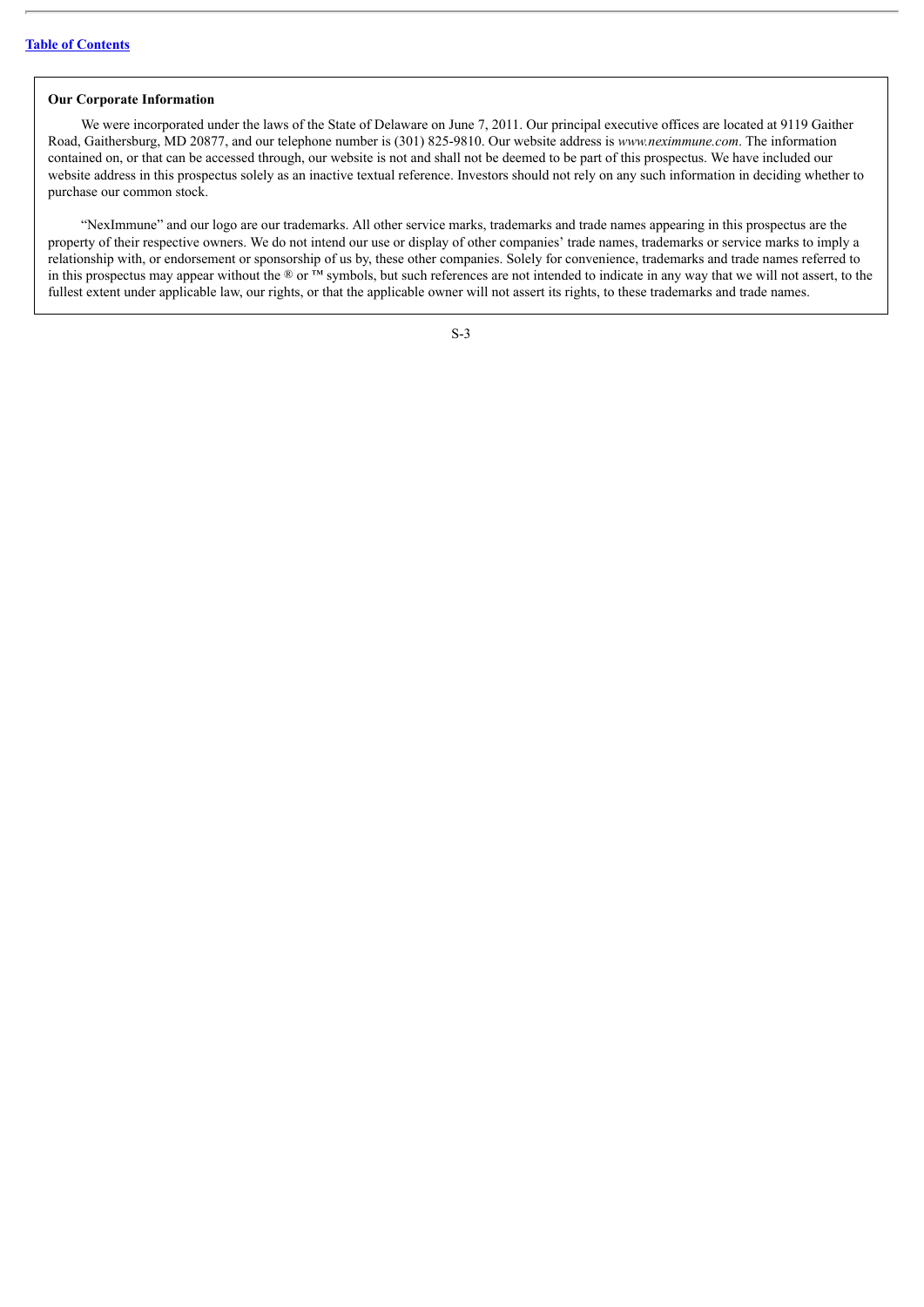**Our Corporate Information**

We were incorporated under the laws of the State of Delaware on June 7, 2011. Our principal executive offices are located at 9119 Gaither Road, Gaithersburg, MD 20877, and our telephone number is (301) 825-9810. Our website address is *www.neximmune.com*. The information contained on, or that can be accessed through, our website is not and shall not be deemed to be part of this prospectus. We have included our website address in this prospectus solely as an inactive textual reference. Investors should not rely on any such information in deciding whether to purchase our common stock.

"NexImmune" and our logo are our trademarks. All other service marks, trademarks and trade names appearing in this prospectus are the property of their respective owners. We do not intend our use or display of other companies' trade names, trademarks or service marks to imply a relationship with, or endorsement or sponsorship of us by, these other companies. Solely for convenience, trademarks and trade names referred to in this prospectus may appear without the ® or ™ symbols, but such references are not intended to indicate in any way that we will not assert, to the fullest extent under applicable law, our rights, or that the applicable owner will not assert its rights, to these trademarks and trade names.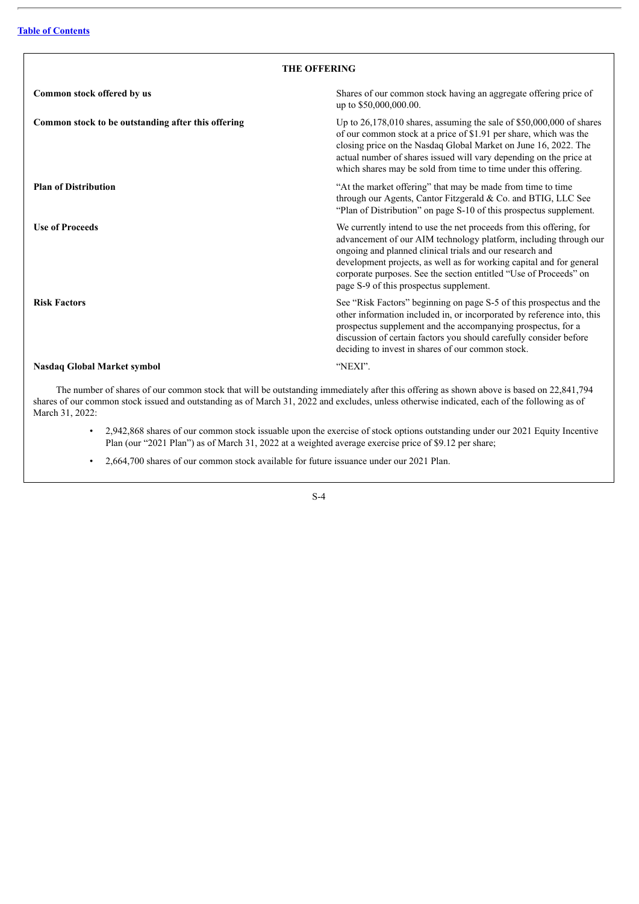## THE OFFERING

| | |
|---|---|
| **Common stock offered by us** | Shares of our common stock having an aggregate offering price of up to $50,000,000.00. |
| **Common stock to be outstanding after this offering** | Up to 26,178,010 shares, assuming the sale of $50,000,000 of shares of our common stock at a price of $1.91 per share, which was the closing price on the Nasdaq Global Market on June 16, 2022. The actual number of shares issued will vary depending on the price at which shares may be sold from time to time under this offering. |
| **Plan of Distribution** | "At the market offering" that may be made from time to time through our Agents, Cantor Fitzgerald & Co. and BTIG, LLC See "Plan of Distribution" on page S-10 of this prospectus supplement. |
| **Use of Proceeds** | We currently intend to use the net proceeds from this offering, for advancement of our AIM technology platform, including through our ongoing and planned clinical trials and our research and development projects, as well as for working capital and for general corporate purposes. See the section entitled "Use of Proceeds" on page S-9 of this prospectus supplement. |
| **Risk Factors** | See "Risk Factors" beginning on page S-5 of this prospectus and the other information included in, or incorporated by reference into, this prospectus supplement and the accompanying prospectus, for a discussion of certain factors you should carefully consider before deciding to invest in shares of our common stock. |
| **Nasdaq Global Market symbol** | "NEXI". |

The number of shares of our common stock that will be outstanding immediately after this offering as shown above is based on 22,841,794 shares of our common stock issued and outstanding as of March 31, 2022 and excludes, unless otherwise indicated, each of the following as of March 31, 2022:

- 2,942,868 shares of our common stock issuable upon the exercise of stock options outstanding under our 2021 Equity Incentive Plan (our "2021 Plan") as of March 31, 2022 at a weighted average exercise price of $9.12 per share;
- 2,664,700 shares of our common stock available for future issuance under our 2021 Plan.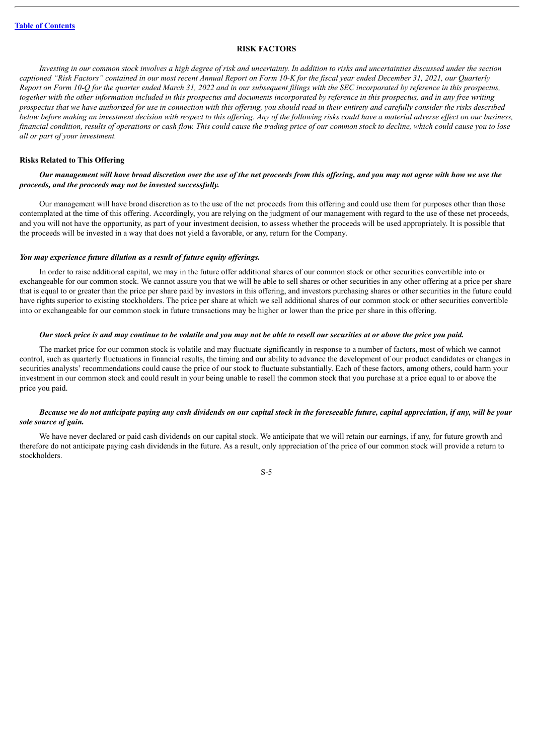## RISK FACTORS

*Investing in our common stock involves a high degree of risk and uncertainty. In addition to risks and uncertainties discussed under the section captioned "Risk Factors" contained in our most recent Annual Report on Form 10-K for the fiscal year ended December 31, 2021, our Quarterly Report on Form 10-Q for the quarter ended March 31, 2022 and in our subsequent filings with the SEC incorporated by reference in this prospectus, together with the other information included in this prospectus and documents incorporated by reference in this prospectus, and in any free writing prospectus that we have authorized for use in connection with this offering, you should read in their entirety and carefully consider the risks described below before making an investment decision with respect to this offering. Any of the following risks could have a material adverse effect on our business, financial condition, results of operations or cash flow. This could cause the trading price of our common stock to decline, which could cause you to lose all or part of your investment.*

### Risks Related to This Offering

***Our management will have broad discretion over the use of the net proceeds from this offering, and you may not agree with how we use the proceeds, and the proceeds may not be invested successfully.***

Our management will have broad discretion as to the use of the net proceeds from this offering and could use them for purposes other than those contemplated at the time of this offering. Accordingly, you are relying on the judgment of our management with regard to the use of these net proceeds, and you will not have the opportunity, as part of your investment decision, to assess whether the proceeds will be used appropriately. It is possible that the proceeds will be invested in a way that does not yield a favorable, or any, return for the Company.

***You may experience future dilution as a result of future equity offerings.***

In order to raise additional capital, we may in the future offer additional shares of our common stock or other securities convertible into or exchangeable for our common stock. We cannot assure you that we will be able to sell shares or other securities in any other offering at a price per share that is equal to or greater than the price per share paid by investors in this offering, and investors purchasing shares or other securities in the future could have rights superior to existing stockholders. The price per share at which we sell additional shares of our common stock or other securities convertible into or exchangeable for our common stock in future transactions may be higher or lower than the price per share in this offering.

***Our stock price is and may continue to be volatile and you may not be able to resell our securities at or above the price you paid.***

The market price for our common stock is volatile and may fluctuate significantly in response to a number of factors, most of which we cannot control, such as quarterly fluctuations in financial results, the timing and our ability to advance the development of our product candidates or changes in securities analysts' recommendations could cause the price of our stock to fluctuate substantially. Each of these factors, among others, could harm your investment in our common stock and could result in your being unable to resell the common stock that you purchase at a price equal to or above the price you paid.

***Because we do not anticipate paying any cash dividends on our capital stock in the foreseeable future, capital appreciation, if any, will be your sole source of gain.***

We have never declared or paid cash dividends on our capital stock. We anticipate that we will retain our earnings, if any, for future growth and therefore do not anticipate paying cash dividends in the future. As a result, only appreciation of the price of our common stock will provide a return to stockholders.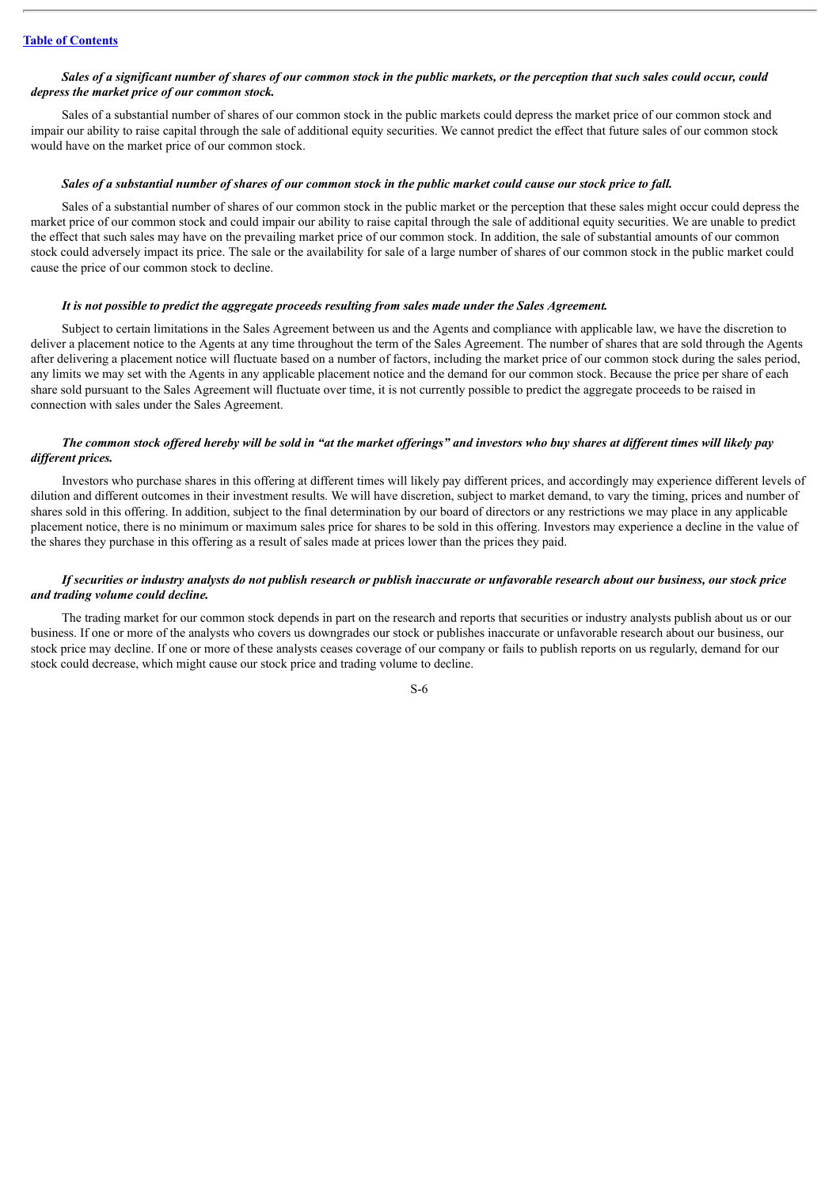***Sales of a significant number of shares of our common stock in the public markets, or the perception that such sales could occur, could depress the market price of our common stock.***

Sales of a substantial number of shares of our common stock in the public markets could depress the market price of our common stock and impair our ability to raise capital through the sale of additional equity securities. We cannot predict the effect that future sales of our common stock would have on the market price of our common stock.

***Sales of a substantial number of shares of our common stock in the public market could cause our stock price to fall.***

Sales of a substantial number of shares of our common stock in the public market or the perception that these sales might occur could depress the market price of our common stock and could impair our ability to raise capital through the sale of additional equity securities. We are unable to predict the effect that such sales may have on the prevailing market price of our common stock. In addition, the sale of substantial amounts of our common stock could adversely impact its price. The sale or the availability for sale of a large number of shares of our common stock in the public market could cause the price of our common stock to decline.

***It is not possible to predict the aggregate proceeds resulting from sales made under the Sales Agreement.***

Subject to certain limitations in the Sales Agreement between us and the Agents and compliance with applicable law, we have the discretion to deliver a placement notice to the Agents at any time throughout the term of the Sales Agreement. The number of shares that are sold through the Agents after delivering a placement notice will fluctuate based on a number of factors, including the market price of our common stock during the sales period, any limits we may set with the Agents in any applicable placement notice and the demand for our common stock. Because the price per share of each share sold pursuant to the Sales Agreement will fluctuate over time, it is not currently possible to predict the aggregate proceeds to be raised in connection with sales under the Sales Agreement.

***The common stock offered hereby will be sold in "at the market offerings" and investors who buy shares at different times will likely pay different prices.***

Investors who purchase shares in this offering at different times will likely pay different prices, and accordingly may experience different levels of dilution and different outcomes in their investment results. We will have discretion, subject to market demand, to vary the timing, prices and number of shares sold in this offering. In addition, subject to the final determination by our board of directors or any restrictions we may place in any applicable placement notice, there is no minimum or maximum sales price for shares to be sold in this offering. Investors may experience a decline in the value of the shares they purchase in this offering as a result of sales made at prices lower than the prices they paid.

***If securities or industry analysts do not publish research or publish inaccurate or unfavorable research about our business, our stock price and trading volume could decline.***

The trading market for our common stock depends in part on the research and reports that securities or industry analysts publish about us or our business. If one or more of the analysts who covers us downgrades our stock or publishes inaccurate or unfavorable research about our business, our stock price may decline. If one or more of these analysts ceases coverage of our company or fails to publish reports on us regularly, demand for our stock could decrease, which might cause our stock price and trading volume to decline.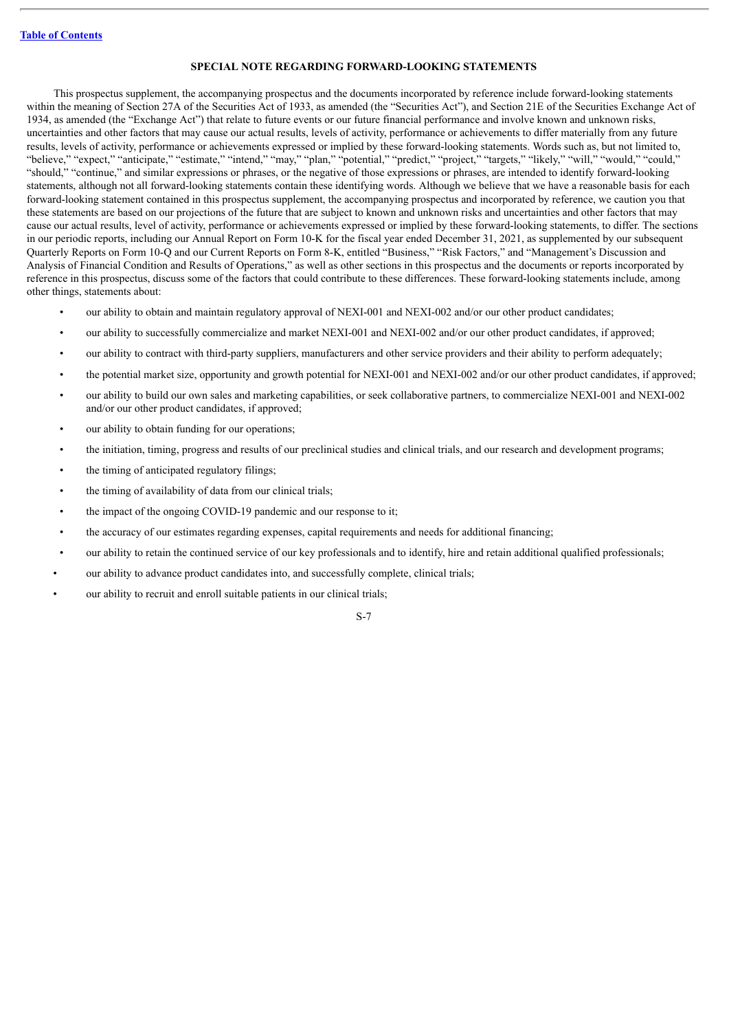## SPECIAL NOTE REGARDING FORWARD-LOOKING STATEMENTS

This prospectus supplement, the accompanying prospectus and the documents incorporated by reference include forward-looking statements within the meaning of Section 27A of the Securities Act of 1933, as amended (the "Securities Act"), and Section 21E of the Securities Exchange Act of 1934, as amended (the "Exchange Act") that relate to future events or our future financial performance and involve known and unknown risks, uncertainties and other factors that may cause our actual results, levels of activity, performance or achievements to differ materially from any future results, levels of activity, performance or achievements expressed or implied by these forward-looking statements. Words such as, but not limited to, "believe," "expect," "anticipate," "estimate," "intend," "may," "plan," "potential," "predict," "project," "targets," "likely," "will," "would," "could," "should," "continue," and similar expressions or phrases, or the negative of those expressions or phrases, are intended to identify forward-looking statements, although not all forward-looking statements contain these identifying words. Although we believe that we have a reasonable basis for each forward-looking statement contained in this prospectus supplement, the accompanying prospectus and incorporated by reference, we caution you that these statements are based on our projections of the future that are subject to known and unknown risks and uncertainties and other factors that may cause our actual results, level of activity, performance or achievements expressed or implied by these forward-looking statements, to differ. The sections in our periodic reports, including our Annual Report on Form 10-K for the fiscal year ended December 31, 2021, as supplemented by our subsequent Quarterly Reports on Form 10-Q and our Current Reports on Form 8-K, entitled "Business," "Risk Factors," and "Management's Discussion and Analysis of Financial Condition and Results of Operations," as well as other sections in this prospectus and the documents or reports incorporated by reference in this prospectus, discuss some of the factors that could contribute to these differences. These forward-looking statements include, among other things, statements about:

- our ability to obtain and maintain regulatory approval of NEXI-001 and NEXI-002 and/or our other product candidates;
- our ability to successfully commercialize and market NEXI-001 and NEXI-002 and/or our other product candidates, if approved;
- our ability to contract with third-party suppliers, manufacturers and other service providers and their ability to perform adequately;
- the potential market size, opportunity and growth potential for NEXI-001 and NEXI-002 and/or our other product candidates, if approved;
- our ability to build our own sales and marketing capabilities, or seek collaborative partners, to commercialize NEXI-001 and NEXI-002 and/or our other product candidates, if approved;
- our ability to obtain funding for our operations;
- the initiation, timing, progress and results of our preclinical studies and clinical trials, and our research and development programs;
- the timing of anticipated regulatory filings;
- the timing of availability of data from our clinical trials;
- the impact of the ongoing COVID-19 pandemic and our response to it;
- the accuracy of our estimates regarding expenses, capital requirements and needs for additional financing;
- our ability to retain the continued service of our key professionals and to identify, hire and retain additional qualified professionals;
- our ability to advance product candidates into, and successfully complete, clinical trials;
- our ability to recruit and enroll suitable patients in our clinical trials;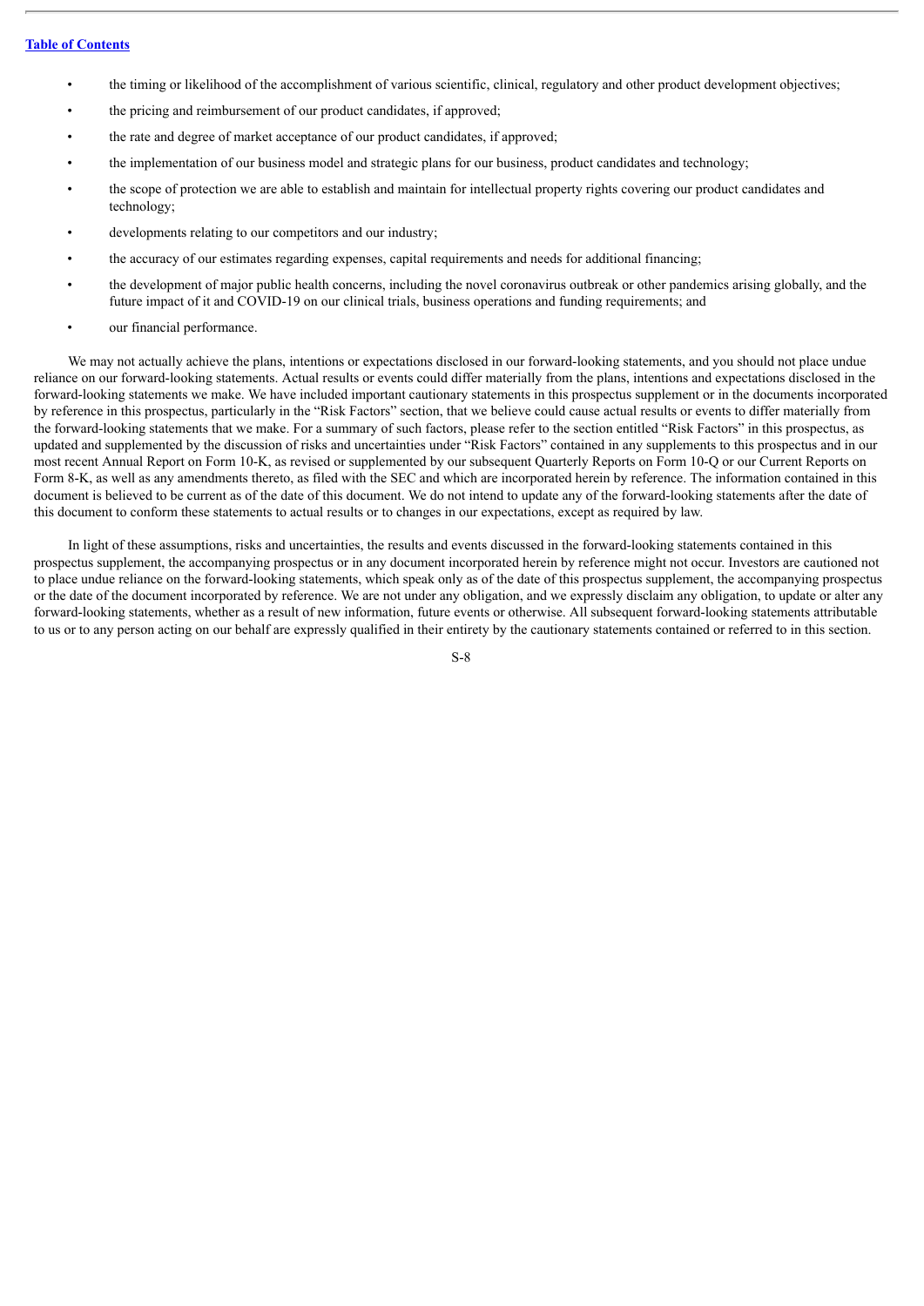- the timing or likelihood of the accomplishment of various scientific, clinical, regulatory and other product development objectives;
- the pricing and reimbursement of our product candidates, if approved;
- the rate and degree of market acceptance of our product candidates, if approved;
- the implementation of our business model and strategic plans for our business, product candidates and technology;
- the scope of protection we are able to establish and maintain for intellectual property rights covering our product candidates and technology;
- developments relating to our competitors and our industry;
- the accuracy of our estimates regarding expenses, capital requirements and needs for additional financing;
- the development of major public health concerns, including the novel coronavirus outbreak or other pandemics arising globally, and the future impact of it and COVID-19 on our clinical trials, business operations and funding requirements; and
- our financial performance.

We may not actually achieve the plans, intentions or expectations disclosed in our forward-looking statements, and you should not place undue reliance on our forward-looking statements. Actual results or events could differ materially from the plans, intentions and expectations disclosed in the forward-looking statements we make. We have included important cautionary statements in this prospectus supplement or in the documents incorporated by reference in this prospectus, particularly in the "Risk Factors" section, that we believe could cause actual results or events to differ materially from the forward-looking statements that we make. For a summary of such factors, please refer to the section entitled "Risk Factors" in this prospectus, as updated and supplemented by the discussion of risks and uncertainties under "Risk Factors" contained in any supplements to this prospectus and in our most recent Annual Report on Form 10-K, as revised or supplemented by our subsequent Quarterly Reports on Form 10-Q or our Current Reports on Form 8-K, as well as any amendments thereto, as filed with the SEC and which are incorporated herein by reference. The information contained in this document is believed to be current as of the date of this document. We do not intend to update any of the forward-looking statements after the date of this document to conform these statements to actual results or to changes in our expectations, except as required by law.

In light of these assumptions, risks and uncertainties, the results and events discussed in the forward-looking statements contained in this prospectus supplement, the accompanying prospectus or in any document incorporated herein by reference might not occur. Investors are cautioned not to place undue reliance on the forward-looking statements, which speak only as of the date of this prospectus supplement, the accompanying prospectus or the date of the document incorporated by reference. We are not under any obligation, and we expressly disclaim any obligation, to update or alter any forward-looking statements, whether as a result of new information, future events or otherwise. All subsequent forward-looking statements attributable to us or to any person acting on our behalf are expressly qualified in their entirety by the cautionary statements contained or referred to in this section.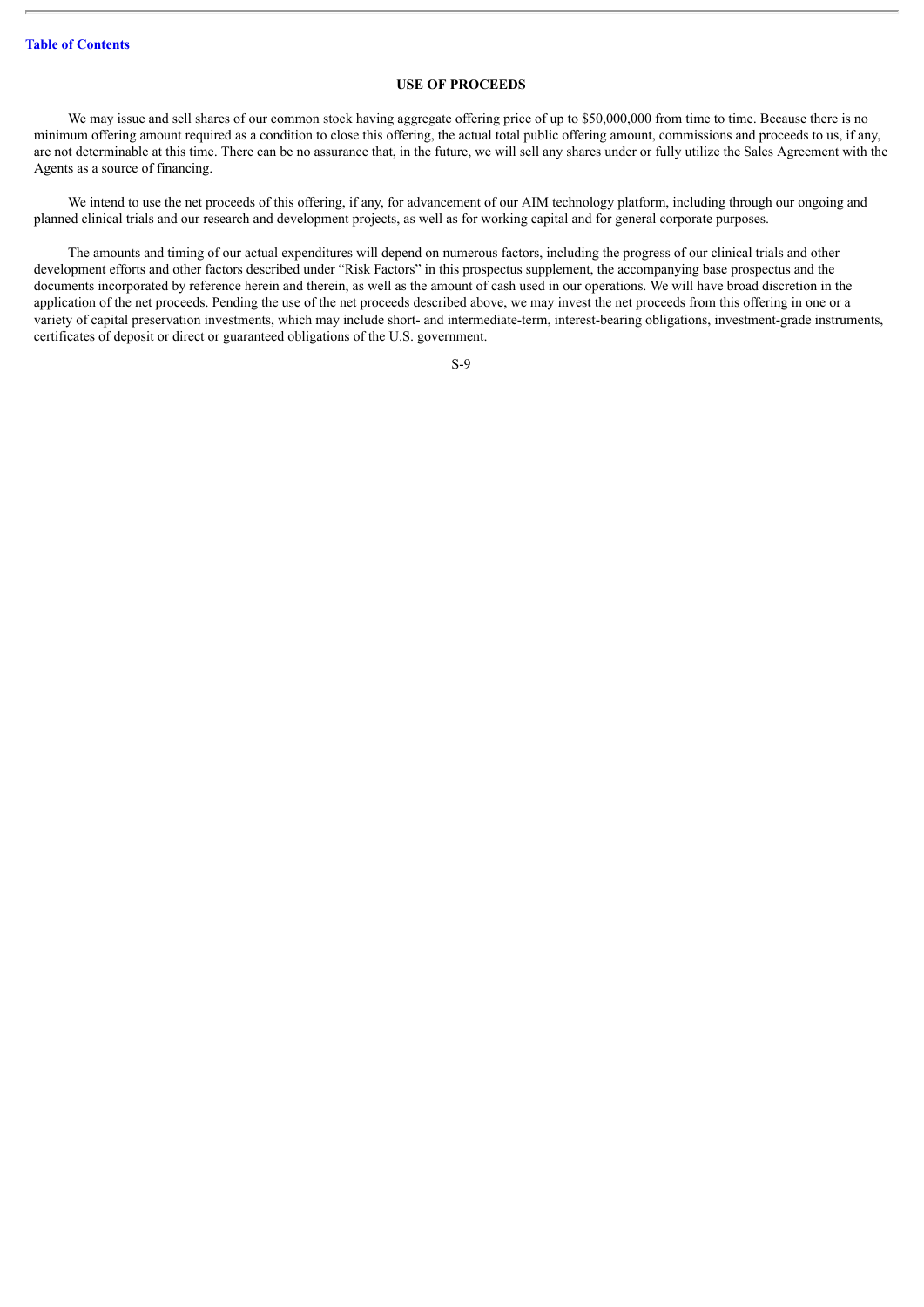## USE OF PROCEEDS

We may issue and sell shares of our common stock having aggregate offering price of up to $50,000,000 from time to time. Because there is no minimum offering amount required as a condition to close this offering, the actual total public offering amount, commissions and proceeds to us, if any, are not determinable at this time. There can be no assurance that, in the future, we will sell any shares under or fully utilize the Sales Agreement with the Agents as a source of financing.

We intend to use the net proceeds of this offering, if any, for advancement of our AIM technology platform, including through our ongoing and planned clinical trials and our research and development projects, as well as for working capital and for general corporate purposes.

The amounts and timing of our actual expenditures will depend on numerous factors, including the progress of our clinical trials and other development efforts and other factors described under "Risk Factors" in this prospectus supplement, the accompanying base prospectus and the documents incorporated by reference herein and therein, as well as the amount of cash used in our operations. We will have broad discretion in the application of the net proceeds. Pending the use of the net proceeds described above, we may invest the net proceeds from this offering in one or a variety of capital preservation investments, which may include short- and intermediate-term, interest-bearing obligations, investment-grade instruments, certificates of deposit or direct or guaranteed obligations of the U.S. government.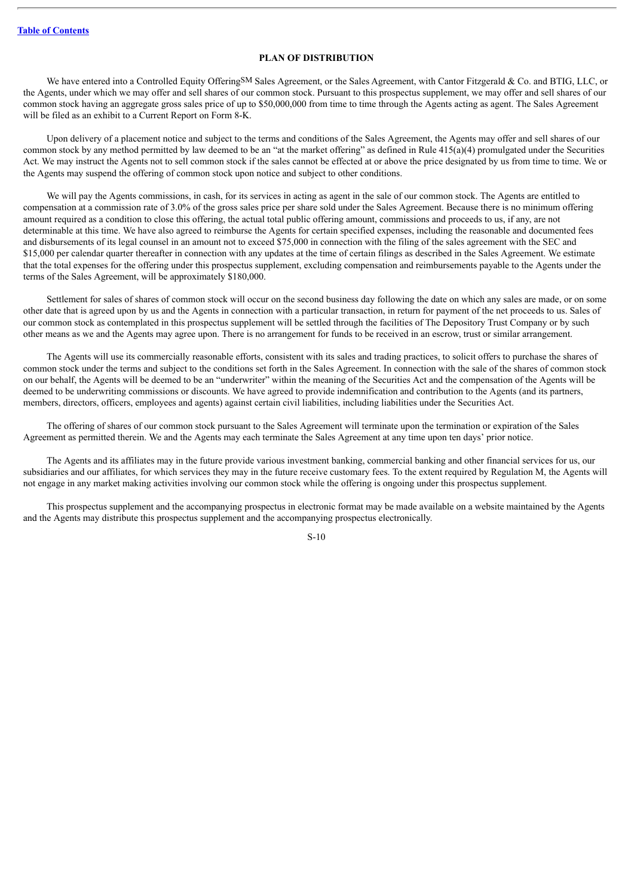## PLAN OF DISTRIBUTION

We have entered into a Controlled Equity Offering[SM] Sales Agreement, or the Sales Agreement, with Cantor Fitzgerald & Co. and BTIG, LLC, or the Agents, under which we may offer and sell shares of our common stock. Pursuant to this prospectus supplement, we may offer and sell shares of our common stock having an aggregate gross sales price of up to $50,000,000 from time to time through the Agents acting as agent. The Sales Agreement will be filed as an exhibit to a Current Report on Form 8-K.

Upon delivery of a placement notice and subject to the terms and conditions of the Sales Agreement, the Agents may offer and sell shares of our common stock by any method permitted by law deemed to be an "at the market offering" as defined in Rule 415(a)(4) promulgated under the Securities Act. We may instruct the Agents not to sell common stock if the sales cannot be effected at or above the price designated by us from time to time. We or the Agents may suspend the offering of common stock upon notice and subject to other conditions.

We will pay the Agents commissions, in cash, for its services in acting as agent in the sale of our common stock. The Agents are entitled to compensation at a commission rate of 3.0% of the gross sales price per share sold under the Sales Agreement. Because there is no minimum offering amount required as a condition to close this offering, the actual total public offering amount, commissions and proceeds to us, if any, are not determinable at this time. We have also agreed to reimburse the Agents for certain specified expenses, including the reasonable and documented fees and disbursements of its legal counsel in an amount not to exceed $75,000 in connection with the filing of the sales agreement with the SEC and $15,000 per calendar quarter thereafter in connection with any updates at the time of certain filings as described in the Sales Agreement. We estimate that the total expenses for the offering under this prospectus supplement, excluding compensation and reimbursements payable to the Agents under the terms of the Sales Agreement, will be approximately $180,000.

Settlement for sales of shares of common stock will occur on the second business day following the date on which any sales are made, or on some other date that is agreed upon by us and the Agents in connection with a particular transaction, in return for payment of the net proceeds to us. Sales of our common stock as contemplated in this prospectus supplement will be settled through the facilities of The Depository Trust Company or by such other means as we and the Agents may agree upon. There is no arrangement for funds to be received in an escrow, trust or similar arrangement.

The Agents will use its commercially reasonable efforts, consistent with its sales and trading practices, to solicit offers to purchase the shares of common stock under the terms and subject to the conditions set forth in the Sales Agreement. In connection with the sale of the shares of common stock on our behalf, the Agents will be deemed to be an "underwriter" within the meaning of the Securities Act and the compensation of the Agents will be deemed to be underwriting commissions or discounts. We have agreed to provide indemnification and contribution to the Agents (and its partners, members, directors, officers, employees and agents) against certain civil liabilities, including liabilities under the Securities Act.

The offering of shares of our common stock pursuant to the Sales Agreement will terminate upon the termination or expiration of the Sales Agreement as permitted therein. We and the Agents may each terminate the Sales Agreement at any time upon ten days' prior notice.

The Agents and its affiliates may in the future provide various investment banking, commercial banking and other financial services for us, our subsidiaries and our affiliates, for which services they may in the future receive customary fees. To the extent required by Regulation M, the Agents will not engage in any market making activities involving our common stock while the offering is ongoing under this prospectus supplement.

This prospectus supplement and the accompanying prospectus in electronic format may be made available on a website maintained by the Agents and the Agents may distribute this prospectus supplement and the accompanying prospectus electronically.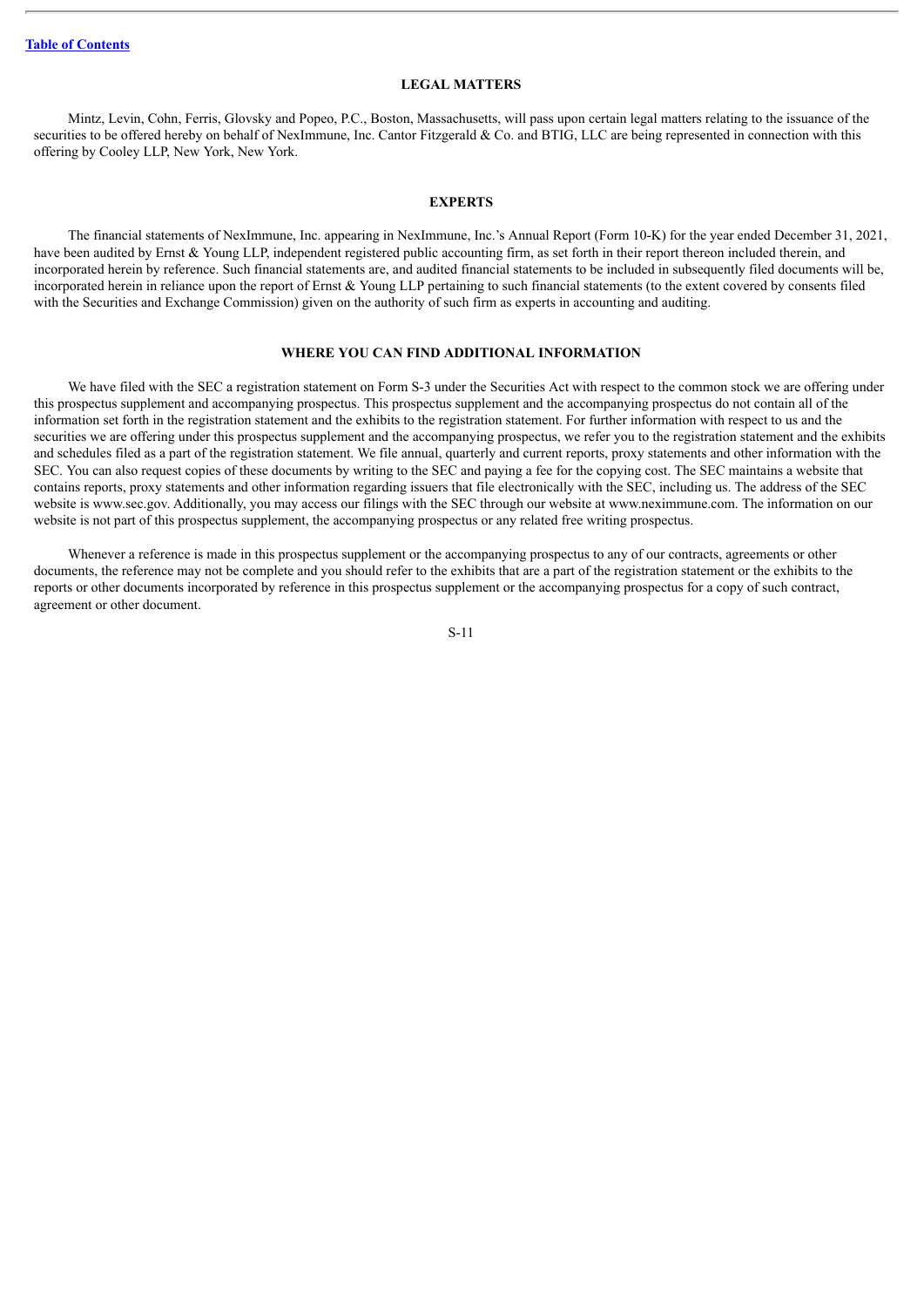## LEGAL MATTERS

Mintz, Levin, Cohn, Ferris, Glovsky and Popeo, P.C., Boston, Massachusetts, will pass upon certain legal matters relating to the issuance of the securities to be offered hereby on behalf of NexImmune, Inc. Cantor Fitzgerald & Co. and BTIG, LLC are being represented in connection with this offering by Cooley LLP, New York, New York.

## EXPERTS

The financial statements of NexImmune, Inc. appearing in NexImmune, Inc.'s Annual Report (Form 10-K) for the year ended December 31, 2021, have been audited by Ernst & Young LLP, independent registered public accounting firm, as set forth in their report thereon included therein, and incorporated herein by reference. Such financial statements are, and audited financial statements to be included in subsequently filed documents will be, incorporated herein in reliance upon the report of Ernst & Young LLP pertaining to such financial statements (to the extent covered by consents filed with the Securities and Exchange Commission) given on the authority of such firm as experts in accounting and auditing.

## WHERE YOU CAN FIND ADDITIONAL INFORMATION

We have filed with the SEC a registration statement on Form S-3 under the Securities Act with respect to the common stock we are offering under this prospectus supplement and accompanying prospectus. This prospectus supplement and the accompanying prospectus do not contain all of the information set forth in the registration statement and the exhibits to the registration statement. For further information with respect to us and the securities we are offering under this prospectus supplement and the accompanying prospectus, we refer you to the registration statement and the exhibits and schedules filed as a part of the registration statement. We file annual, quarterly and current reports, proxy statements and other information with the SEC. You can also request copies of these documents by writing to the SEC and paying a fee for the copying cost. The SEC maintains a website that contains reports, proxy statements and other information regarding issuers that file electronically with the SEC, including us. The address of the SEC website is www.sec.gov. Additionally, you may access our filings with the SEC through our website at www.neximmune.com. The information on our website is not part of this prospectus supplement, the accompanying prospectus or any related free writing prospectus.

Whenever a reference is made in this prospectus supplement or the accompanying prospectus to any of our contracts, agreements or other documents, the reference may not be complete and you should refer to the exhibits that are a part of the registration statement or the exhibits to the reports or other documents incorporated by reference in this prospectus supplement or the accompanying prospectus for a copy of such contract, agreement or other document.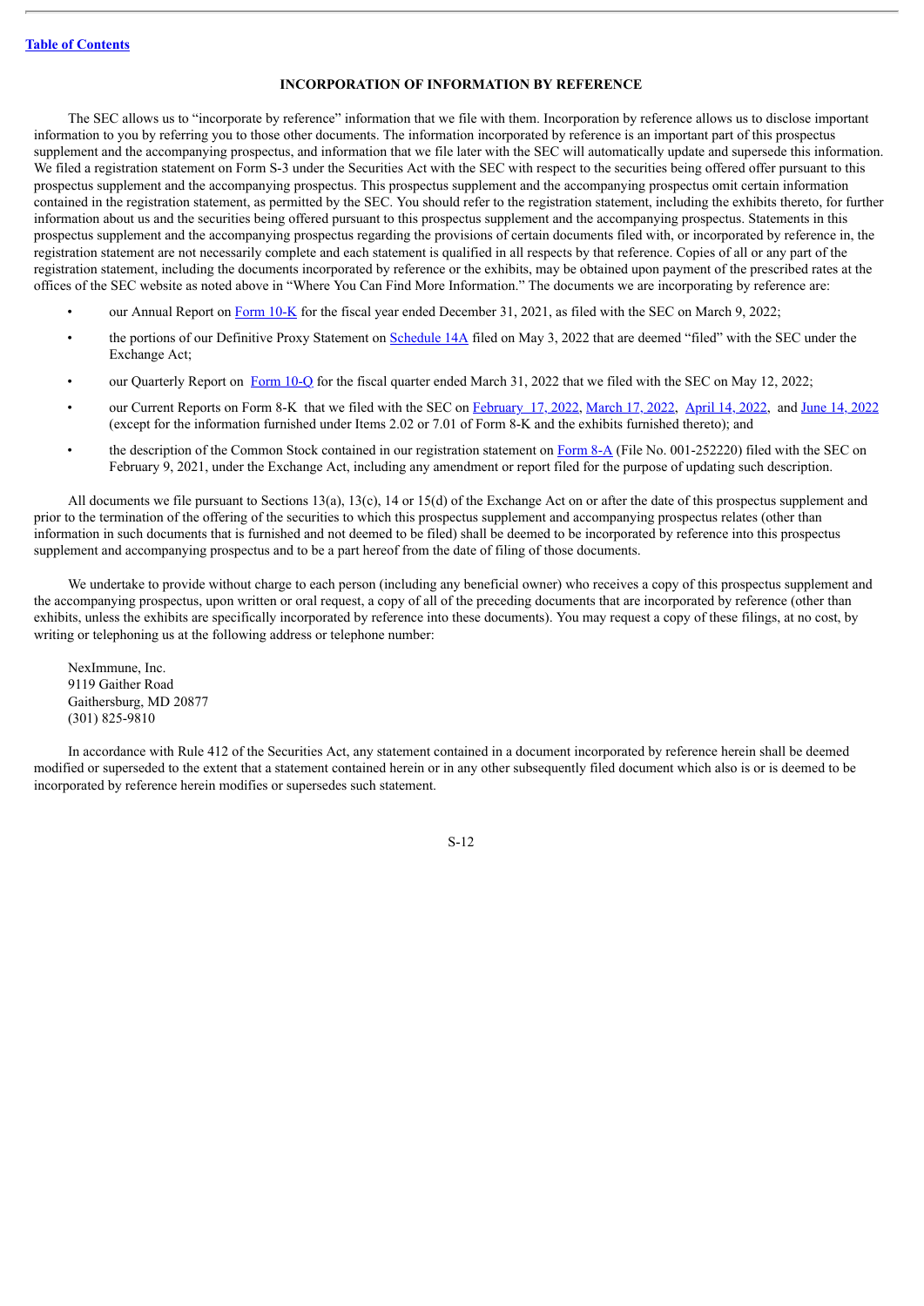## INCORPORATION OF INFORMATION BY REFERENCE

The SEC allows us to "incorporate by reference" information that we file with them. Incorporation by reference allows us to disclose important information to you by referring you to those other documents. The information incorporated by reference is an important part of this prospectus supplement and the accompanying prospectus, and information that we file later with the SEC will automatically update and supersede this information. We filed a registration statement on Form S-3 under the Securities Act with the SEC with respect to the securities being offered offer pursuant to this prospectus supplement and the accompanying prospectus. This prospectus supplement and the accompanying prospectus omit certain information contained in the registration statement, as permitted by the SEC. You should refer to the registration statement, including the exhibits thereto, for further information about us and the securities being offered pursuant to this prospectus supplement and the accompanying prospectus. Statements in this prospectus supplement and the accompanying prospectus regarding the provisions of certain documents filed with, or incorporated by reference in, the registration statement are not necessarily complete and each statement is qualified in all respects by that reference. Copies of all or any part of the registration statement, including the documents incorporated by reference or the exhibits, may be obtained upon payment of the prescribed rates at the offices of the SEC website as noted above in "Where You Can Find More Information." The documents we are incorporating by reference are:

- our Annual Report on Form 10-K for the fiscal year ended December 31, 2021, as filed with the SEC on March 9, 2022;
- the portions of our Definitive Proxy Statement on Schedule 14A filed on May 3, 2022 that are deemed "filed" with the SEC under the Exchange Act;
- our Quarterly Report on Form 10-Q for the fiscal quarter ended March 31, 2022 that we filed with the SEC on May 12, 2022;
- our Current Reports on Form 8-K that we filed with the SEC on February 17, 2022, March 17, 2022, April 14, 2022, and June 14, 2022 (except for the information furnished under Items 2.02 or 7.01 of Form 8-K and the exhibits furnished thereto); and
- the description of the Common Stock contained in our registration statement on Form 8-A (File No. 001-252220) filed with the SEC on February 9, 2021, under the Exchange Act, including any amendment or report filed for the purpose of updating such description.

All documents we file pursuant to Sections 13(a), 13(c), 14 or 15(d) of the Exchange Act on or after the date of this prospectus supplement and prior to the termination of the offering of the securities to which this prospectus supplement and accompanying prospectus relates (other than information in such documents that is furnished and not deemed to be filed) shall be deemed to be incorporated by reference into this prospectus supplement and accompanying prospectus and to be a part hereof from the date of filing of those documents.

We undertake to provide without charge to each person (including any beneficial owner) who receives a copy of this prospectus supplement and the accompanying prospectus, upon written or oral request, a copy of all of the preceding documents that are incorporated by reference (other than exhibits, unless the exhibits are specifically incorporated by reference into these documents). You may request a copy of these filings, at no cost, by writing or telephoning us at the following address or telephone number:

NexImmune, Inc.
9119 Gaither Road
Gaithersburg, MD 20877
(301) 825-9810

In accordance with Rule 412 of the Securities Act, any statement contained in a document incorporated by reference herein shall be deemed modified or superseded to the extent that a statement contained herein or in any other subsequently filed document which also is or is deemed to be incorporated by reference herein modifies or supersedes such statement.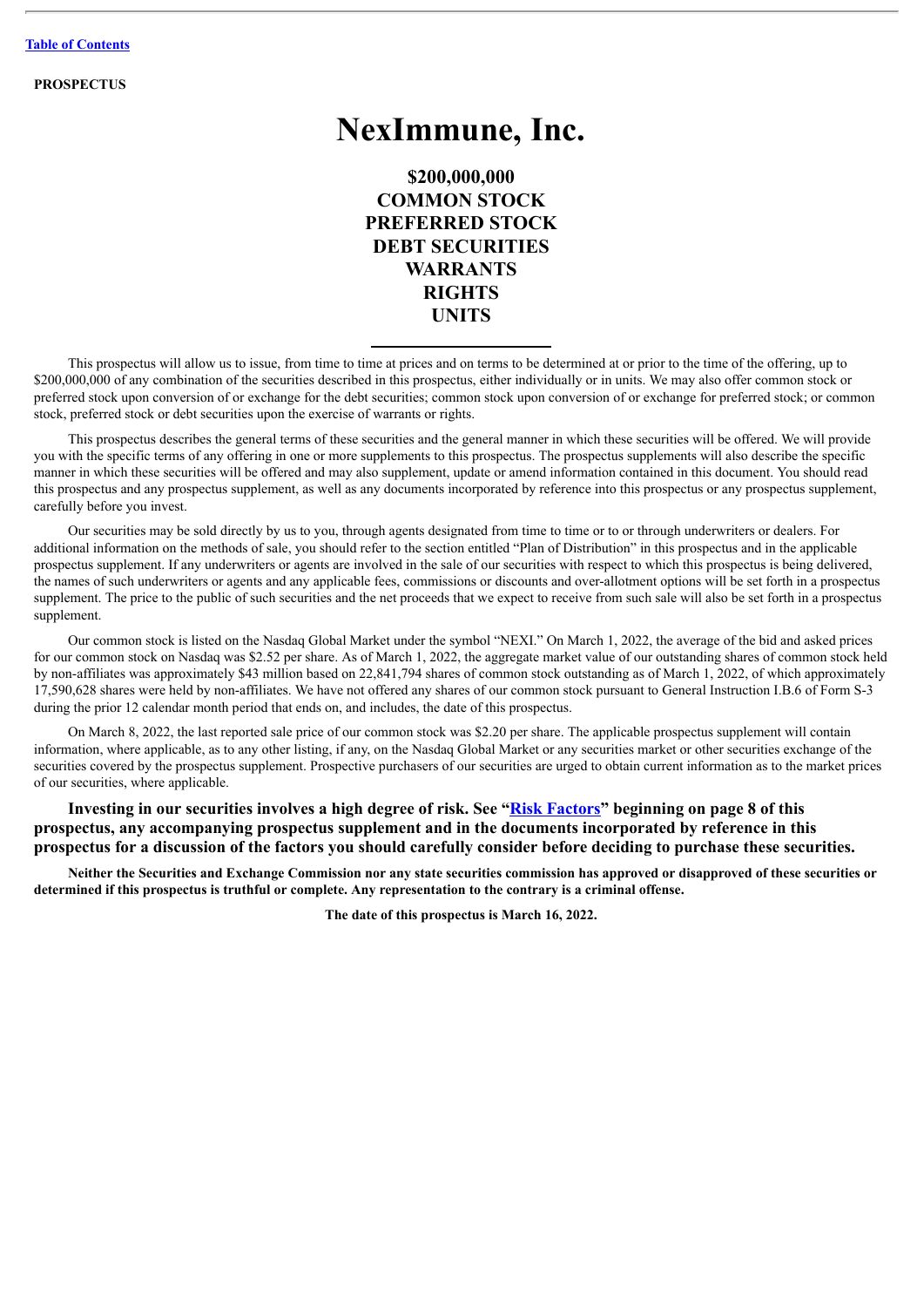[Table of Contents](#)

**PROSPECTUS**

# NexImmune, Inc.

## $200,000,000
## COMMON STOCK
## PREFERRED STOCK
## DEBT SECURITIES
## WARRANTS
## RIGHTS
## UNITS

---

This prospectus will allow us to issue, from time to time at prices and on terms to be determined at or prior to the time of the offering, up to $200,000,000 of any combination of the securities described in this prospectus, either individually or in units. We may also offer common stock or preferred stock upon conversion of or exchange for the debt securities; common stock upon conversion of or exchange for preferred stock; or common stock, preferred stock or debt securities upon the exercise of warrants or rights.

This prospectus describes the general terms of these securities and the general manner in which these securities will be offered. We will provide you with the specific terms of any offering in one or more supplements to this prospectus. The prospectus supplements will also describe the specific manner in which these securities will be offered and may also supplement, update or amend information contained in this document. You should read this prospectus and any prospectus supplement, as well as any documents incorporated by reference into this prospectus or any prospectus supplement, carefully before you invest.

Our securities may be sold directly by us to you, through agents designated from time to time or to or through underwriters or dealers. For additional information on the methods of sale, you should refer to the section entitled "Plan of Distribution" in this prospectus and in the applicable prospectus supplement. If any underwriters or agents are involved in the sale of our securities with respect to which this prospectus is being delivered, the names of such underwriters or agents and any applicable fees, commissions or discounts and over-allotment options will be set forth in a prospectus supplement. The price to the public of such securities and the net proceeds that we expect to receive from such sale will also be set forth in a prospectus supplement.

Our common stock is listed on the Nasdaq Global Market under the symbol "NEXI." On March 1, 2022, the average of the bid and asked prices for our common stock on Nasdaq was $2.52 per share. As of March 1, 2022, the aggregate market value of our outstanding shares of common stock held by non-affiliates was approximately $43 million based on 22,841,794 shares of common stock outstanding as of March 1, 2022, of which approximately 17,590,628 shares were held by non-affiliates. We have not offered any shares of our common stock pursuant to General Instruction I.B.6 of Form S-3 during the prior 12 calendar month period that ends on, and includes, the date of this prospectus.

On March 8, 2022, the last reported sale price of our common stock was $2.20 per share. The applicable prospectus supplement will contain information, where applicable, as to any other listing, if any, on the Nasdaq Global Market or any securities market or other securities exchange of the securities covered by the prospectus supplement. Prospective purchasers of our securities are urged to obtain current information as to the market prices of our securities, where applicable.

**Investing in our securities involves a high degree of risk. See "[Risk Factors](#)" beginning on page 8 of this prospectus, any accompanying prospectus supplement and in the documents incorporated by reference in this prospectus for a discussion of the factors you should carefully consider before deciding to purchase these securities.**

**Neither the Securities and Exchange Commission nor any state securities commission has approved or disapproved of these securities or determined if this prospectus is truthful or complete. Any representation to the contrary is a criminal offense.**

**The date of this prospectus is March 16, 2022.**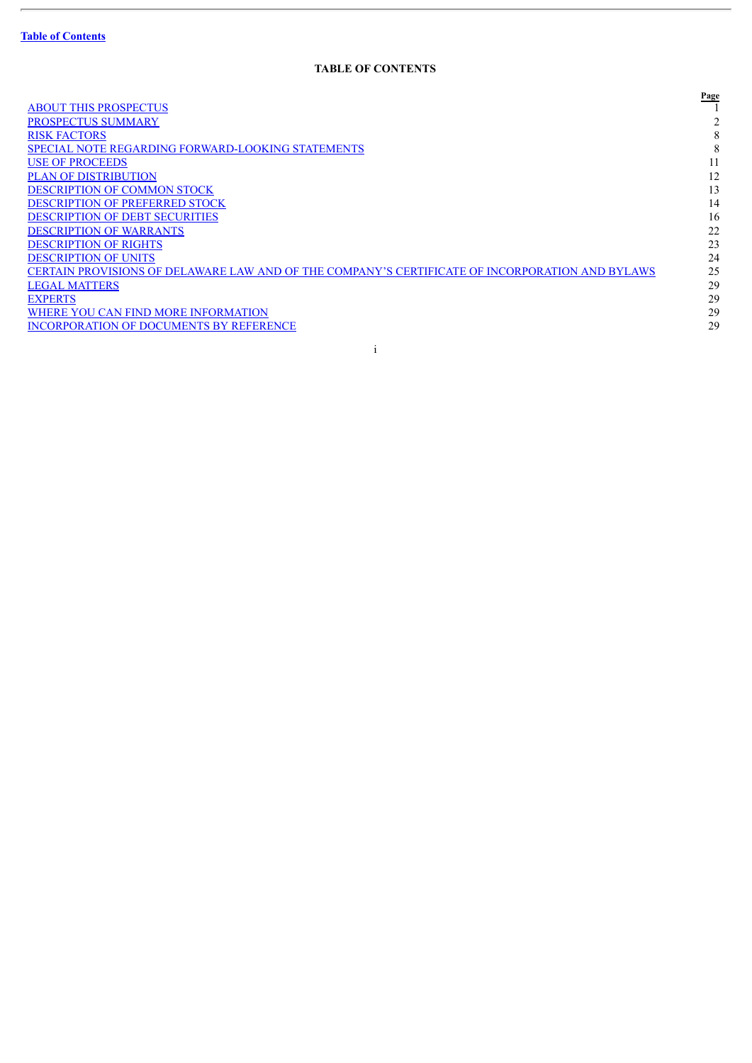[Table of Contents](#)

**TABLE OF CONTENTS**

| | Page |
|---|---|
| ABOUT THIS PROSPECTUS | 1 |
| PROSPECTUS SUMMARY | 2 |
| RISK FACTORS | 8 |
| SPECIAL NOTE REGARDING FORWARD-LOOKING STATEMENTS | 8 |
| USE OF PROCEEDS | 11 |
| PLAN OF DISTRIBUTION | 12 |
| DESCRIPTION OF COMMON STOCK | 13 |
| DESCRIPTION OF PREFERRED STOCK | 14 |
| DESCRIPTION OF DEBT SECURITIES | 16 |
| DESCRIPTION OF WARRANTS | 22 |
| DESCRIPTION OF RIGHTS | 23 |
| DESCRIPTION OF UNITS | 24 |
| CERTAIN PROVISIONS OF DELAWARE LAW AND OF THE COMPANY'S CERTIFICATE OF INCORPORATION AND BYLAWS | 25 |
| LEGAL MATTERS | 29 |
| EXPERTS | 29 |
| WHERE YOU CAN FIND MORE INFORMATION | 29 |
| INCORPORATION OF DOCUMENTS BY REFERENCE | 29 |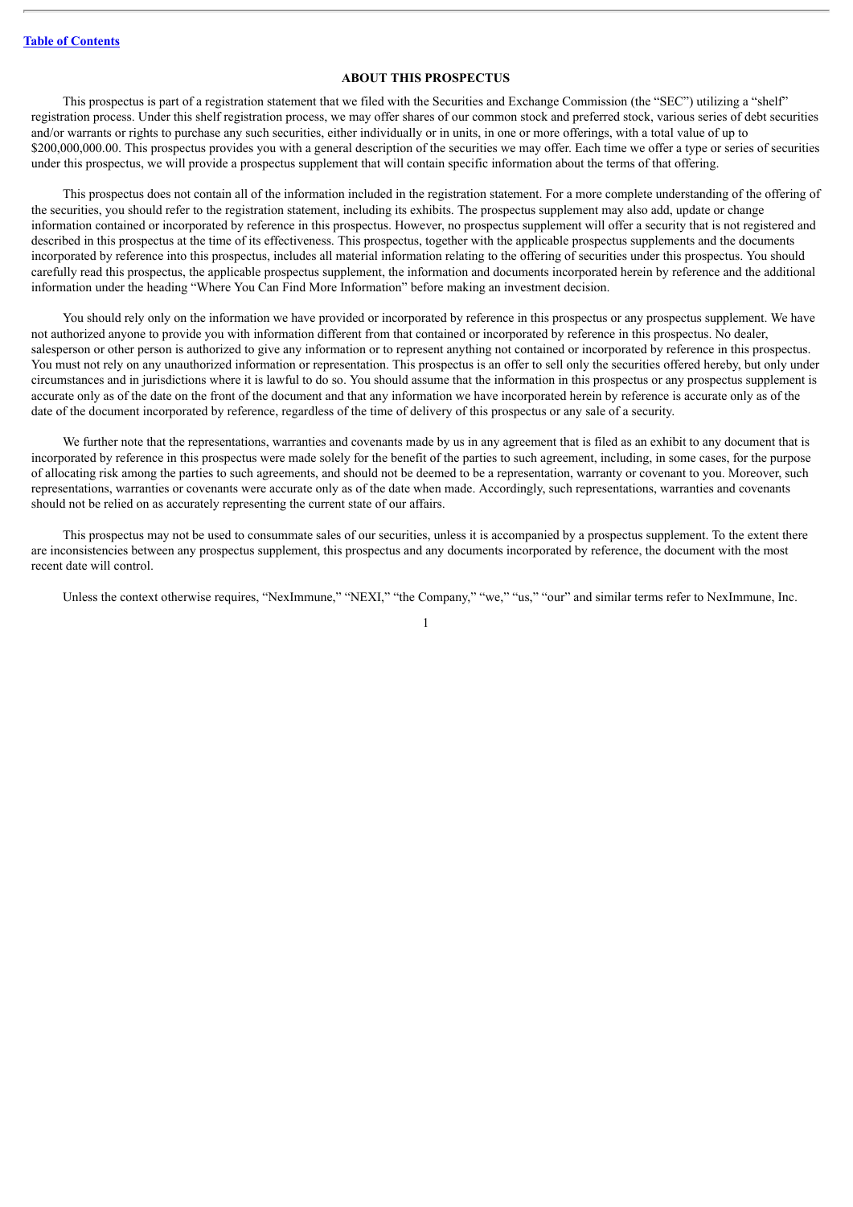## ABOUT THIS PROSPECTUS

This prospectus is part of a registration statement that we filed with the Securities and Exchange Commission (the "SEC") utilizing a "shelf" registration process. Under this shelf registration process, we may offer shares of our common stock and preferred stock, various series of debt securities and/or warrants or rights to purchase any such securities, either individually or in units, in one or more offerings, with a total value of up to $200,000,000.00. This prospectus provides you with a general description of the securities we may offer. Each time we offer a type or series of securities under this prospectus, we will provide a prospectus supplement that will contain specific information about the terms of that offering.

This prospectus does not contain all of the information included in the registration statement. For a more complete understanding of the offering of the securities, you should refer to the registration statement, including its exhibits. The prospectus supplement may also add, update or change information contained or incorporated by reference in this prospectus. However, no prospectus supplement will offer a security that is not registered and described in this prospectus at the time of its effectiveness. This prospectus, together with the applicable prospectus supplements and the documents incorporated by reference into this prospectus, includes all material information relating to the offering of securities under this prospectus. You should carefully read this prospectus, the applicable prospectus supplement, the information and documents incorporated herein by reference and the additional information under the heading "Where You Can Find More Information" before making an investment decision.

You should rely only on the information we have provided or incorporated by reference in this prospectus or any prospectus supplement. We have not authorized anyone to provide you with information different from that contained or incorporated by reference in this prospectus. No dealer, salesperson or other person is authorized to give any information or to represent anything not contained or incorporated by reference in this prospectus. You must not rely on any unauthorized information or representation. This prospectus is an offer to sell only the securities offered hereby, but only under circumstances and in jurisdictions where it is lawful to do so. You should assume that the information in this prospectus or any prospectus supplement is accurate only as of the date on the front of the document and that any information we have incorporated herein by reference is accurate only as of the date of the document incorporated by reference, regardless of the time of delivery of this prospectus or any sale of a security.

We further note that the representations, warranties and covenants made by us in any agreement that is filed as an exhibit to any document that is incorporated by reference in this prospectus were made solely for the benefit of the parties to such agreement, including, in some cases, for the purpose of allocating risk among the parties to such agreements, and should not be deemed to be a representation, warranty or covenant to you. Moreover, such representations, warranties or covenants were accurate only as of the date when made. Accordingly, such representations, warranties and covenants should not be relied on as accurately representing the current state of our affairs.

This prospectus may not be used to consummate sales of our securities, unless it is accompanied by a prospectus supplement. To the extent there are inconsistencies between any prospectus supplement, this prospectus and any documents incorporated by reference, the document with the most recent date will control.

Unless the context otherwise requires, "NexImmune," "NEXI," "the Company," "we," "us," "our" and similar terms refer to NexImmune, Inc.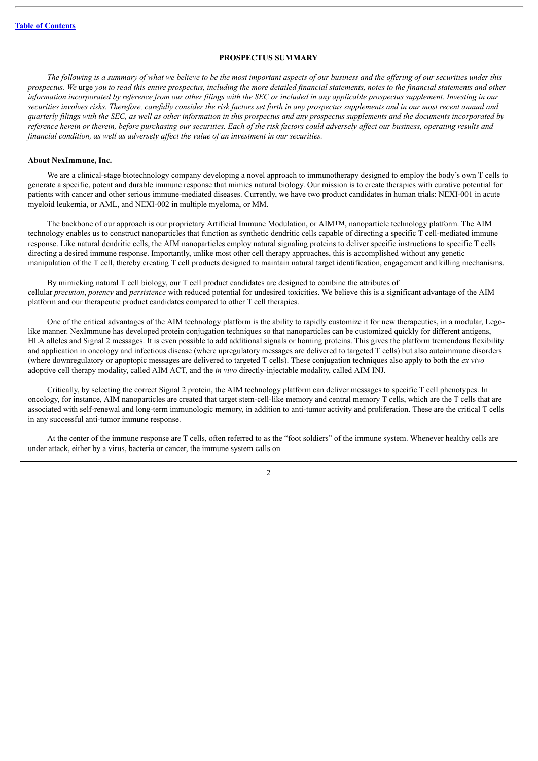[Table of Contents](#)

## PROSPECTUS SUMMARY

*The following is a summary of what we believe to be the most important aspects of our business and the offering of our securities under this prospectus. We* urge *you to read this entire prospectus, including the more detailed financial statements, notes to the financial statements and other information incorporated by reference from our other filings with the SEC or included in any applicable prospectus supplement. Investing in our securities involves risks. Therefore, carefully consider the risk factors set forth in any prospectus supplements and in our most recent annual and quarterly filings with the SEC, as well as other information in this prospectus and any prospectus supplements and the documents incorporated by reference herein or therein, before purchasing our securities. Each of the risk factors could adversely affect our business, operating results and financial condition, as well as adversely affect the value of an investment in our securities.*

### About NexImmune, Inc.

We are a clinical-stage biotechnology company developing a novel approach to immunotherapy designed to employ the body's own T cells to generate a specific, potent and durable immune response that mimics natural biology. Our mission is to create therapies with curative potential for patients with cancer and other serious immune-mediated diseases. Currently, we have two product candidates in human trials: NEXI-001 in acute myeloid leukemia, or AML, and NEXI-002 in multiple myeloma, or MM.

The backbone of our approach is our proprietary Artificial Immune Modulation, or AIMTM, nanoparticle technology platform. The AIM technology enables us to construct nanoparticles that function as synthetic dendritic cells capable of directing a specific T cell-mediated immune response. Like natural dendritic cells, the AIM nanoparticles employ natural signaling proteins to deliver specific instructions to specific T cells directing a desired immune response. Importantly, unlike most other cell therapy approaches, this is accomplished without any genetic manipulation of the T cell, thereby creating T cell products designed to maintain natural target identification, engagement and killing mechanisms.

By mimicking natural T cell biology, our T cell product candidates are designed to combine the attributes of cellular *precision*, *potency* and *persistence* with reduced potential for undesired toxicities. We believe this is a significant advantage of the AIM platform and our therapeutic product candidates compared to other T cell therapies.

One of the critical advantages of the AIM technology platform is the ability to rapidly customize it for new therapeutics, in a modular, Lego-like manner. NexImmune has developed protein conjugation techniques so that nanoparticles can be customized quickly for different antigens, HLA alleles and Signal 2 messages. It is even possible to add additional signals or homing proteins. This gives the platform tremendous flexibility and application in oncology and infectious disease (where upregulatory messages are delivered to targeted T cells) but also autoimmune disorders (where downregulatory or apoptopic messages are delivered to targeted T cells). These conjugation techniques also apply to both the *ex vivo* adoptive cell therapy modality, called AIM ACT, and the *in vivo* directly-injectable modality, called AIM INJ.

Critically, by selecting the correct Signal 2 protein, the AIM technology platform can deliver messages to specific T cell phenotypes. In oncology, for instance, AIM nanoparticles are created that target stem-cell-like memory and central memory T cells, which are the T cells that are associated with self-renewal and long-term immunologic memory, in addition to anti-tumor activity and proliferation. These are the critical T cells in any successful anti-tumor immune response.

At the center of the immune response are T cells, often referred to as the "foot soldiers" of the immune system. Whenever healthy cells are under attack, either by a virus, bacteria or cancer, the immune system calls on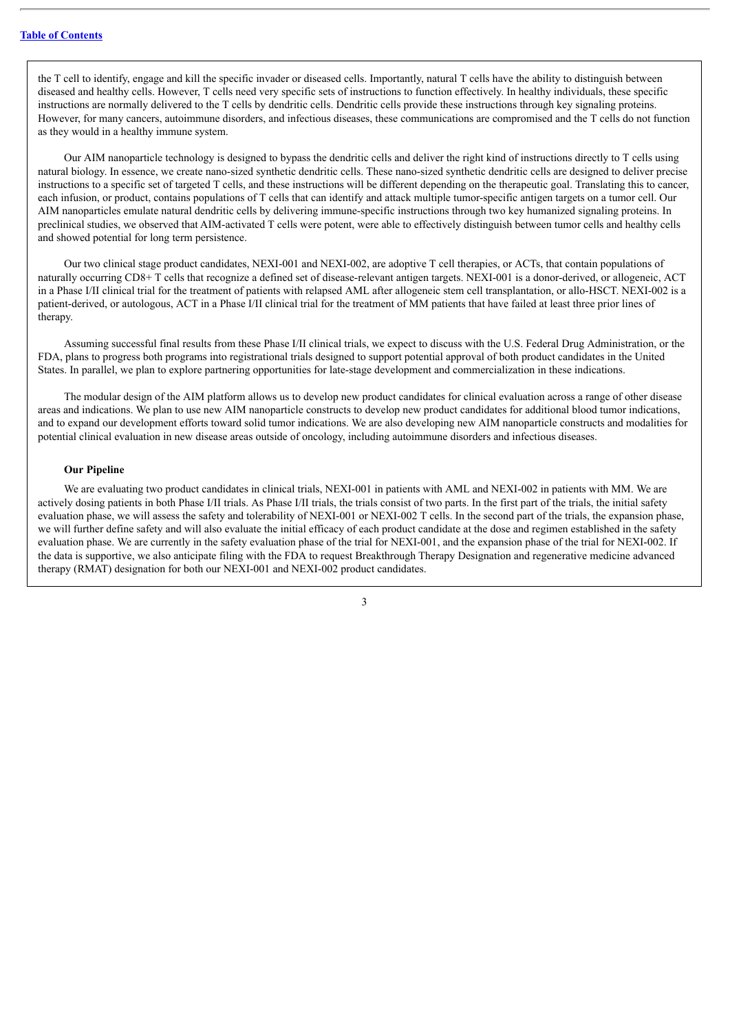the T cell to identify, engage and kill the specific invader or diseased cells. Importantly, natural T cells have the ability to distinguish between diseased and healthy cells. However, T cells need very specific sets of instructions to function effectively. In healthy individuals, these specific instructions are normally delivered to the T cells by dendritic cells. Dendritic cells provide these instructions through key signaling proteins. However, for many cancers, autoimmune disorders, and infectious diseases, these communications are compromised and the T cells do not function as they would in a healthy immune system.

Our AIM nanoparticle technology is designed to bypass the dendritic cells and deliver the right kind of instructions directly to T cells using natural biology. In essence, we create nano-sized synthetic dendritic cells. These nano-sized synthetic dendritic cells are designed to deliver precise instructions to a specific set of targeted T cells, and these instructions will be different depending on the therapeutic goal. Translating this to cancer, each infusion, or product, contains populations of T cells that can identify and attack multiple tumor-specific antigen targets on a tumor cell. Our AIM nanoparticles emulate natural dendritic cells by delivering immune-specific instructions through two key humanized signaling proteins. In preclinical studies, we observed that AIM-activated T cells were potent, were able to effectively distinguish between tumor cells and healthy cells and showed potential for long term persistence.

Our two clinical stage product candidates, NEXI-001 and NEXI-002, are adoptive T cell therapies, or ACTs, that contain populations of naturally occurring CD8+ T cells that recognize a defined set of disease-relevant antigen targets. NEXI-001 is a donor-derived, or allogeneic, ACT in a Phase I/II clinical trial for the treatment of patients with relapsed AML after allogeneic stem cell transplantation, or allo-HSCT. NEXI-002 is a patient-derived, or autologous, ACT in a Phase I/II clinical trial for the treatment of MM patients that have failed at least three prior lines of therapy.

Assuming successful final results from these Phase I/II clinical trials, we expect to discuss with the U.S. Federal Drug Administration, or the FDA, plans to progress both programs into registrational trials designed to support potential approval of both product candidates in the United States. In parallel, we plan to explore partnering opportunities for late-stage development and commercialization in these indications.

The modular design of the AIM platform allows us to develop new product candidates for clinical evaluation across a range of other disease areas and indications. We plan to use new AIM nanoparticle constructs to develop new product candidates for additional blood tumor indications, and to expand our development efforts toward solid tumor indications. We are also developing new AIM nanoparticle constructs and modalities for potential clinical evaluation in new disease areas outside of oncology, including autoimmune disorders and infectious diseases.

**Our Pipeline**

We are evaluating two product candidates in clinical trials, NEXI-001 in patients with AML and NEXI-002 in patients with MM. We are actively dosing patients in both Phase I/II trials. As Phase I/II trials, the trials consist of two parts. In the first part of the trials, the initial safety evaluation phase, we will assess the safety and tolerability of NEXI-001 or NEXI-002 T cells. In the second part of the trials, the expansion phase, we will further define safety and will also evaluate the initial efficacy of each product candidate at the dose and regimen established in the safety evaluation phase. We are currently in the safety evaluation phase of the trial for NEXI-001, and the expansion phase of the trial for NEXI-002. If the data is supportive, we also anticipate filing with the FDA to request Breakthrough Therapy Designation and regenerative medicine advanced therapy (RMAT) designation for both our NEXI-001 and NEXI-002 product candidates.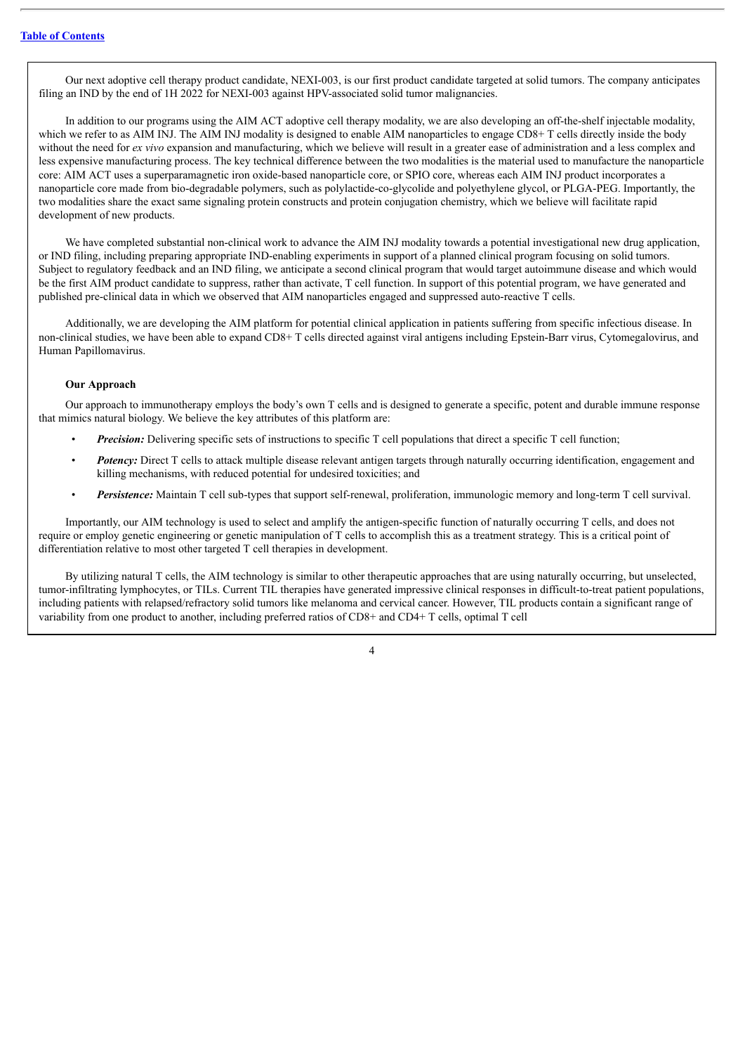Our next adoptive cell therapy product candidate, NEXI-003, is our first product candidate targeted at solid tumors. The company anticipates filing an IND by the end of 1H 2022 for NEXI-003 against HPV-associated solid tumor malignancies.

In addition to our programs using the AIM ACT adoptive cell therapy modality, we are also developing an off-the-shelf injectable modality, which we refer to as AIM INJ. The AIM INJ modality is designed to enable AIM nanoparticles to engage CD8+ T cells directly inside the body without the need for *ex vivo* expansion and manufacturing, which we believe will result in a greater ease of administration and a less complex and less expensive manufacturing process. The key technical difference between the two modalities is the material used to manufacture the nanoparticle core: AIM ACT uses a superparamagnetic iron oxide-based nanoparticle core, or SPIO core, whereas each AIM INJ product incorporates a nanoparticle core made from bio-degradable polymers, such as polylactide-co-glycolide and polyethylene glycol, or PLGA-PEG. Importantly, the two modalities share the exact same signaling protein constructs and protein conjugation chemistry, which we believe will facilitate rapid development of new products.

We have completed substantial non-clinical work to advance the AIM INJ modality towards a potential investigational new drug application, or IND filing, including preparing appropriate IND-enabling experiments in support of a planned clinical program focusing on solid tumors. Subject to regulatory feedback and an IND filing, we anticipate a second clinical program that would target autoimmune disease and which would be the first AIM product candidate to suppress, rather than activate, T cell function. In support of this potential program, we have generated and published pre-clinical data in which we observed that AIM nanoparticles engaged and suppressed auto-reactive T cells.

Additionally, we are developing the AIM platform for potential clinical application in patients suffering from specific infectious disease. In non-clinical studies, we have been able to expand CD8+ T cells directed against viral antigens including Epstein-Barr virus, Cytomegalovirus, and Human Papillomavirus.

**Our Approach**

Our approach to immunotherapy employs the body's own T cells and is designed to generate a specific, potent and durable immune response that mimics natural biology. We believe the key attributes of this platform are:

- ***Precision:*** Delivering specific sets of instructions to specific T cell populations that direct a specific T cell function;
- ***Potency:*** Direct T cells to attack multiple disease relevant antigen targets through naturally occurring identification, engagement and killing mechanisms, with reduced potential for undesired toxicities; and
- ***Persistence:*** Maintain T cell sub-types that support self-renewal, proliferation, immunologic memory and long-term T cell survival.

Importantly, our AIM technology is used to select and amplify the antigen-specific function of naturally occurring T cells, and does not require or employ genetic engineering or genetic manipulation of T cells to accomplish this as a treatment strategy. This is a critical point of differentiation relative to most other targeted T cell therapies in development.

By utilizing natural T cells, the AIM technology is similar to other therapeutic approaches that are using naturally occurring, but unselected, tumor-infiltrating lymphocytes, or TILs. Current TIL therapies have generated impressive clinical responses in difficult-to-treat patient populations, including patients with relapsed/refractory solid tumors like melanoma and cervical cancer. However, TIL products contain a significant range of variability from one product to another, including preferred ratios of CD8+ and CD4+ T cells, optimal T cell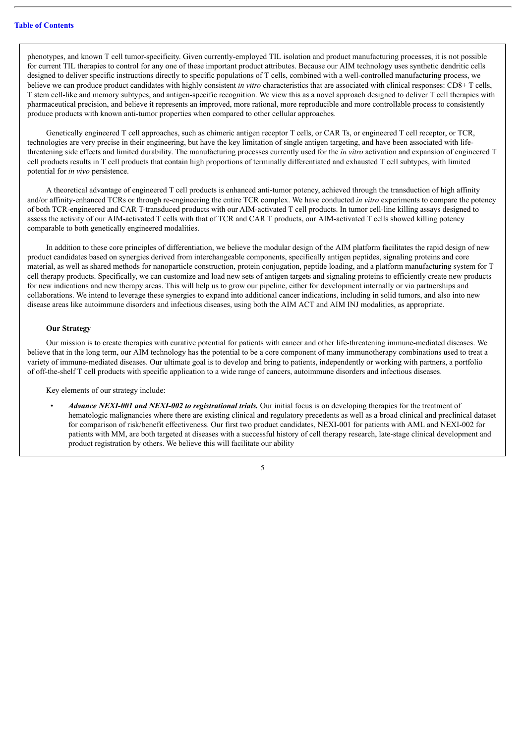phenotypes, and known T cell tumor-specificity. Given currently-employed TIL isolation and product manufacturing processes, it is not possible for current TIL therapies to control for any one of these important product attributes. Because our AIM technology uses synthetic dendritic cells designed to deliver specific instructions directly to specific populations of T cells, combined with a well-controlled manufacturing process, we believe we can produce product candidates with highly consistent *in vitro* characteristics that are associated with clinical responses: CD8+ T cells, T stem cell-like and memory subtypes, and antigen-specific recognition. We view this as a novel approach designed to deliver T cell therapies with pharmaceutical precision, and believe it represents an improved, more rational, more reproducible and more controllable process to consistently produce products with known anti-tumor properties when compared to other cellular approaches.

Genetically engineered T cell approaches, such as chimeric antigen receptor T cells, or CAR Ts, or engineered T cell receptor, or TCR, technologies are very precise in their engineering, but have the key limitation of single antigen targeting, and have been associated with life-threatening side effects and limited durability. The manufacturing processes currently used for the *in vitro* activation and expansion of engineered T cell products results in T cell products that contain high proportions of terminally differentiated and exhausted T cell subtypes, with limited potential for *in vivo* persistence.

A theoretical advantage of engineered T cell products is enhanced anti-tumor potency, achieved through the transduction of high affinity and/or affinity-enhanced TCRs or through re-engineering the entire TCR complex. We have conducted *in vitro* experiments to compare the potency of both TCR-engineered and CAR T-transduced products with our AIM-activated T cell products. In tumor cell-line killing assays designed to assess the activity of our AIM-activated T cells with that of TCR and CAR T products, our AIM-activated T cells showed killing potency comparable to both genetically engineered modalities.

In addition to these core principles of differentiation, we believe the modular design of the AIM platform facilitates the rapid design of new product candidates based on synergies derived from interchangeable components, specifically antigen peptides, signaling proteins and core material, as well as shared methods for nanoparticle construction, protein conjugation, peptide loading, and a platform manufacturing system for T cell therapy products. Specifically, we can customize and load new sets of antigen targets and signaling proteins to efficiently create new products for new indications and new therapy areas. This will help us to grow our pipeline, either for development internally or via partnerships and collaborations. We intend to leverage these synergies to expand into additional cancer indications, including in solid tumors, and also into new disease areas like autoimmune disorders and infectious diseases, using both the AIM ACT and AIM INJ modalities, as appropriate.

**Our Strategy**

Our mission is to create therapies with curative potential for patients with cancer and other life-threatening immune-mediated diseases. We believe that in the long term, our AIM technology has the potential to be a core component of many immunotherapy combinations used to treat a variety of immune-mediated diseases. Our ultimate goal is to develop and bring to patients, independently or working with partners, a portfolio of off-the-shelf T cell products with specific application to a wide range of cancers, autoimmune disorders and infectious diseases.

Key elements of our strategy include:

- ***Advance NEXI-001 and NEXI-002 to registrational trials.*** Our initial focus is on developing therapies for the treatment of hematologic malignancies where there are existing clinical and regulatory precedents as well as a broad clinical and preclinical dataset for comparison of risk/benefit effectiveness. Our first two product candidates, NEXI-001 for patients with AML and NEXI-002 for patients with MM, are both targeted at diseases with a successful history of cell therapy research, late-stage clinical development and product registration by others. We believe this will facilitate our ability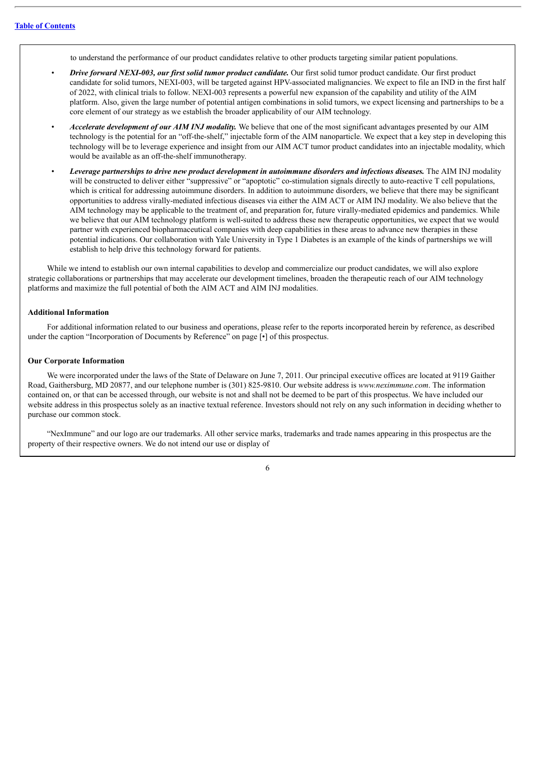to understand the performance of our product candidates relative to other products targeting similar patient populations.

- ***Drive forward NEXI-003, our first solid tumor product candidate.*** Our first solid tumor product candidate. Our first product candidate for solid tumors, NEXI-003, will be targeted against HPV-associated malignancies. We expect to file an IND in the first half of 2022, with clinical trials to follow. NEXI-003 represents a powerful new expansion of the capability and utility of the AIM platform. Also, given the large number of potential antigen combinations in solid tumors, we expect licensing and partnerships to be a core element of our strategy as we establish the broader applicability of our AIM technology.
- ***Accelerate development of our AIM INJ modality.*** We believe that one of the most significant advantages presented by our AIM technology is the potential for an "off-the-shelf," injectable form of the AIM nanoparticle. We expect that a key step in developing this technology will be to leverage experience and insight from our AIM ACT tumor product candidates into an injectable modality, which would be available as an off-the-shelf immunotherapy.
- ***Leverage partnerships to drive new product development in autoimmune disorders and infectious diseases.*** The AIM INJ modality will be constructed to deliver either "suppressive" or "apoptotic" co-stimulation signals directly to auto-reactive T cell populations, which is critical for addressing autoimmune disorders. In addition to autoimmune disorders, we believe that there may be significant opportunities to address virally-mediated infectious diseases via either the AIM ACT or AIM INJ modality. We also believe that the AIM technology may be applicable to the treatment of, and preparation for, future virally-mediated epidemics and pandemics. While we believe that our AIM technology platform is well-suited to address these new therapeutic opportunities, we expect that we would partner with experienced biopharmaceutical companies with deep capabilities in these areas to advance new therapies in these potential indications. Our collaboration with Yale University in Type 1 Diabetes is an example of the kinds of partnerships we will establish to help drive this technology forward for patients.

While we intend to establish our own internal capabilities to develop and commercialize our product candidates, we will also explore strategic collaborations or partnerships that may accelerate our development timelines, broaden the therapeutic reach of our AIM technology platforms and maximize the full potential of both the AIM ACT and AIM INJ modalities.

**Additional Information**

For additional information related to our business and operations, please refer to the reports incorporated herein by reference, as described under the caption "Incorporation of Documents by Reference" on page [•] of this prospectus.

**Our Corporate Information**

We were incorporated under the laws of the State of Delaware on June 7, 2011. Our principal executive offices are located at 9119 Gaither Road, Gaithersburg, MD 20877, and our telephone number is (301) 825-9810. Our website address is *www.neximmune.com*. The information contained on, or that can be accessed through, our website is not and shall not be deemed to be part of this prospectus. We have included our website address in this prospectus solely as an inactive textual reference. Investors should not rely on any such information in deciding whether to purchase our common stock.

"NexImmune" and our logo are our trademarks. All other service marks, trademarks and trade names appearing in this prospectus are the property of their respective owners. We do not intend our use or display of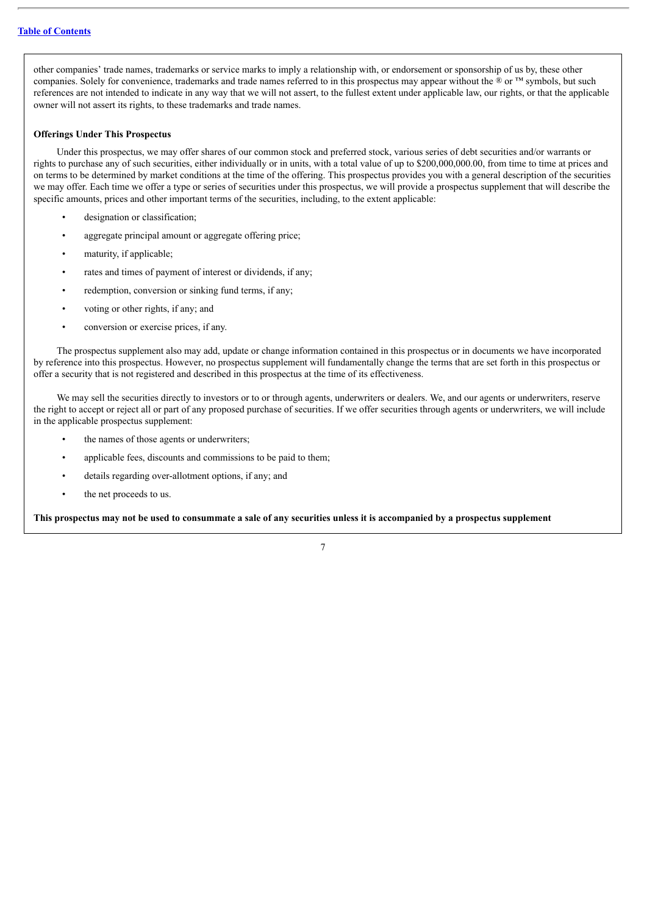other companies' trade names, trademarks or service marks to imply a relationship with, or endorsement or sponsorship of us by, these other companies. Solely for convenience, trademarks and trade names referred to in this prospectus may appear without the ® or ™ symbols, but such references are not intended to indicate in any way that we will not assert, to the fullest extent under applicable law, our rights, or that the applicable owner will not assert its rights, to these trademarks and trade names.

**Offerings Under This Prospectus**

Under this prospectus, we may offer shares of our common stock and preferred stock, various series of debt securities and/or warrants or rights to purchase any of such securities, either individually or in units, with a total value of up to $200,000,000.00, from time to time at prices and on terms to be determined by market conditions at the time of the offering. This prospectus provides you with a general description of the securities we may offer. Each time we offer a type or series of securities under this prospectus, we will provide a prospectus supplement that will describe the specific amounts, prices and other important terms of the securities, including, to the extent applicable:

- designation or classification;
- aggregate principal amount or aggregate offering price;
- maturity, if applicable;
- rates and times of payment of interest or dividends, if any;
- redemption, conversion or sinking fund terms, if any;
- voting or other rights, if any; and
- conversion or exercise prices, if any.

The prospectus supplement also may add, update or change information contained in this prospectus or in documents we have incorporated by reference into this prospectus. However, no prospectus supplement will fundamentally change the terms that are set forth in this prospectus or offer a security that is not registered and described in this prospectus at the time of its effectiveness.

We may sell the securities directly to investors or to or through agents, underwriters or dealers. We, and our agents or underwriters, reserve the right to accept or reject all or part of any proposed purchase of securities. If we offer securities through agents or underwriters, we will include in the applicable prospectus supplement:

- the names of those agents or underwriters;
- applicable fees, discounts and commissions to be paid to them;
- details regarding over-allotment options, if any; and
- the net proceeds to us.

**This prospectus may not be used to consummate a sale of any securities unless it is accompanied by a prospectus supplement**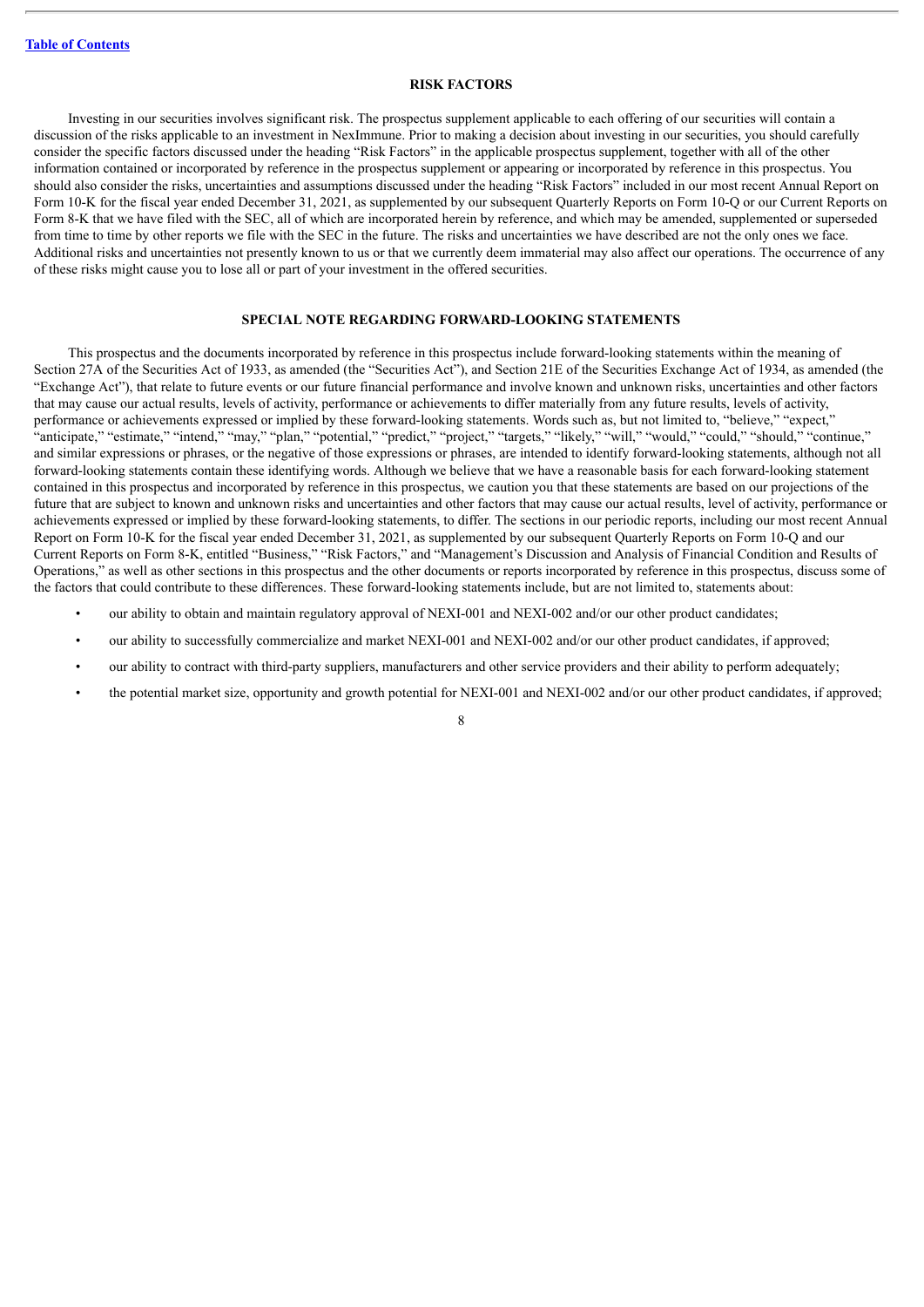[Table of Contents](#)

## RISK FACTORS

Investing in our securities involves significant risk. The prospectus supplement applicable to each offering of our securities will contain a discussion of the risks applicable to an investment in NexImmune. Prior to making a decision about investing in our securities, you should carefully consider the specific factors discussed under the heading "Risk Factors" in the applicable prospectus supplement, together with all of the other information contained or incorporated by reference in the prospectus supplement or appearing or incorporated by reference in this prospectus. You should also consider the risks, uncertainties and assumptions discussed under the heading "Risk Factors" included in our most recent Annual Report on Form 10-K for the fiscal year ended December 31, 2021, as supplemented by our subsequent Quarterly Reports on Form 10-Q or our Current Reports on Form 8-K that we have filed with the SEC, all of which are incorporated herein by reference, and which may be amended, supplemented or superseded from time to time by other reports we file with the SEC in the future. The risks and uncertainties we have described are not the only ones we face. Additional risks and uncertainties not presently known to us or that we currently deem immaterial may also affect our operations. The occurrence of any of these risks might cause you to lose all or part of your investment in the offered securities.

## SPECIAL NOTE REGARDING FORWARD-LOOKING STATEMENTS

This prospectus and the documents incorporated by reference in this prospectus include forward-looking statements within the meaning of Section 27A of the Securities Act of 1933, as amended (the "Securities Act"), and Section 21E of the Securities Exchange Act of 1934, as amended (the "Exchange Act"), that relate to future events or our future financial performance and involve known and unknown risks, uncertainties and other factors that may cause our actual results, levels of activity, performance or achievements to differ materially from any future results, levels of activity, performance or achievements expressed or implied by these forward-looking statements. Words such as, but not limited to, "believe," "expect," "anticipate," "estimate," "intend," "may," "plan," "potential," "predict," "project," "targets," "likely," "will," "would," "could," "should," "continue," and similar expressions or phrases, or the negative of those expressions or phrases, are intended to identify forward-looking statements, although not all forward-looking statements contain these identifying words. Although we believe that we have a reasonable basis for each forward-looking statement contained in this prospectus and incorporated by reference in this prospectus, we caution you that these statements are based on our projections of the future that are subject to known and unknown risks and uncertainties and other factors that may cause our actual results, level of activity, performance or achievements expressed or implied by these forward-looking statements, to differ. The sections in our periodic reports, including our most recent Annual Report on Form 10-K for the fiscal year ended December 31, 2021, as supplemented by our subsequent Quarterly Reports on Form 10-Q and our Current Reports on Form 8-K, entitled "Business," "Risk Factors," and "Management's Discussion and Analysis of Financial Condition and Results of Operations," as well as other sections in this prospectus and the other documents or reports incorporated by reference in this prospectus, discuss some of the factors that could contribute to these differences. These forward-looking statements include, but are not limited to, statements about:

- our ability to obtain and maintain regulatory approval of NEXI-001 and NEXI-002 and/or our other product candidates;
- our ability to successfully commercialize and market NEXI-001 and NEXI-002 and/or our other product candidates, if approved;
- our ability to contract with third-party suppliers, manufacturers and other service providers and their ability to perform adequately;
- the potential market size, opportunity and growth potential for NEXI-001 and NEXI-002 and/or our other product candidates, if approved;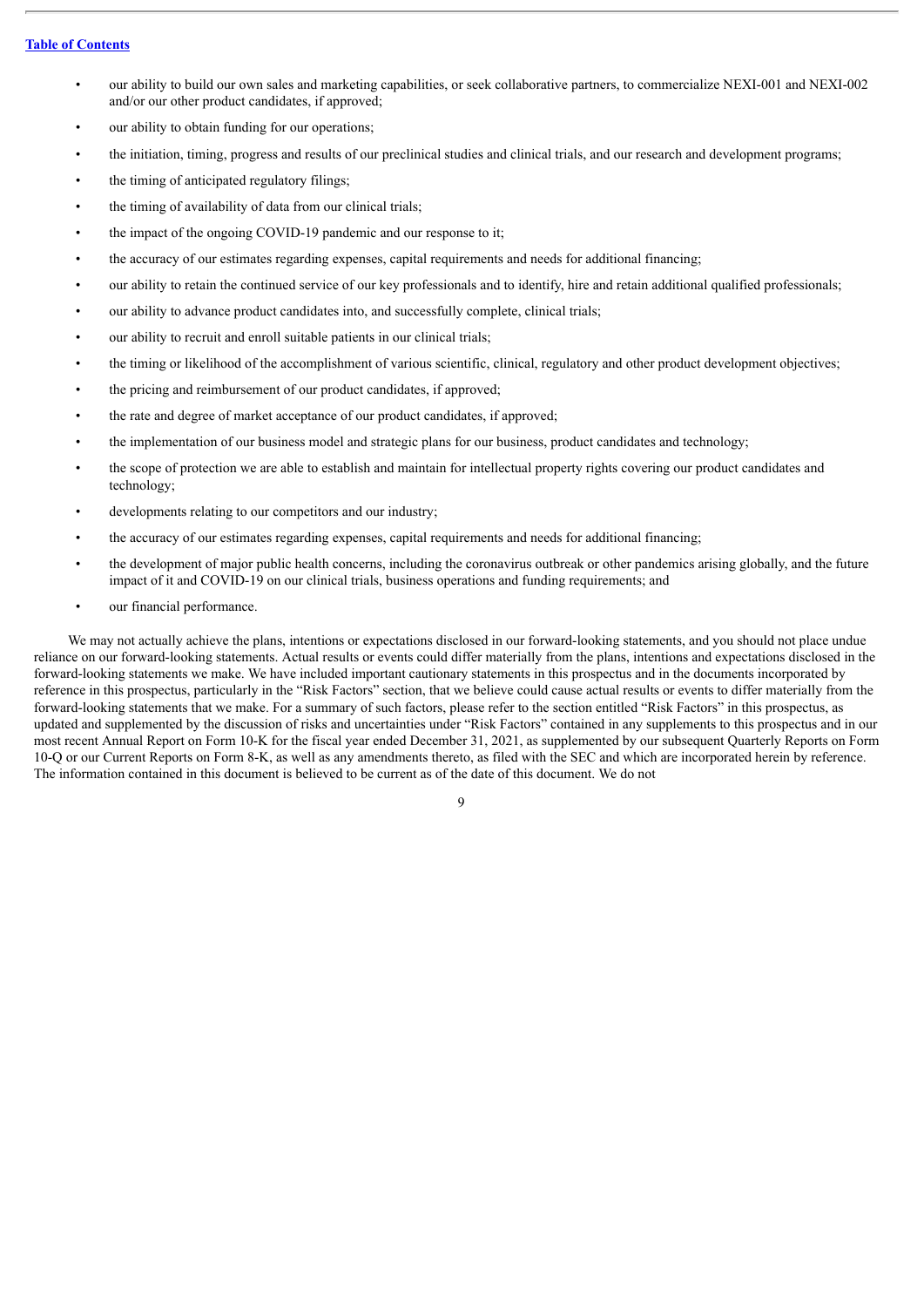- our ability to build our own sales and marketing capabilities, or seek collaborative partners, to commercialize NEXI-001 and NEXI-002 and/or our other product candidates, if approved;
- our ability to obtain funding for our operations;
- the initiation, timing, progress and results of our preclinical studies and clinical trials, and our research and development programs;
- the timing of anticipated regulatory filings;
- the timing of availability of data from our clinical trials;
- the impact of the ongoing COVID-19 pandemic and our response to it;
- the accuracy of our estimates regarding expenses, capital requirements and needs for additional financing;
- our ability to retain the continued service of our key professionals and to identify, hire and retain additional qualified professionals;
- our ability to advance product candidates into, and successfully complete, clinical trials;
- our ability to recruit and enroll suitable patients in our clinical trials;
- the timing or likelihood of the accomplishment of various scientific, clinical, regulatory and other product development objectives;
- the pricing and reimbursement of our product candidates, if approved;
- the rate and degree of market acceptance of our product candidates, if approved;
- the implementation of our business model and strategic plans for our business, product candidates and technology;
- the scope of protection we are able to establish and maintain for intellectual property rights covering our product candidates and technology;
- developments relating to our competitors and our industry;
- the accuracy of our estimates regarding expenses, capital requirements and needs for additional financing;
- the development of major public health concerns, including the coronavirus outbreak or other pandemics arising globally, and the future impact of it and COVID-19 on our clinical trials, business operations and funding requirements; and
- our financial performance.

We may not actually achieve the plans, intentions or expectations disclosed in our forward-looking statements, and you should not place undue reliance on our forward-looking statements. Actual results or events could differ materially from the plans, intentions and expectations disclosed in the forward-looking statements we make. We have included important cautionary statements in this prospectus and in the documents incorporated by reference in this prospectus, particularly in the "Risk Factors" section, that we believe could cause actual results or events to differ materially from the forward-looking statements that we make. For a summary of such factors, please refer to the section entitled "Risk Factors" in this prospectus, as updated and supplemented by the discussion of risks and uncertainties under "Risk Factors" contained in any supplements to this prospectus and in our most recent Annual Report on Form 10-K for the fiscal year ended December 31, 2021, as supplemented by our subsequent Quarterly Reports on Form 10-Q or our Current Reports on Form 8-K, as well as any amendments thereto, as filed with the SEC and which are incorporated herein by reference. The information contained in this document is believed to be current as of the date of this document. We do not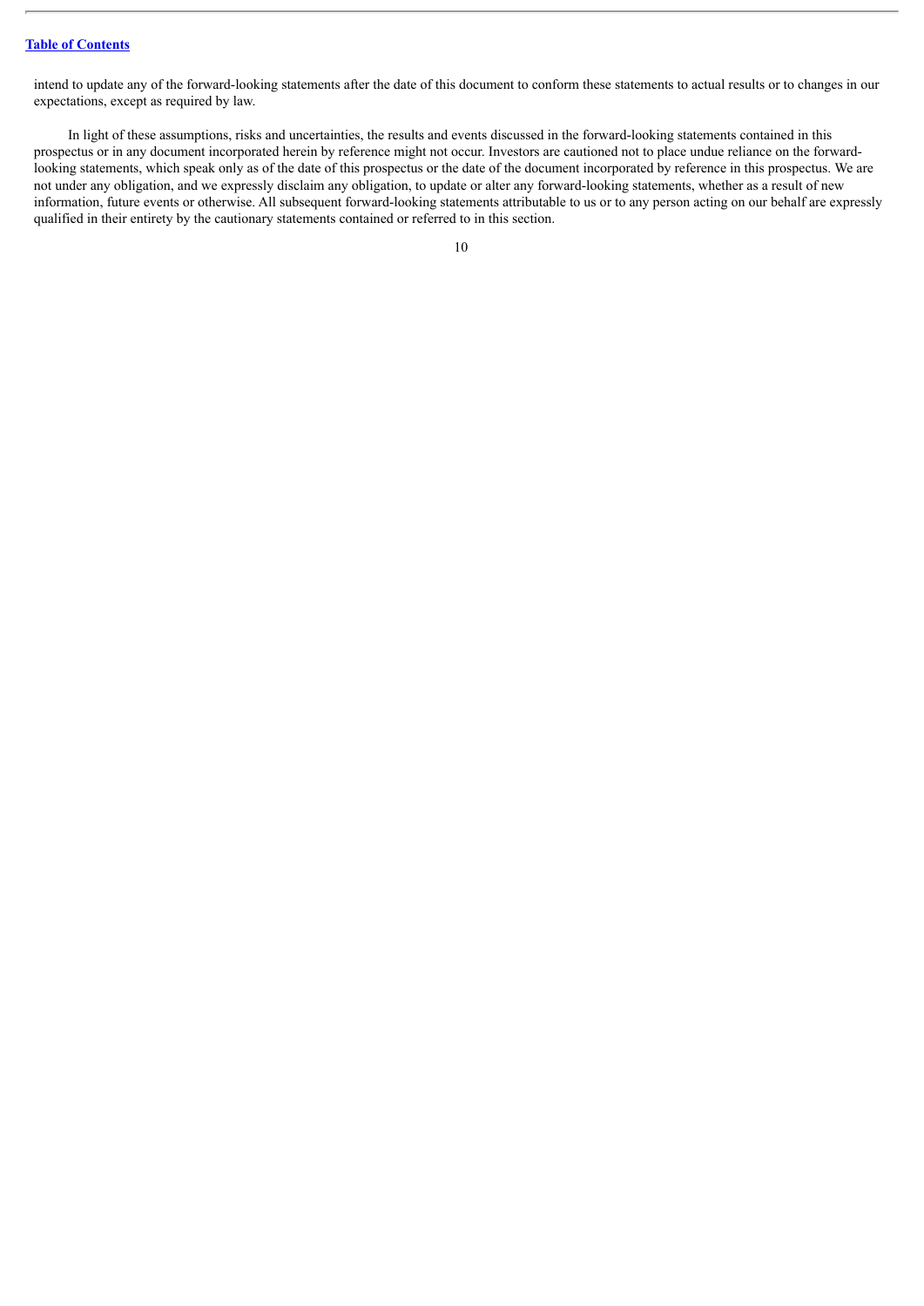intend to update any of the forward-looking statements after the date of this document to conform these statements to actual results or to changes in our expectations, except as required by law.

In light of these assumptions, risks and uncertainties, the results and events discussed in the forward-looking statements contained in this prospectus or in any document incorporated herein by reference might not occur. Investors are cautioned not to place undue reliance on the forward-looking statements, which speak only as of the date of this prospectus or the date of the document incorporated by reference in this prospectus. We are not under any obligation, and we expressly disclaim any obligation, to update or alter any forward-looking statements, whether as a result of new information, future events or otherwise. All subsequent forward-looking statements attributable to us or to any person acting on our behalf are expressly qualified in their entirety by the cautionary statements contained or referred to in this section.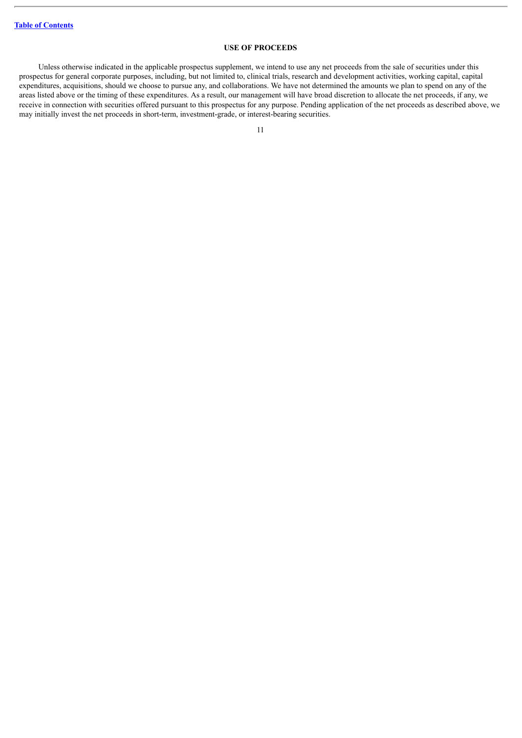# USE OF PROCEEDS

Unless otherwise indicated in the applicable prospectus supplement, we intend to use any net proceeds from the sale of securities under this prospectus for general corporate purposes, including, but not limited to, clinical trials, research and development activities, working capital, capital expenditures, acquisitions, should we choose to pursue any, and collaborations. We have not determined the amounts we plan to spend on any of the areas listed above or the timing of these expenditures. As a result, our management will have broad discretion to allocate the net proceeds, if any, we receive in connection with securities offered pursuant to this prospectus for any purpose. Pending application of the net proceeds as described above, we may initially invest the net proceeds in short-term, investment-grade, or interest-bearing securities.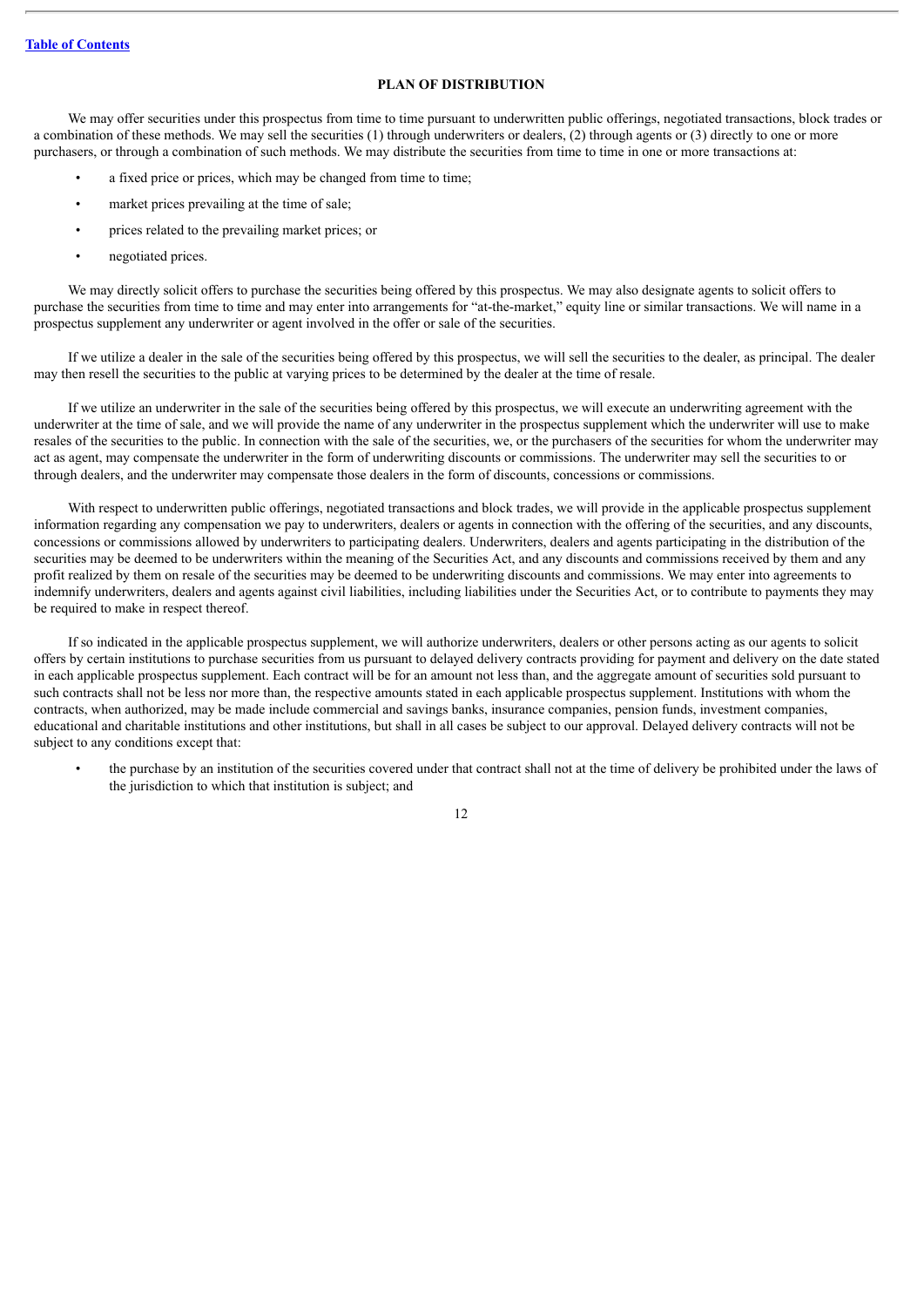## PLAN OF DISTRIBUTION

We may offer securities under this prospectus from time to time pursuant to underwritten public offerings, negotiated transactions, block trades or a combination of these methods. We may sell the securities (1) through underwriters or dealers, (2) through agents or (3) directly to one or more purchasers, or through a combination of such methods. We may distribute the securities from time to time in one or more transactions at:

- a fixed price or prices, which may be changed from time to time;
- market prices prevailing at the time of sale;
- prices related to the prevailing market prices; or
- negotiated prices.

We may directly solicit offers to purchase the securities being offered by this prospectus. We may also designate agents to solicit offers to purchase the securities from time to time and may enter into arrangements for "at-the-market," equity line or similar transactions. We will name in a prospectus supplement any underwriter or agent involved in the offer or sale of the securities.

If we utilize a dealer in the sale of the securities being offered by this prospectus, we will sell the securities to the dealer, as principal. The dealer may then resell the securities to the public at varying prices to be determined by the dealer at the time of resale.

If we utilize an underwriter in the sale of the securities being offered by this prospectus, we will execute an underwriting agreement with the underwriter at the time of sale, and we will provide the name of any underwriter in the prospectus supplement which the underwriter will use to make resales of the securities to the public. In connection with the sale of the securities, we, or the purchasers of the securities for whom the underwriter may act as agent, may compensate the underwriter in the form of underwriting discounts or commissions. The underwriter may sell the securities to or through dealers, and the underwriter may compensate those dealers in the form of discounts, concessions or commissions.

With respect to underwritten public offerings, negotiated transactions and block trades, we will provide in the applicable prospectus supplement information regarding any compensation we pay to underwriters, dealers or agents in connection with the offering of the securities, and any discounts, concessions or commissions allowed by underwriters to participating dealers. Underwriters, dealers and agents participating in the distribution of the securities may be deemed to be underwriters within the meaning of the Securities Act, and any discounts and commissions received by them and any profit realized by them on resale of the securities may be deemed to be underwriting discounts and commissions. We may enter into agreements to indemnify underwriters, dealers and agents against civil liabilities, including liabilities under the Securities Act, or to contribute to payments they may be required to make in respect thereof.

If so indicated in the applicable prospectus supplement, we will authorize underwriters, dealers or other persons acting as our agents to solicit offers by certain institutions to purchase securities from us pursuant to delayed delivery contracts providing for payment and delivery on the date stated in each applicable prospectus supplement. Each contract will be for an amount not less than, and the aggregate amount of securities sold pursuant to such contracts shall not be less nor more than, the respective amounts stated in each applicable prospectus supplement. Institutions with whom the contracts, when authorized, may be made include commercial and savings banks, insurance companies, pension funds, investment companies, educational and charitable institutions and other institutions, but shall in all cases be subject to our approval. Delayed delivery contracts will not be subject to any conditions except that:

- the purchase by an institution of the securities covered under that contract shall not at the time of delivery be prohibited under the laws of the jurisdiction to which that institution is subject; and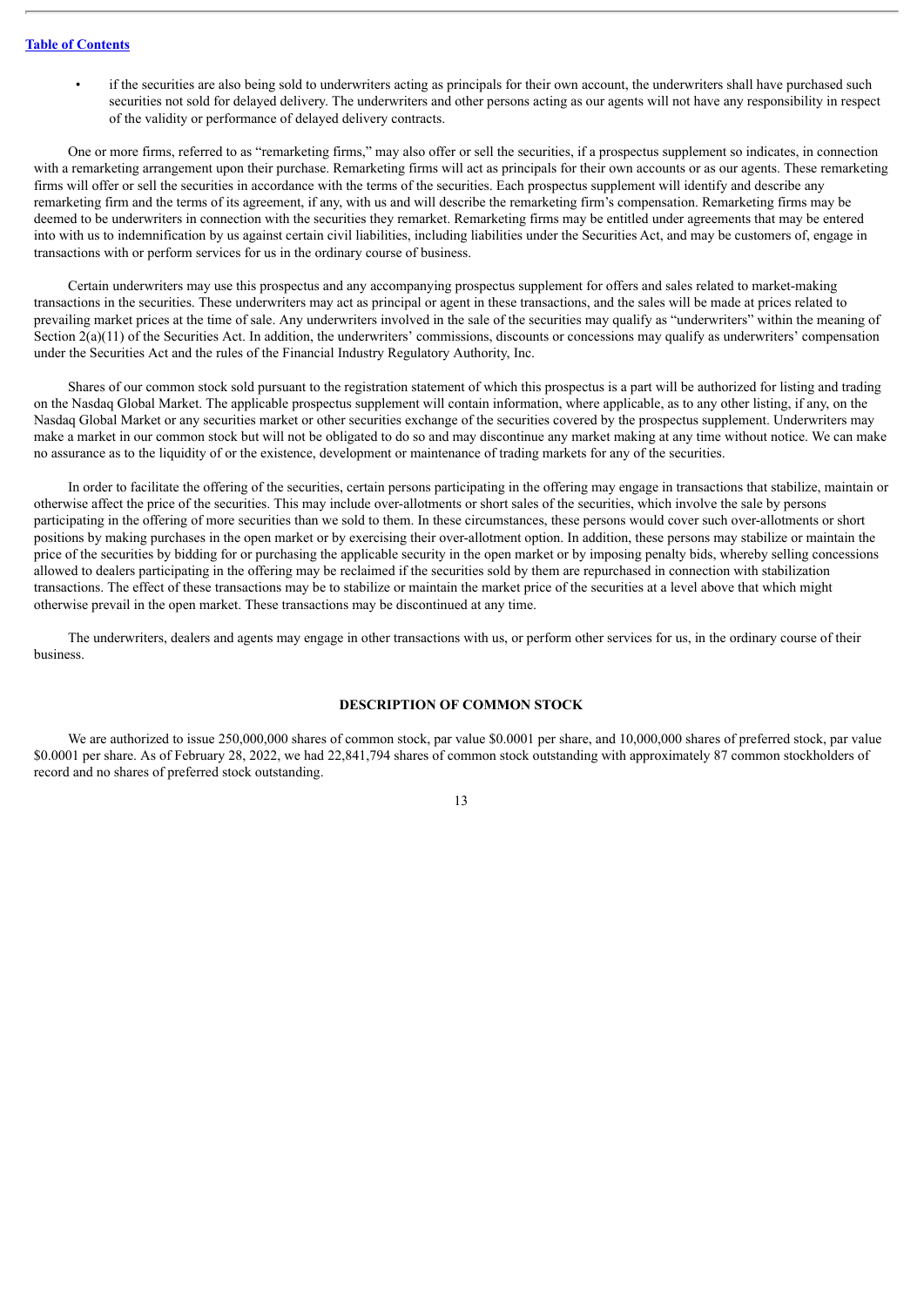- if the securities are also being sold to underwriters acting as principals for their own account, the underwriters shall have purchased such securities not sold for delayed delivery. The underwriters and other persons acting as our agents will not have any responsibility in respect of the validity or performance of delayed delivery contracts.

One or more firms, referred to as "remarketing firms," may also offer or sell the securities, if a prospectus supplement so indicates, in connection with a remarketing arrangement upon their purchase. Remarketing firms will act as principals for their own accounts or as our agents. These remarketing firms will offer or sell the securities in accordance with the terms of the securities. Each prospectus supplement will identify and describe any remarketing firm and the terms of its agreement, if any, with us and will describe the remarketing firm's compensation. Remarketing firms may be deemed to be underwriters in connection with the securities they remarket. Remarketing firms may be entitled under agreements that may be entered into with us to indemnification by us against certain civil liabilities, including liabilities under the Securities Act, and may be customers of, engage in transactions with or perform services for us in the ordinary course of business.

Certain underwriters may use this prospectus and any accompanying prospectus supplement for offers and sales related to market-making transactions in the securities. These underwriters may act as principal or agent in these transactions, and the sales will be made at prices related to prevailing market prices at the time of sale. Any underwriters involved in the sale of the securities may qualify as "underwriters" within the meaning of Section 2(a)(11) of the Securities Act. In addition, the underwriters' commissions, discounts or concessions may qualify as underwriters' compensation under the Securities Act and the rules of the Financial Industry Regulatory Authority, Inc.

Shares of our common stock sold pursuant to the registration statement of which this prospectus is a part will be authorized for listing and trading on the Nasdaq Global Market. The applicable prospectus supplement will contain information, where applicable, as to any other listing, if any, on the Nasdaq Global Market or any securities market or other securities exchange of the securities covered by the prospectus supplement. Underwriters may make a market in our common stock but will not be obligated to do so and may discontinue any market making at any time without notice. We can make no assurance as to the liquidity of or the existence, development or maintenance of trading markets for any of the securities.

In order to facilitate the offering of the securities, certain persons participating in the offering may engage in transactions that stabilize, maintain or otherwise affect the price of the securities. This may include over-allotments or short sales of the securities, which involve the sale by persons participating in the offering of more securities than we sold to them. In these circumstances, these persons would cover such over-allotments or short positions by making purchases in the open market or by exercising their over-allotment option. In addition, these persons may stabilize or maintain the price of the securities by bidding for or purchasing the applicable security in the open market or by imposing penalty bids, whereby selling concessions allowed to dealers participating in the offering may be reclaimed if the securities sold by them are repurchased in connection with stabilization transactions. The effect of these transactions may be to stabilize or maintain the market price of the securities at a level above that which might otherwise prevail in the open market. These transactions may be discontinued at any time.

The underwriters, dealers and agents may engage in other transactions with us, or perform other services for us, in the ordinary course of their business.

## DESCRIPTION OF COMMON STOCK

We are authorized to issue 250,000,000 shares of common stock, par value $0.0001 per share, and 10,000,000 shares of preferred stock, par value $0.0001 per share. As of February 28, 2022, we had 22,841,794 shares of common stock outstanding with approximately 87 common stockholders of record and no shares of preferred stock outstanding.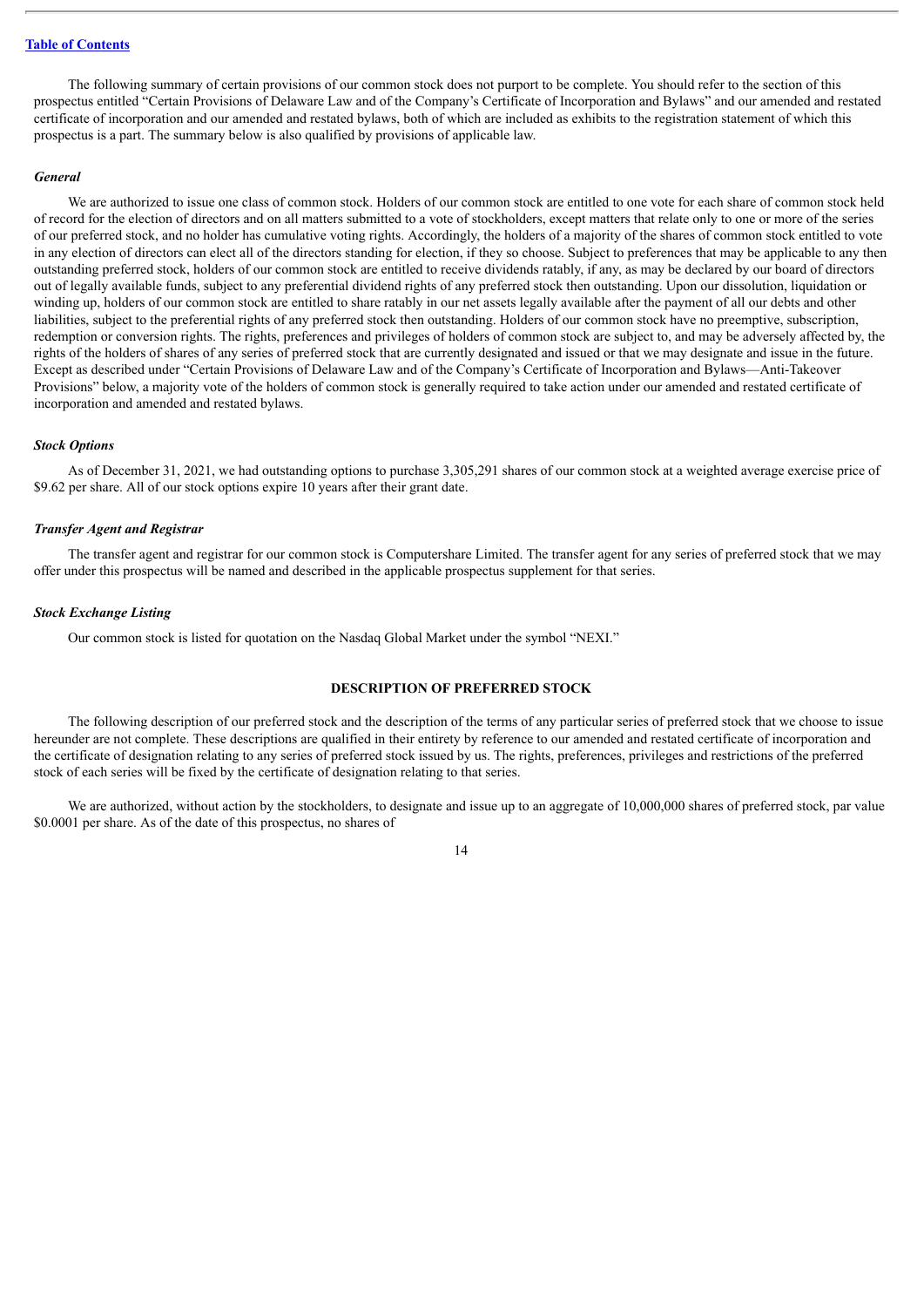The following summary of certain provisions of our common stock does not purport to be complete. You should refer to the section of this prospectus entitled "Certain Provisions of Delaware Law and of the Company's Certificate of Incorporation and Bylaws" and our amended and restated certificate of incorporation and our amended and restated bylaws, both of which are included as exhibits to the registration statement of which this prospectus is a part. The summary below is also qualified by provisions of applicable law.

### *General*

We are authorized to issue one class of common stock. Holders of our common stock are entitled to one vote for each share of common stock held of record for the election of directors and on all matters submitted to a vote of stockholders, except matters that relate only to one or more of the series of our preferred stock, and no holder has cumulative voting rights. Accordingly, the holders of a majority of the shares of common stock entitled to vote in any election of directors can elect all of the directors standing for election, if they so choose. Subject to preferences that may be applicable to any then outstanding preferred stock, holders of our common stock are entitled to receive dividends ratably, if any, as may be declared by our board of directors out of legally available funds, subject to any preferential dividend rights of any preferred stock then outstanding. Upon our dissolution, liquidation or winding up, holders of our common stock are entitled to share ratably in our net assets legally available after the payment of all our debts and other liabilities, subject to the preferential rights of any preferred stock then outstanding. Holders of our common stock have no preemptive, subscription, redemption or conversion rights. The rights, preferences and privileges of holders of common stock are subject to, and may be adversely affected by, the rights of the holders of shares of any series of preferred stock that are currently designated and issued or that we may designate and issue in the future. Except as described under "Certain Provisions of Delaware Law and of the Company's Certificate of Incorporation and Bylaws—Anti-Takeover Provisions" below, a majority vote of the holders of common stock is generally required to take action under our amended and restated certificate of incorporation and amended and restated bylaws.

### *Stock Options*

As of December 31, 2021, we had outstanding options to purchase 3,305,291 shares of our common stock at a weighted average exercise price of $9.62 per share. All of our stock options expire 10 years after their grant date.

### *Transfer Agent and Registrar*

The transfer agent and registrar for our common stock is Computershare Limited. The transfer agent for any series of preferred stock that we may offer under this prospectus will be named and described in the applicable prospectus supplement for that series.

### *Stock Exchange Listing*

Our common stock is listed for quotation on the Nasdaq Global Market under the symbol "NEXI."

## DESCRIPTION OF PREFERRED STOCK

The following description of our preferred stock and the description of the terms of any particular series of preferred stock that we choose to issue hereunder are not complete. These descriptions are qualified in their entirety by reference to our amended and restated certificate of incorporation and the certificate of designation relating to any series of preferred stock issued by us. The rights, preferences, privileges and restrictions of the preferred stock of each series will be fixed by the certificate of designation relating to that series.

We are authorized, without action by the stockholders, to designate and issue up to an aggregate of 10,000,000 shares of preferred stock, par value $0.0001 per share. As of the date of this prospectus, no shares of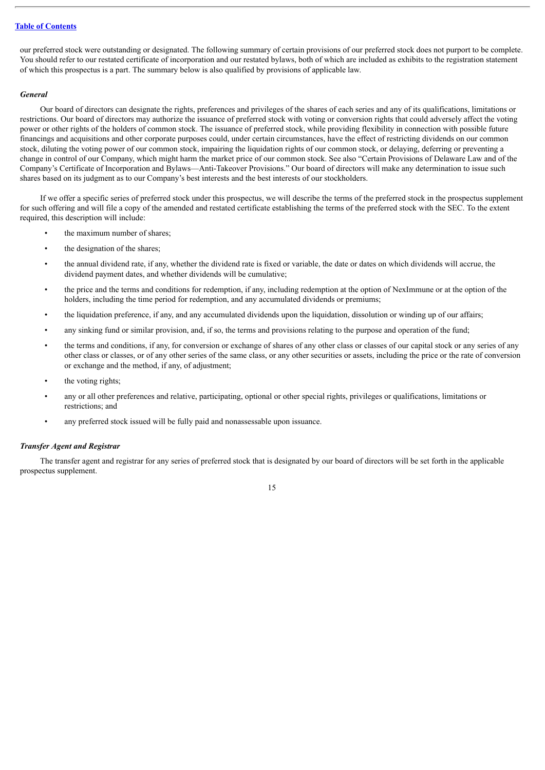our preferred stock were outstanding or designated. The following summary of certain provisions of our preferred stock does not purport to be complete. You should refer to our restated certificate of incorporation and our restated bylaws, both of which are included as exhibits to the registration statement of which this prospectus is a part. The summary below is also qualified by provisions of applicable law.

### *General*

Our board of directors can designate the rights, preferences and privileges of the shares of each series and any of its qualifications, limitations or restrictions. Our board of directors may authorize the issuance of preferred stock with voting or conversion rights that could adversely affect the voting power or other rights of the holders of common stock. The issuance of preferred stock, while providing flexibility in connection with possible future financings and acquisitions and other corporate purposes could, under certain circumstances, have the effect of restricting dividends on our common stock, diluting the voting power of our common stock, impairing the liquidation rights of our common stock, or delaying, deferring or preventing a change in control of our Company, which might harm the market price of our common stock. See also "Certain Provisions of Delaware Law and of the Company's Certificate of Incorporation and Bylaws—Anti-Takeover Provisions." Our board of directors will make any determination to issue such shares based on its judgment as to our Company's best interests and the best interests of our stockholders.

If we offer a specific series of preferred stock under this prospectus, we will describe the terms of the preferred stock in the prospectus supplement for such offering and will file a copy of the amended and restated certificate establishing the terms of the preferred stock with the SEC. To the extent required, this description will include:

- the maximum number of shares;
- the designation of the shares;
- the annual dividend rate, if any, whether the dividend rate is fixed or variable, the date or dates on which dividends will accrue, the dividend payment dates, and whether dividends will be cumulative;
- the price and the terms and conditions for redemption, if any, including redemption at the option of NexImmune or at the option of the holders, including the time period for redemption, and any accumulated dividends or premiums;
- the liquidation preference, if any, and any accumulated dividends upon the liquidation, dissolution or winding up of our affairs;
- any sinking fund or similar provision, and, if so, the terms and provisions relating to the purpose and operation of the fund;
- the terms and conditions, if any, for conversion or exchange of shares of any other class or classes of our capital stock or any series of any other class or classes, or of any other series of the same class, or any other securities or assets, including the price or the rate of conversion or exchange and the method, if any, of adjustment;
- the voting rights;
- any or all other preferences and relative, participating, optional or other special rights, privileges or qualifications, limitations or restrictions; and
- any preferred stock issued will be fully paid and nonassessable upon issuance.

### *Transfer Agent and Registrar*

The transfer agent and registrar for any series of preferred stock that is designated by our board of directors will be set forth in the applicable prospectus supplement.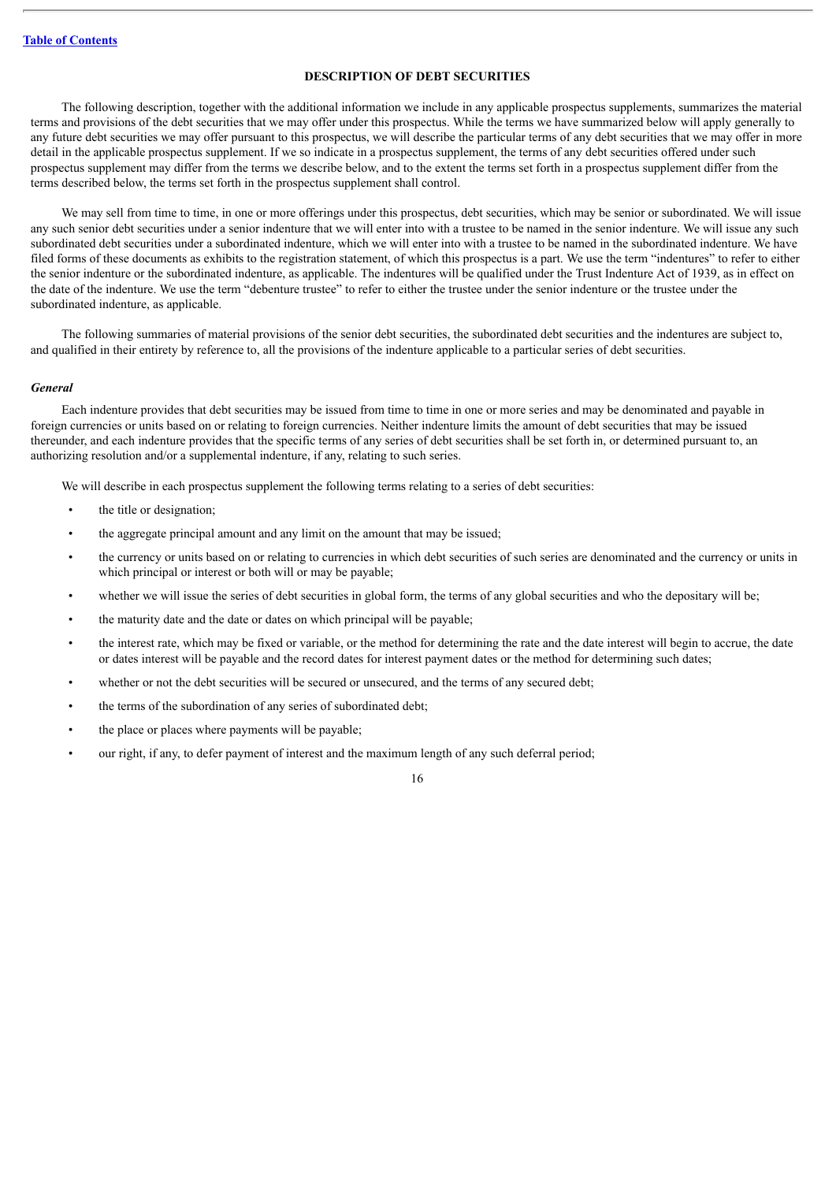## DESCRIPTION OF DEBT SECURITIES

The following description, together with the additional information we include in any applicable prospectus supplements, summarizes the material terms and provisions of the debt securities that we may offer under this prospectus. While the terms we have summarized below will apply generally to any future debt securities we may offer pursuant to this prospectus, we will describe the particular terms of any debt securities that we may offer in more detail in the applicable prospectus supplement. If we so indicate in a prospectus supplement, the terms of any debt securities offered under such prospectus supplement may differ from the terms we describe below, and to the extent the terms set forth in a prospectus supplement differ from the terms described below, the terms set forth in the prospectus supplement shall control.

We may sell from time to time, in one or more offerings under this prospectus, debt securities, which may be senior or subordinated. We will issue any such senior debt securities under a senior indenture that we will enter into with a trustee to be named in the senior indenture. We will issue any such subordinated debt securities under a subordinated indenture, which we will enter into with a trustee to be named in the subordinated indenture. We have filed forms of these documents as exhibits to the registration statement, of which this prospectus is a part. We use the term "indentures" to refer to either the senior indenture or the subordinated indenture, as applicable. The indentures will be qualified under the Trust Indenture Act of 1939, as in effect on the date of the indenture. We use the term "debenture trustee" to refer to either the trustee under the senior indenture or the trustee under the subordinated indenture, as applicable.

The following summaries of material provisions of the senior debt securities, the subordinated debt securities and the indentures are subject to, and qualified in their entirety by reference to, all the provisions of the indenture applicable to a particular series of debt securities.

### *General*

Each indenture provides that debt securities may be issued from time to time in one or more series and may be denominated and payable in foreign currencies or units based on or relating to foreign currencies. Neither indenture limits the amount of debt securities that may be issued thereunder, and each indenture provides that the specific terms of any series of debt securities shall be set forth in, or determined pursuant to, an authorizing resolution and/or a supplemental indenture, if any, relating to such series.

We will describe in each prospectus supplement the following terms relating to a series of debt securities:

- the title or designation;
- the aggregate principal amount and any limit on the amount that may be issued;
- the currency or units based on or relating to currencies in which debt securities of such series are denominated and the currency or units in which principal or interest or both will or may be payable;
- whether we will issue the series of debt securities in global form, the terms of any global securities and who the depositary will be;
- the maturity date and the date or dates on which principal will be payable;
- the interest rate, which may be fixed or variable, or the method for determining the rate and the date interest will begin to accrue, the date or dates interest will be payable and the record dates for interest payment dates or the method for determining such dates;
- whether or not the debt securities will be secured or unsecured, and the terms of any secured debt;
- the terms of the subordination of any series of subordinated debt;
- the place or places where payments will be payable;
- our right, if any, to defer payment of interest and the maximum length of any such deferral period;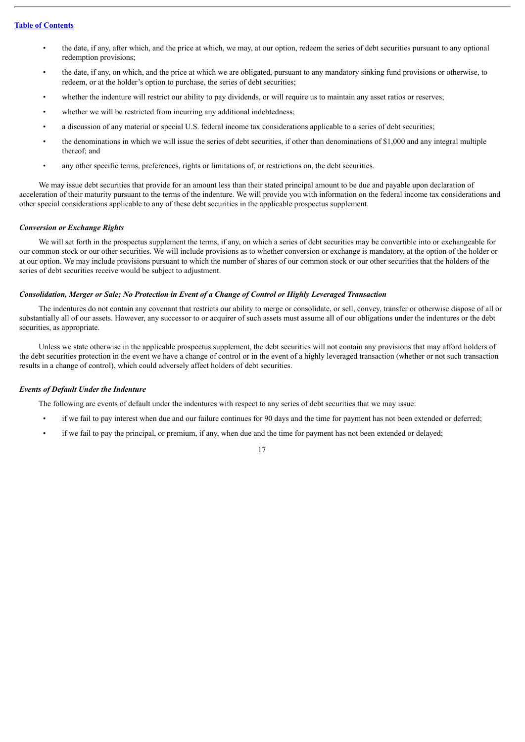- the date, if any, after which, and the price at which, we may, at our option, redeem the series of debt securities pursuant to any optional redemption provisions;
- the date, if any, on which, and the price at which we are obligated, pursuant to any mandatory sinking fund provisions or otherwise, to redeem, or at the holder's option to purchase, the series of debt securities;
- whether the indenture will restrict our ability to pay dividends, or will require us to maintain any asset ratios or reserves;
- whether we will be restricted from incurring any additional indebtedness;
- a discussion of any material or special U.S. federal income tax considerations applicable to a series of debt securities;
- the denominations in which we will issue the series of debt securities, if other than denominations of $1,000 and any integral multiple thereof; and
- any other specific terms, preferences, rights or limitations of, or restrictions on, the debt securities.

We may issue debt securities that provide for an amount less than their stated principal amount to be due and payable upon declaration of acceleration of their maturity pursuant to the terms of the indenture. We will provide you with information on the federal income tax considerations and other special considerations applicable to any of these debt securities in the applicable prospectus supplement.

***Conversion or Exchange Rights***

We will set forth in the prospectus supplement the terms, if any, on which a series of debt securities may be convertible into or exchangeable for our common stock or our other securities. We will include provisions as to whether conversion or exchange is mandatory, at the option of the holder or at our option. We may include provisions pursuant to which the number of shares of our common stock or our other securities that the holders of the series of debt securities receive would be subject to adjustment.

***Consolidation, Merger or Sale; No Protection in Event of a Change of Control or Highly Leveraged Transaction***

The indentures do not contain any covenant that restricts our ability to merge or consolidate, or sell, convey, transfer or otherwise dispose of all or substantially all of our assets. However, any successor to or acquirer of such assets must assume all of our obligations under the indentures or the debt securities, as appropriate.

Unless we state otherwise in the applicable prospectus supplement, the debt securities will not contain any provisions that may afford holders of the debt securities protection in the event we have a change of control or in the event of a highly leveraged transaction (whether or not such transaction results in a change of control), which could adversely affect holders of debt securities.

***Events of Default Under the Indenture***

The following are events of default under the indentures with respect to any series of debt securities that we may issue:

- if we fail to pay interest when due and our failure continues for 90 days and the time for payment has not been extended or deferred;
- if we fail to pay the principal, or premium, if any, when due and the time for payment has not been extended or delayed;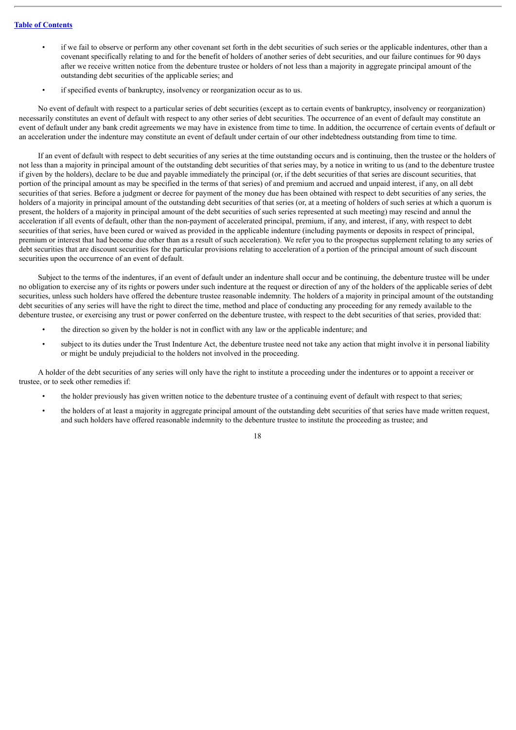- if we fail to observe or perform any other covenant set forth in the debt securities of such series or the applicable indentures, other than a covenant specifically relating to and for the benefit of holders of another series of debt securities, and our failure continues for 90 days after we receive written notice from the debenture trustee or holders of not less than a majority in aggregate principal amount of the outstanding debt securities of the applicable series; and
- if specified events of bankruptcy, insolvency or reorganization occur as to us.

No event of default with respect to a particular series of debt securities (except as to certain events of bankruptcy, insolvency or reorganization) necessarily constitutes an event of default with respect to any other series of debt securities. The occurrence of an event of default may constitute an event of default under any bank credit agreements we may have in existence from time to time. In addition, the occurrence of certain events of default or an acceleration under the indenture may constitute an event of default under certain of our other indebtedness outstanding from time to time.

If an event of default with respect to debt securities of any series at the time outstanding occurs and is continuing, then the trustee or the holders of not less than a majority in principal amount of the outstanding debt securities of that series may, by a notice in writing to us (and to the debenture trustee if given by the holders), declare to be due and payable immediately the principal (or, if the debt securities of that series are discount securities, that portion of the principal amount as may be specified in the terms of that series) of and premium and accrued and unpaid interest, if any, on all debt securities of that series. Before a judgment or decree for payment of the money due has been obtained with respect to debt securities of any series, the holders of a majority in principal amount of the outstanding debt securities of that series (or, at a meeting of holders of such series at which a quorum is present, the holders of a majority in principal amount of the debt securities of such series represented at such meeting) may rescind and annul the acceleration if all events of default, other than the non-payment of accelerated principal, premium, if any, and interest, if any, with respect to debt securities of that series, have been cured or waived as provided in the applicable indenture (including payments or deposits in respect of principal, premium or interest that had become due other than as a result of such acceleration). We refer you to the prospectus supplement relating to any series of debt securities that are discount securities for the particular provisions relating to acceleration of a portion of the principal amount of such discount securities upon the occurrence of an event of default.

Subject to the terms of the indentures, if an event of default under an indenture shall occur and be continuing, the debenture trustee will be under no obligation to exercise any of its rights or powers under such indenture at the request or direction of any of the holders of the applicable series of debt securities, unless such holders have offered the debenture trustee reasonable indemnity. The holders of a majority in principal amount of the outstanding debt securities of any series will have the right to direct the time, method and place of conducting any proceeding for any remedy available to the debenture trustee, or exercising any trust or power conferred on the debenture trustee, with respect to the debt securities of that series, provided that:

- the direction so given by the holder is not in conflict with any law or the applicable indenture; and
- subject to its duties under the Trust Indenture Act, the debenture trustee need not take any action that might involve it in personal liability or might be unduly prejudicial to the holders not involved in the proceeding.

A holder of the debt securities of any series will only have the right to institute a proceeding under the indentures or to appoint a receiver or trustee, or to seek other remedies if:

- the holder previously has given written notice to the debenture trustee of a continuing event of default with respect to that series;
- the holders of at least a majority in aggregate principal amount of the outstanding debt securities of that series have made written request, and such holders have offered reasonable indemnity to the debenture trustee to institute the proceeding as trustee; and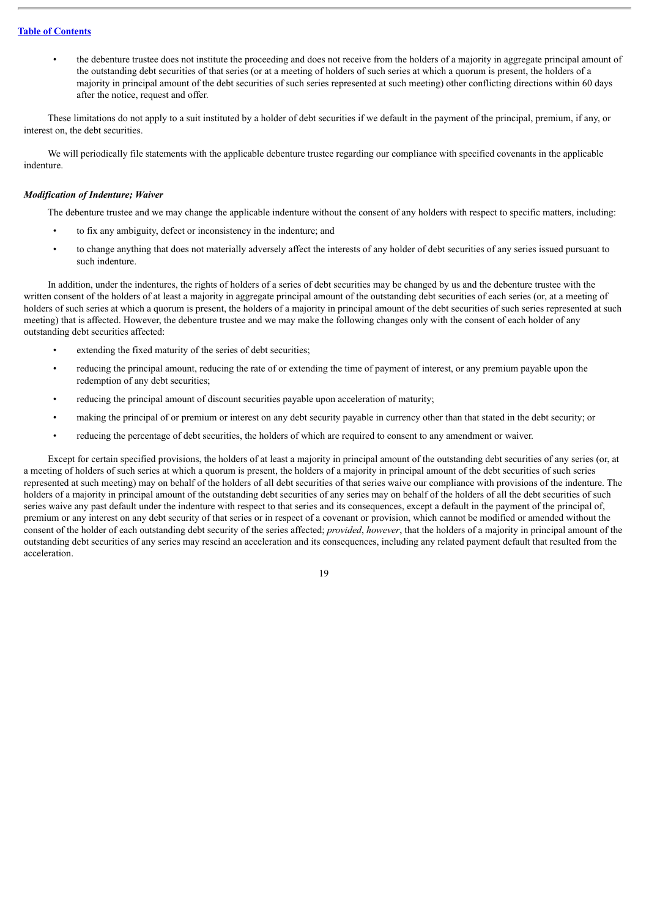- the debenture trustee does not institute the proceeding and does not receive from the holders of a majority in aggregate principal amount of the outstanding debt securities of that series (or at a meeting of holders of such series at which a quorum is present, the holders of a majority in principal amount of the debt securities of such series represented at such meeting) other conflicting directions within 60 days after the notice, request and offer.

These limitations do not apply to a suit instituted by a holder of debt securities if we default in the payment of the principal, premium, if any, or interest on, the debt securities.

We will periodically file statements with the applicable debenture trustee regarding our compliance with specified covenants in the applicable indenture.

***Modification of Indenture; Waiver***

The debenture trustee and we may change the applicable indenture without the consent of any holders with respect to specific matters, including:

- to fix any ambiguity, defect or inconsistency in the indenture; and
- to change anything that does not materially adversely affect the interests of any holder of debt securities of any series issued pursuant to such indenture.

In addition, under the indentures, the rights of holders of a series of debt securities may be changed by us and the debenture trustee with the written consent of the holders of at least a majority in aggregate principal amount of the outstanding debt securities of each series (or, at a meeting of holders of such series at which a quorum is present, the holders of a majority in principal amount of the debt securities of such series represented at such meeting) that is affected. However, the debenture trustee and we may make the following changes only with the consent of each holder of any outstanding debt securities affected:

- extending the fixed maturity of the series of debt securities;
- reducing the principal amount, reducing the rate of or extending the time of payment of interest, or any premium payable upon the redemption of any debt securities;
- reducing the principal amount of discount securities payable upon acceleration of maturity;
- making the principal of or premium or interest on any debt security payable in currency other than that stated in the debt security; or
- reducing the percentage of debt securities, the holders of which are required to consent to any amendment or waiver.

Except for certain specified provisions, the holders of at least a majority in principal amount of the outstanding debt securities of any series (or, at a meeting of holders of such series at which a quorum is present, the holders of a majority in principal amount of the debt securities of such series represented at such meeting) may on behalf of the holders of all debt securities of that series waive our compliance with provisions of the indenture. The holders of a majority in principal amount of the outstanding debt securities of any series may on behalf of the holders of all the debt securities of such series waive any past default under the indenture with respect to that series and its consequences, except a default in the payment of the principal of, premium or any interest on any debt security of that series or in respect of a covenant or provision, which cannot be modified or amended without the consent of the holder of each outstanding debt security of the series affected; *provided*, *however*, that the holders of a majority in principal amount of the outstanding debt securities of any series may rescind an acceleration and its consequences, including any related payment default that resulted from the acceleration.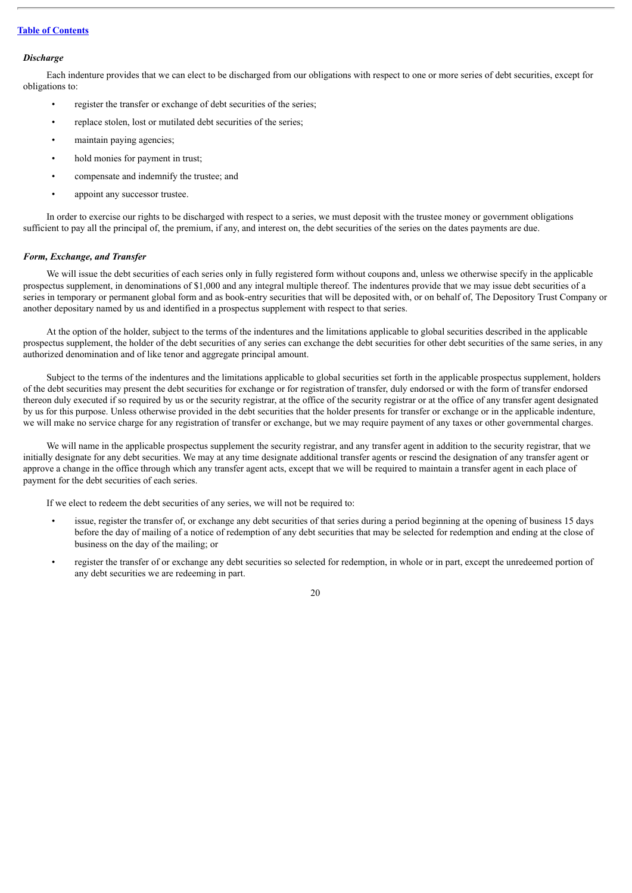### *Discharge*

Each indenture provides that we can elect to be discharged from our obligations with respect to one or more series of debt securities, except for obligations to:

- register the transfer or exchange of debt securities of the series;
- replace stolen, lost or mutilated debt securities of the series;
- maintain paying agencies;
- hold monies for payment in trust;
- compensate and indemnify the trustee; and
- appoint any successor trustee.

In order to exercise our rights to be discharged with respect to a series, we must deposit with the trustee money or government obligations sufficient to pay all the principal of, the premium, if any, and interest on, the debt securities of the series on the dates payments are due.

### *Form, Exchange, and Transfer*

We will issue the debt securities of each series only in fully registered form without coupons and, unless we otherwise specify in the applicable prospectus supplement, in denominations of $1,000 and any integral multiple thereof. The indentures provide that we may issue debt securities of a series in temporary or permanent global form and as book-entry securities that will be deposited with, or on behalf of, The Depository Trust Company or another depositary named by us and identified in a prospectus supplement with respect to that series.

At the option of the holder, subject to the terms of the indentures and the limitations applicable to global securities described in the applicable prospectus supplement, the holder of the debt securities of any series can exchange the debt securities for other debt securities of the same series, in any authorized denomination and of like tenor and aggregate principal amount.

Subject to the terms of the indentures and the limitations applicable to global securities set forth in the applicable prospectus supplement, holders of the debt securities may present the debt securities for exchange or for registration of transfer, duly endorsed or with the form of transfer endorsed thereon duly executed if so required by us or the security registrar, at the office of the security registrar or at the office of any transfer agent designated by us for this purpose. Unless otherwise provided in the debt securities that the holder presents for transfer or exchange or in the applicable indenture, we will make no service charge for any registration of transfer or exchange, but we may require payment of any taxes or other governmental charges.

We will name in the applicable prospectus supplement the security registrar, and any transfer agent in addition to the security registrar, that we initially designate for any debt securities. We may at any time designate additional transfer agents or rescind the designation of any transfer agent or approve a change in the office through which any transfer agent acts, except that we will be required to maintain a transfer agent in each place of payment for the debt securities of each series.

If we elect to redeem the debt securities of any series, we will not be required to:

- issue, register the transfer of, or exchange any debt securities of that series during a period beginning at the opening of business 15 days before the day of mailing of a notice of redemption of any debt securities that may be selected for redemption and ending at the close of business on the day of the mailing; or
- register the transfer of or exchange any debt securities so selected for redemption, in whole or in part, except the unredeemed portion of any debt securities we are redeeming in part.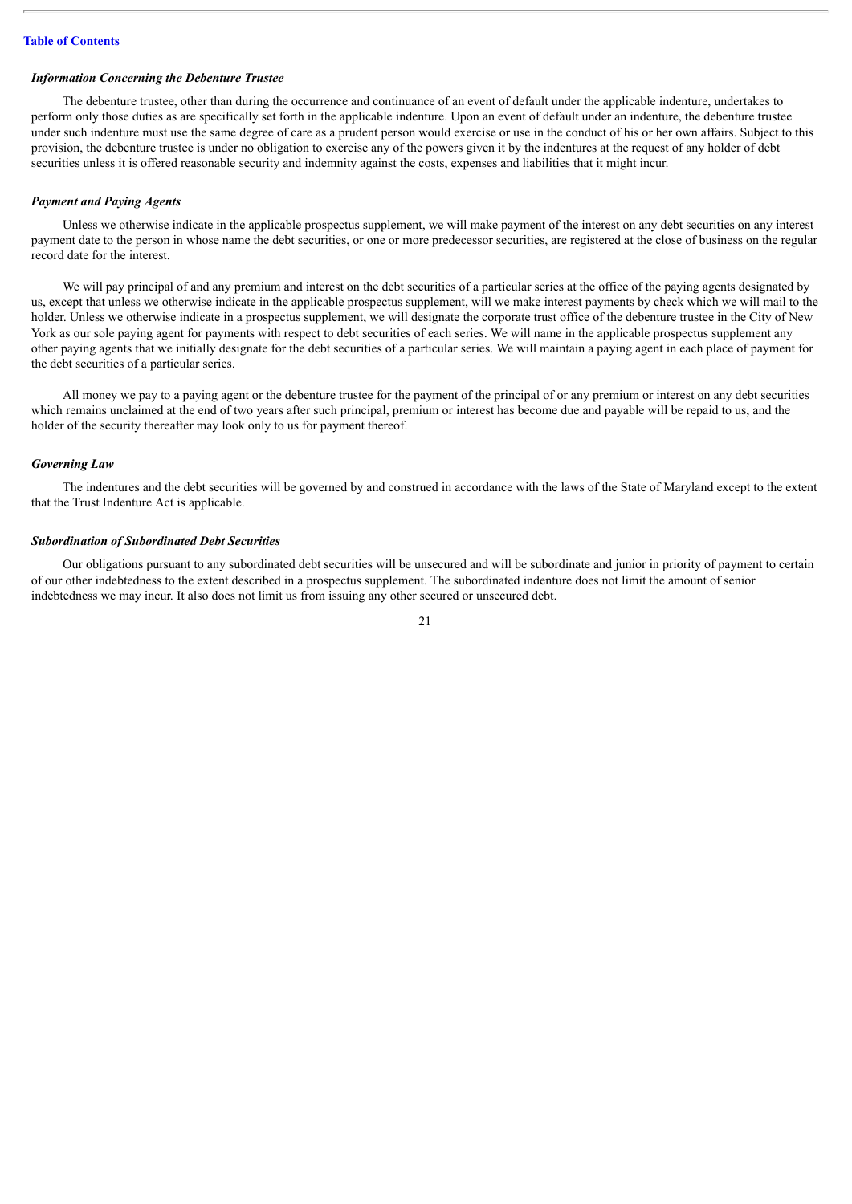### *Information Concerning the Debenture Trustee*

The debenture trustee, other than during the occurrence and continuance of an event of default under the applicable indenture, undertakes to perform only those duties as are specifically set forth in the applicable indenture. Upon an event of default under an indenture, the debenture trustee under such indenture must use the same degree of care as a prudent person would exercise or use in the conduct of his or her own affairs. Subject to this provision, the debenture trustee is under no obligation to exercise any of the powers given it by the indentures at the request of any holder of debt securities unless it is offered reasonable security and indemnity against the costs, expenses and liabilities that it might incur.

### *Payment and Paying Agents*

Unless we otherwise indicate in the applicable prospectus supplement, we will make payment of the interest on any debt securities on any interest payment date to the person in whose name the debt securities, or one or more predecessor securities, are registered at the close of business on the regular record date for the interest.

We will pay principal of and any premium and interest on the debt securities of a particular series at the office of the paying agents designated by us, except that unless we otherwise indicate in the applicable prospectus supplement, will we make interest payments by check which we will mail to the holder. Unless we otherwise indicate in a prospectus supplement, we will designate the corporate trust office of the debenture trustee in the City of New York as our sole paying agent for payments with respect to debt securities of each series. We will name in the applicable prospectus supplement any other paying agents that we initially designate for the debt securities of a particular series. We will maintain a paying agent in each place of payment for the debt securities of a particular series.

All money we pay to a paying agent or the debenture trustee for the payment of the principal of or any premium or interest on any debt securities which remains unclaimed at the end of two years after such principal, premium or interest has become due and payable will be repaid to us, and the holder of the security thereafter may look only to us for payment thereof.

### *Governing Law*

The indentures and the debt securities will be governed by and construed in accordance with the laws of the State of Maryland except to the extent that the Trust Indenture Act is applicable.

### *Subordination of Subordinated Debt Securities*

Our obligations pursuant to any subordinated debt securities will be unsecured and will be subordinate and junior in priority of payment to certain of our other indebtedness to the extent described in a prospectus supplement. The subordinated indenture does not limit the amount of senior indebtedness we may incur. It also does not limit us from issuing any other secured or unsecured debt.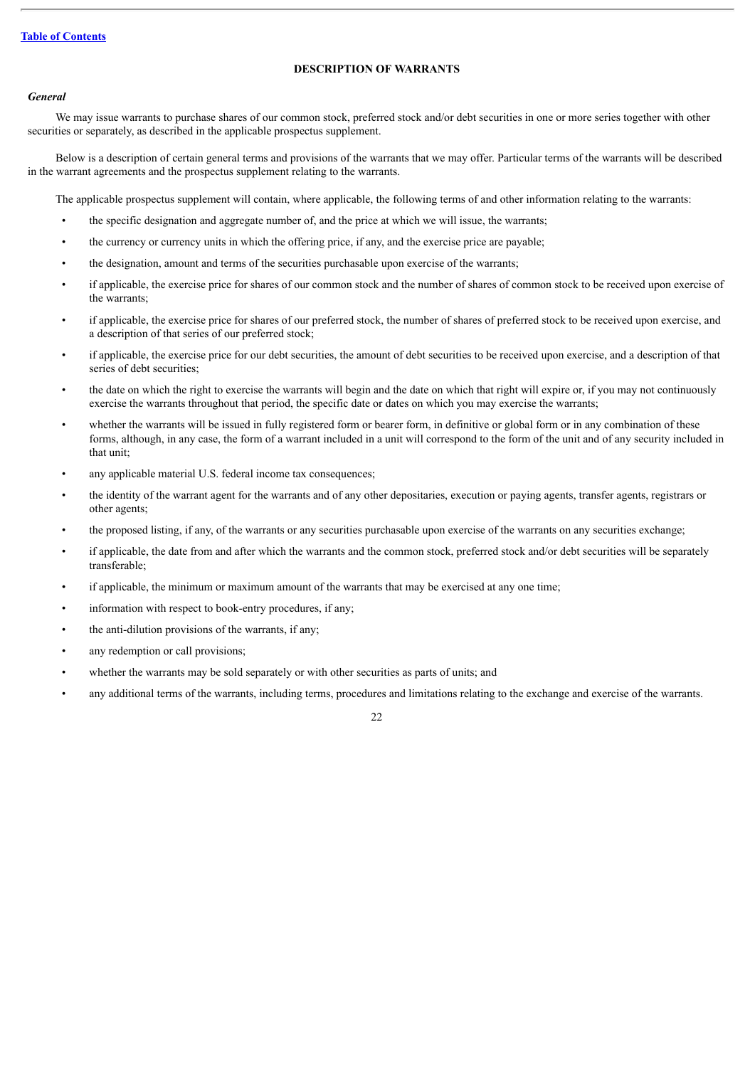## DESCRIPTION OF WARRANTS

### *General*

We may issue warrants to purchase shares of our common stock, preferred stock and/or debt securities in one or more series together with other securities or separately, as described in the applicable prospectus supplement.

Below is a description of certain general terms and provisions of the warrants that we may offer. Particular terms of the warrants will be described in the warrant agreements and the prospectus supplement relating to the warrants.

The applicable prospectus supplement will contain, where applicable, the following terms of and other information relating to the warrants:

- the specific designation and aggregate number of, and the price at which we will issue, the warrants;
- the currency or currency units in which the offering price, if any, and the exercise price are payable;
- the designation, amount and terms of the securities purchasable upon exercise of the warrants;
- if applicable, the exercise price for shares of our common stock and the number of shares of common stock to be received upon exercise of the warrants;
- if applicable, the exercise price for shares of our preferred stock, the number of shares of preferred stock to be received upon exercise, and a description of that series of our preferred stock;
- if applicable, the exercise price for our debt securities, the amount of debt securities to be received upon exercise, and a description of that series of debt securities;
- the date on which the right to exercise the warrants will begin and the date on which that right will expire or, if you may not continuously exercise the warrants throughout that period, the specific date or dates on which you may exercise the warrants;
- whether the warrants will be issued in fully registered form or bearer form, in definitive or global form or in any combination of these forms, although, in any case, the form of a warrant included in a unit will correspond to the form of the unit and of any security included in that unit;
- any applicable material U.S. federal income tax consequences;
- the identity of the warrant agent for the warrants and of any other depositaries, execution or paying agents, transfer agents, registrars or other agents;
- the proposed listing, if any, of the warrants or any securities purchasable upon exercise of the warrants on any securities exchange;
- if applicable, the date from and after which the warrants and the common stock, preferred stock and/or debt securities will be separately transferable;
- if applicable, the minimum or maximum amount of the warrants that may be exercised at any one time;
- information with respect to book-entry procedures, if any;
- the anti-dilution provisions of the warrants, if any;
- any redemption or call provisions;
- whether the warrants may be sold separately or with other securities as parts of units; and
- any additional terms of the warrants, including terms, procedures and limitations relating to the exchange and exercise of the warrants.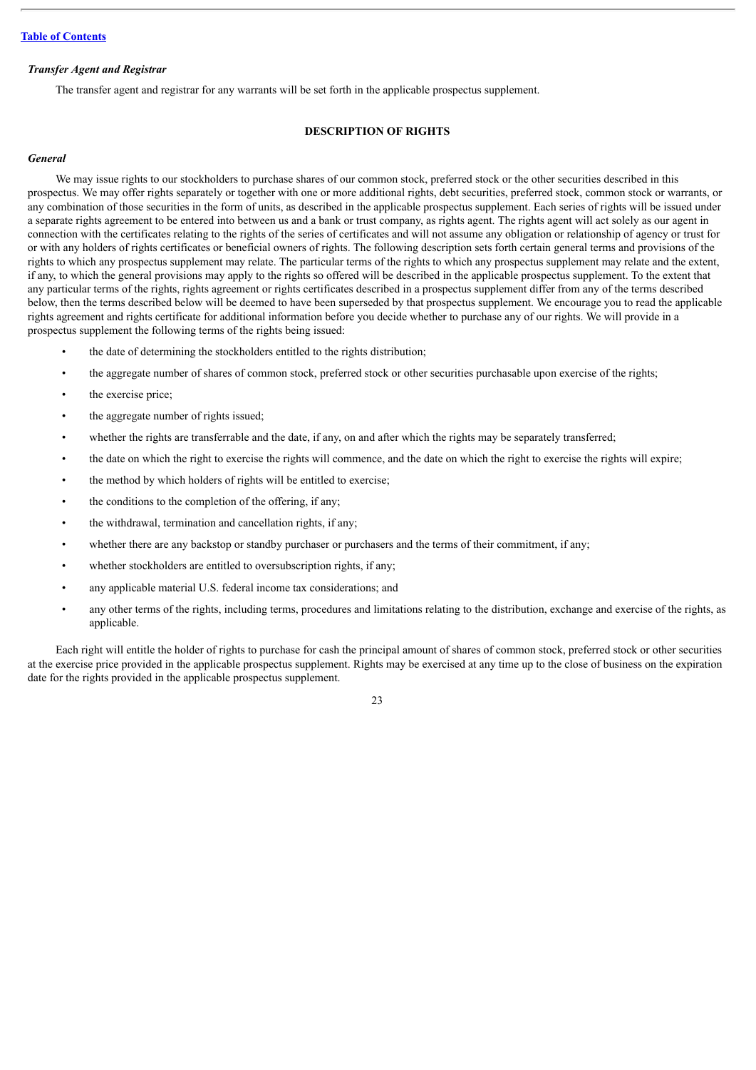### *Transfer Agent and Registrar*

The transfer agent and registrar for any warrants will be set forth in the applicable prospectus supplement.

## DESCRIPTION OF RIGHTS

### *General*

We may issue rights to our stockholders to purchase shares of our common stock, preferred stock or the other securities described in this prospectus. We may offer rights separately or together with one or more additional rights, debt securities, preferred stock, common stock or warrants, or any combination of those securities in the form of units, as described in the applicable prospectus supplement. Each series of rights will be issued under a separate rights agreement to be entered into between us and a bank or trust company, as rights agent. The rights agent will act solely as our agent in connection with the certificates relating to the rights of the series of certificates and will not assume any obligation or relationship of agency or trust for or with any holders of rights certificates or beneficial owners of rights. The following description sets forth certain general terms and provisions of the rights to which any prospectus supplement may relate. The particular terms of the rights to which any prospectus supplement may relate and the extent, if any, to which the general provisions may apply to the rights so offered will be described in the applicable prospectus supplement. To the extent that any particular terms of the rights, rights agreement or rights certificates described in a prospectus supplement differ from any of the terms described below, then the terms described below will be deemed to have been superseded by that prospectus supplement. We encourage you to read the applicable rights agreement and rights certificate for additional information before you decide whether to purchase any of our rights. We will provide in a prospectus supplement the following terms of the rights being issued:

- the date of determining the stockholders entitled to the rights distribution;
- the aggregate number of shares of common stock, preferred stock or other securities purchasable upon exercise of the rights;
- the exercise price;
- the aggregate number of rights issued;
- whether the rights are transferrable and the date, if any, on and after which the rights may be separately transferred;
- the date on which the right to exercise the rights will commence, and the date on which the right to exercise the rights will expire;
- the method by which holders of rights will be entitled to exercise;
- the conditions to the completion of the offering, if any;
- the withdrawal, termination and cancellation rights, if any;
- whether there are any backstop or standby purchaser or purchasers and the terms of their commitment, if any;
- whether stockholders are entitled to oversubscription rights, if any;
- any applicable material U.S. federal income tax considerations; and
- any other terms of the rights, including terms, procedures and limitations relating to the distribution, exchange and exercise of the rights, as applicable.

Each right will entitle the holder of rights to purchase for cash the principal amount of shares of common stock, preferred stock or other securities at the exercise price provided in the applicable prospectus supplement. Rights may be exercised at any time up to the close of business on the expiration date for the rights provided in the applicable prospectus supplement.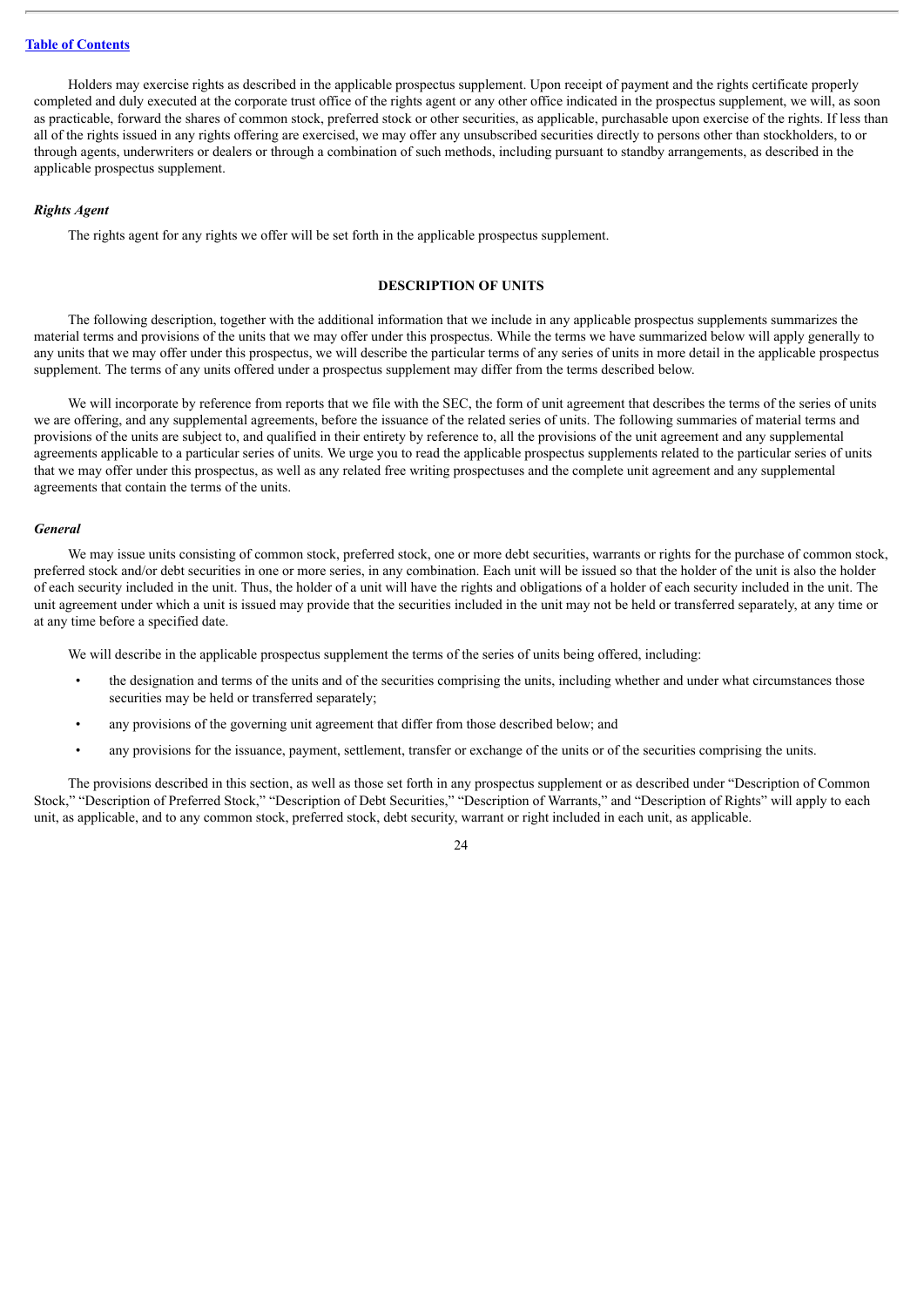Holders may exercise rights as described in the applicable prospectus supplement. Upon receipt of payment and the rights certificate properly completed and duly executed at the corporate trust office of the rights agent or any other office indicated in the prospectus supplement, we will, as soon as practicable, forward the shares of common stock, preferred stock or other securities, as applicable, purchasable upon exercise of the rights. If less than all of the rights issued in any rights offering are exercised, we may offer any unsubscribed securities directly to persons other than stockholders, to or through agents, underwriters or dealers or through a combination of such methods, including pursuant to standby arrangements, as described in the applicable prospectus supplement.

### *Rights Agent*

The rights agent for any rights we offer will be set forth in the applicable prospectus supplement.

## DESCRIPTION OF UNITS

The following description, together with the additional information that we include in any applicable prospectus supplements summarizes the material terms and provisions of the units that we may offer under this prospectus. While the terms we have summarized below will apply generally to any units that we may offer under this prospectus, we will describe the particular terms of any series of units in more detail in the applicable prospectus supplement. The terms of any units offered under a prospectus supplement may differ from the terms described below.

We will incorporate by reference from reports that we file with the SEC, the form of unit agreement that describes the terms of the series of units we are offering, and any supplemental agreements, before the issuance of the related series of units. The following summaries of material terms and provisions of the units are subject to, and qualified in their entirety by reference to, all the provisions of the unit agreement and any supplemental agreements applicable to a particular series of units. We urge you to read the applicable prospectus supplements related to the particular series of units that we may offer under this prospectus, as well as any related free writing prospectuses and the complete unit agreement and any supplemental agreements that contain the terms of the units.

### *General*

We may issue units consisting of common stock, preferred stock, one or more debt securities, warrants or rights for the purchase of common stock, preferred stock and/or debt securities in one or more series, in any combination. Each unit will be issued so that the holder of the unit is also the holder of each security included in the unit. Thus, the holder of a unit will have the rights and obligations of a holder of each security included in the unit. The unit agreement under which a unit is issued may provide that the securities included in the unit may not be held or transferred separately, at any time or at any time before a specified date.

We will describe in the applicable prospectus supplement the terms of the series of units being offered, including:

- the designation and terms of the units and of the securities comprising the units, including whether and under what circumstances those securities may be held or transferred separately;
- any provisions of the governing unit agreement that differ from those described below; and
- any provisions for the issuance, payment, settlement, transfer or exchange of the units or of the securities comprising the units.

The provisions described in this section, as well as those set forth in any prospectus supplement or as described under "Description of Common Stock," "Description of Preferred Stock," "Description of Debt Securities," "Description of Warrants," and "Description of Rights" will apply to each unit, as applicable, and to any common stock, preferred stock, debt security, warrant or right included in each unit, as applicable.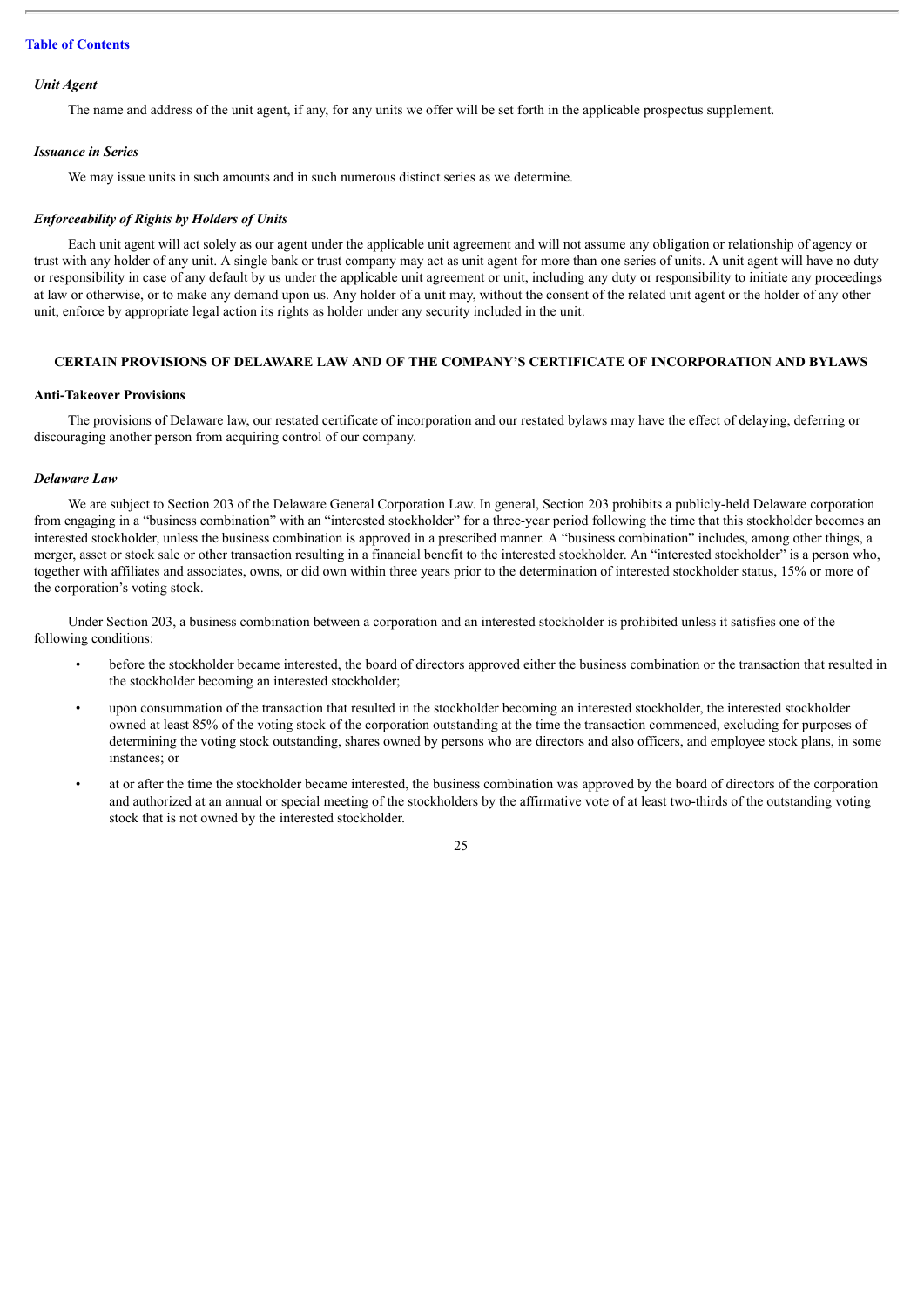### *Unit Agent*

The name and address of the unit agent, if any, for any units we offer will be set forth in the applicable prospectus supplement.

### *Issuance in Series*

We may issue units in such amounts and in such numerous distinct series as we determine.

### *Enforceability of Rights by Holders of Units*

Each unit agent will act solely as our agent under the applicable unit agreement and will not assume any obligation or relationship of agency or trust with any holder of any unit. A single bank or trust company may act as unit agent for more than one series of units. A unit agent will have no duty or responsibility in case of any default by us under the applicable unit agreement or unit, including any duty or responsibility to initiate any proceedings at law or otherwise, or to make any demand upon us. Any holder of a unit may, without the consent of the related unit agent or the holder of any other unit, enforce by appropriate legal action its rights as holder under any security included in the unit.

## CERTAIN PROVISIONS OF DELAWARE LAW AND OF THE COMPANY'S CERTIFICATE OF INCORPORATION AND BYLAWS

### Anti-Takeover Provisions

The provisions of Delaware law, our restated certificate of incorporation and our restated bylaws may have the effect of delaying, deferring or discouraging another person from acquiring control of our company.

### *Delaware Law*

We are subject to Section 203 of the Delaware General Corporation Law. In general, Section 203 prohibits a publicly-held Delaware corporation from engaging in a "business combination" with an "interested stockholder" for a three-year period following the time that this stockholder becomes an interested stockholder, unless the business combination is approved in a prescribed manner. A "business combination" includes, among other things, a merger, asset or stock sale or other transaction resulting in a financial benefit to the interested stockholder. An "interested stockholder" is a person who, together with affiliates and associates, owns, or did own within three years prior to the determination of interested stockholder status, 15% or more of the corporation's voting stock.

Under Section 203, a business combination between a corporation and an interested stockholder is prohibited unless it satisfies one of the following conditions:

- before the stockholder became interested, the board of directors approved either the business combination or the transaction that resulted in the stockholder becoming an interested stockholder;
- upon consummation of the transaction that resulted in the stockholder becoming an interested stockholder, the interested stockholder owned at least 85% of the voting stock of the corporation outstanding at the time the transaction commenced, excluding for purposes of determining the voting stock outstanding, shares owned by persons who are directors and also officers, and employee stock plans, in some instances; or
- at or after the time the stockholder became interested, the business combination was approved by the board of directors of the corporation and authorized at an annual or special meeting of the stockholders by the affirmative vote of at least two-thirds of the outstanding voting stock that is not owned by the interested stockholder.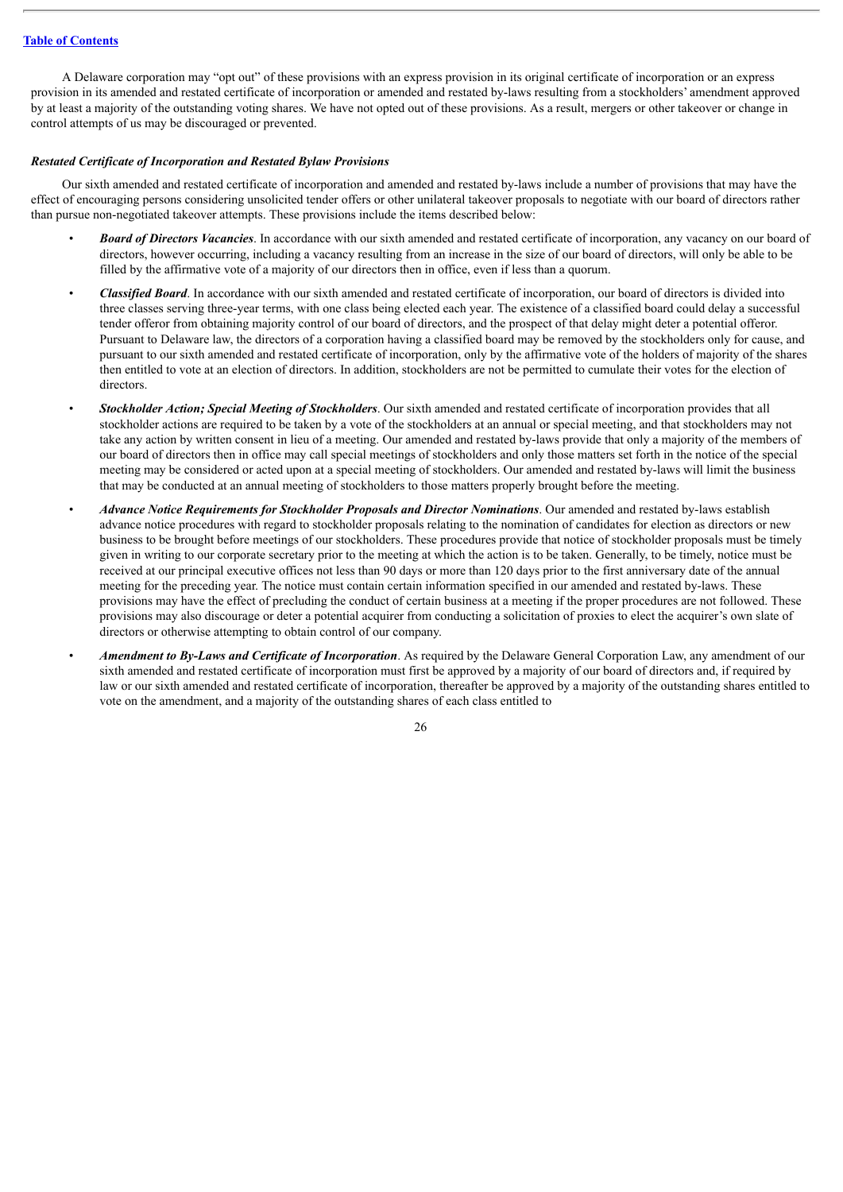A Delaware corporation may "opt out" of these provisions with an express provision in its original certificate of incorporation or an express provision in its amended and restated certificate of incorporation or amended and restated by-laws resulting from a stockholders' amendment approved by at least a majority of the outstanding voting shares. We have not opted out of these provisions. As a result, mergers or other takeover or change in control attempts of us may be discouraged or prevented.

***Restated Certificate of Incorporation and Restated Bylaw Provisions***

Our sixth amended and restated certificate of incorporation and amended and restated by-laws include a number of provisions that may have the effect of encouraging persons considering unsolicited tender offers or other unilateral takeover proposals to negotiate with our board of directors rather than pursue non-negotiated takeover attempts. These provisions include the items described below:

- ***Board of Directors Vacancies***. In accordance with our sixth amended and restated certificate of incorporation, any vacancy on our board of directors, however occurring, including a vacancy resulting from an increase in the size of our board of directors, will only be able to be filled by the affirmative vote of a majority of our directors then in office, even if less than a quorum.
- ***Classified Board***. In accordance with our sixth amended and restated certificate of incorporation, our board of directors is divided into three classes serving three-year terms, with one class being elected each year. The existence of a classified board could delay a successful tender offeror from obtaining majority control of our board of directors, and the prospect of that delay might deter a potential offeror. Pursuant to Delaware law, the directors of a corporation having a classified board may be removed by the stockholders only for cause, and pursuant to our sixth amended and restated certificate of incorporation, only by the affirmative vote of the holders of majority of the shares then entitled to vote at an election of directors. In addition, stockholders are not be permitted to cumulate their votes for the election of directors.
- ***Stockholder Action; Special Meeting of Stockholders***. Our sixth amended and restated certificate of incorporation provides that all stockholder actions are required to be taken by a vote of the stockholders at an annual or special meeting, and that stockholders may not take any action by written consent in lieu of a meeting. Our amended and restated by-laws provide that only a majority of the members of our board of directors then in office may call special meetings of stockholders and only those matters set forth in the notice of the special meeting may be considered or acted upon at a special meeting of stockholders. Our amended and restated by-laws will limit the business that may be conducted at an annual meeting of stockholders to those matters properly brought before the meeting.
- ***Advance Notice Requirements for Stockholder Proposals and Director Nominations***. Our amended and restated by-laws establish advance notice procedures with regard to stockholder proposals relating to the nomination of candidates for election as directors or new business to be brought before meetings of our stockholders. These procedures provide that notice of stockholder proposals must be timely given in writing to our corporate secretary prior to the meeting at which the action is to be taken. Generally, to be timely, notice must be received at our principal executive offices not less than 90 days or more than 120 days prior to the first anniversary date of the annual meeting for the preceding year. The notice must contain certain information specified in our amended and restated by-laws. These provisions may have the effect of precluding the conduct of certain business at a meeting if the proper procedures are not followed. These provisions may also discourage or deter a potential acquirer from conducting a solicitation of proxies to elect the acquirer's own slate of directors or otherwise attempting to obtain control of our company.
- ***Amendment to By-Laws and Certificate of Incorporation***. As required by the Delaware General Corporation Law, any amendment of our sixth amended and restated certificate of incorporation must first be approved by a majority of our board of directors and, if required by law or our sixth amended and restated certificate of incorporation, thereafter be approved by a majority of the outstanding shares entitled to vote on the amendment, and a majority of the outstanding shares of each class entitled to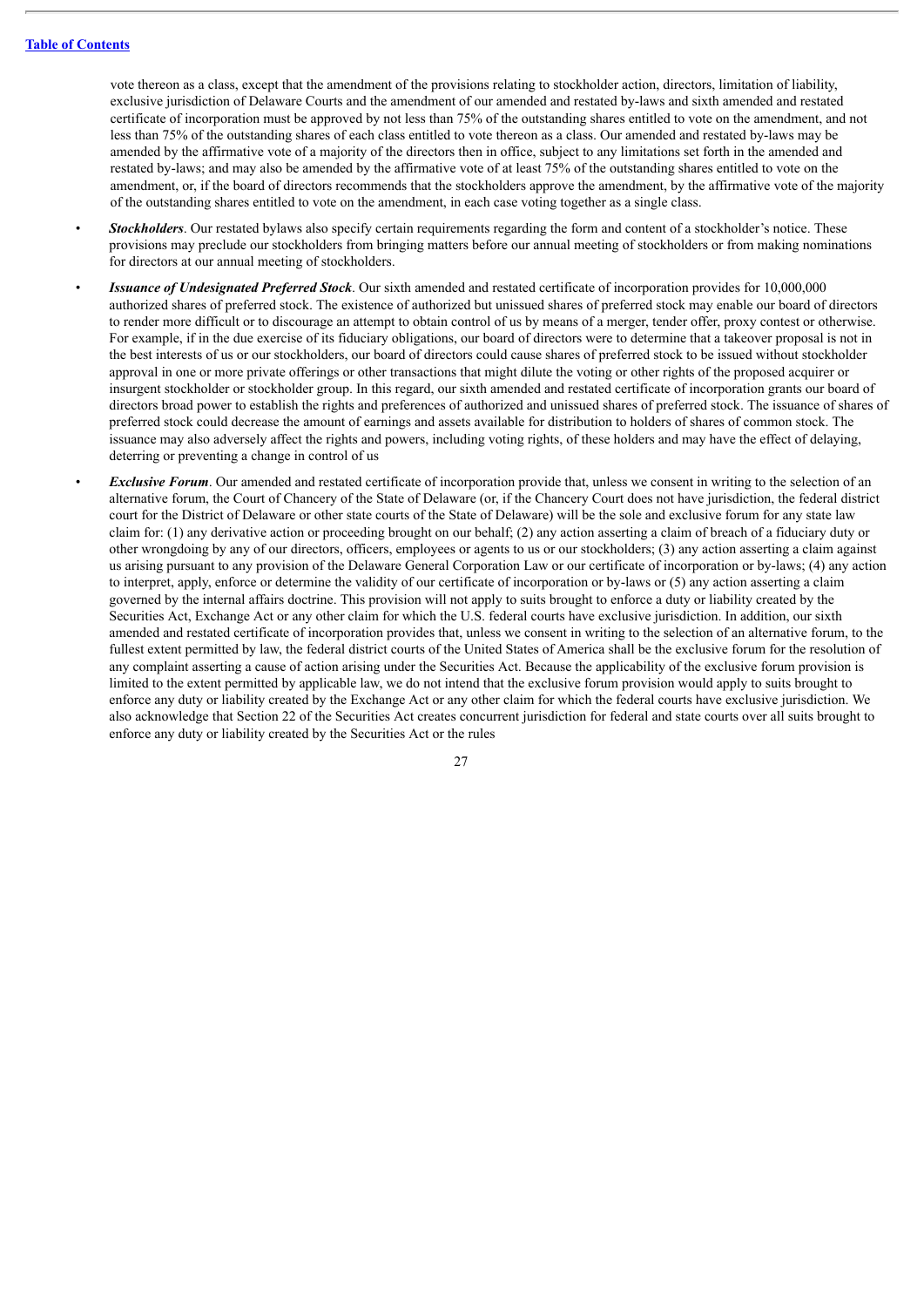vote thereon as a class, except that the amendment of the provisions relating to stockholder action, directors, limitation of liability, exclusive jurisdiction of Delaware Courts and the amendment of our amended and restated by-laws and sixth amended and restated certificate of incorporation must be approved by not less than 75% of the outstanding shares entitled to vote on the amendment, and not less than 75% of the outstanding shares of each class entitled to vote thereon as a class. Our amended and restated by-laws may be amended by the affirmative vote of a majority of the directors then in office, subject to any limitations set forth in the amended and restated by-laws; and may also be amended by the affirmative vote of at least 75% of the outstanding shares entitled to vote on the amendment, or, if the board of directors recommends that the stockholders approve the amendment, by the affirmative vote of the majority of the outstanding shares entitled to vote on the amendment, in each case voting together as a single class.

- ***Stockholders***. Our restated bylaws also specify certain requirements regarding the form and content of a stockholder's notice. These provisions may preclude our stockholders from bringing matters before our annual meeting of stockholders or from making nominations for directors at our annual meeting of stockholders.

- ***Issuance of Undesignated Preferred Stock***. Our sixth amended and restated certificate of incorporation provides for 10,000,000 authorized shares of preferred stock. The existence of authorized but unissued shares of preferred stock may enable our board of directors to render more difficult or to discourage an attempt to obtain control of us by means of a merger, tender offer, proxy contest or otherwise. For example, if in the due exercise of its fiduciary obligations, our board of directors were to determine that a takeover proposal is not in the best interests of us or our stockholders, our board of directors could cause shares of preferred stock to be issued without stockholder approval in one or more private offerings or other transactions that might dilute the voting or other rights of the proposed acquirer or insurgent stockholder or stockholder group. In this regard, our sixth amended and restated certificate of incorporation grants our board of directors broad power to establish the rights and preferences of authorized and unissued shares of preferred stock. The issuance of shares of preferred stock could decrease the amount of earnings and assets available for distribution to holders of shares of common stock. The issuance may also adversely affect the rights and powers, including voting rights, of these holders and may have the effect of delaying, deterring or preventing a change in control of us

- ***Exclusive Forum***. Our amended and restated certificate of incorporation provide that, unless we consent in writing to the selection of an alternative forum, the Court of Chancery of the State of Delaware (or, if the Chancery Court does not have jurisdiction, the federal district court for the District of Delaware or other state courts of the State of Delaware) will be the sole and exclusive forum for any state law claim for: (1) any derivative action or proceeding brought on our behalf; (2) any action asserting a claim of breach of a fiduciary duty or other wrongdoing by any of our directors, officers, employees or agents to us or our stockholders; (3) any action asserting a claim against us arising pursuant to any provision of the Delaware General Corporation Law or our certificate of incorporation or by-laws; (4) any action to interpret, apply, enforce or determine the validity of our certificate of incorporation or by-laws or (5) any action asserting a claim governed by the internal affairs doctrine. This provision will not apply to suits brought to enforce a duty or liability created by the Securities Act, Exchange Act or any other claim for which the U.S. federal courts have exclusive jurisdiction. In addition, our sixth amended and restated certificate of incorporation provides that, unless we consent in writing to the selection of an alternative forum, to the fullest extent permitted by law, the federal district courts of the United States of America shall be the exclusive forum for the resolution of any complaint asserting a cause of action arising under the Securities Act. Because the applicability of the exclusive forum provision is limited to the extent permitted by applicable law, we do not intend that the exclusive forum provision would apply to suits brought to enforce any duty or liability created by the Exchange Act or any other claim for which the federal courts have exclusive jurisdiction. We also acknowledge that Section 22 of the Securities Act creates concurrent jurisdiction for federal and state courts over all suits brought to enforce any duty or liability created by the Securities Act or the rules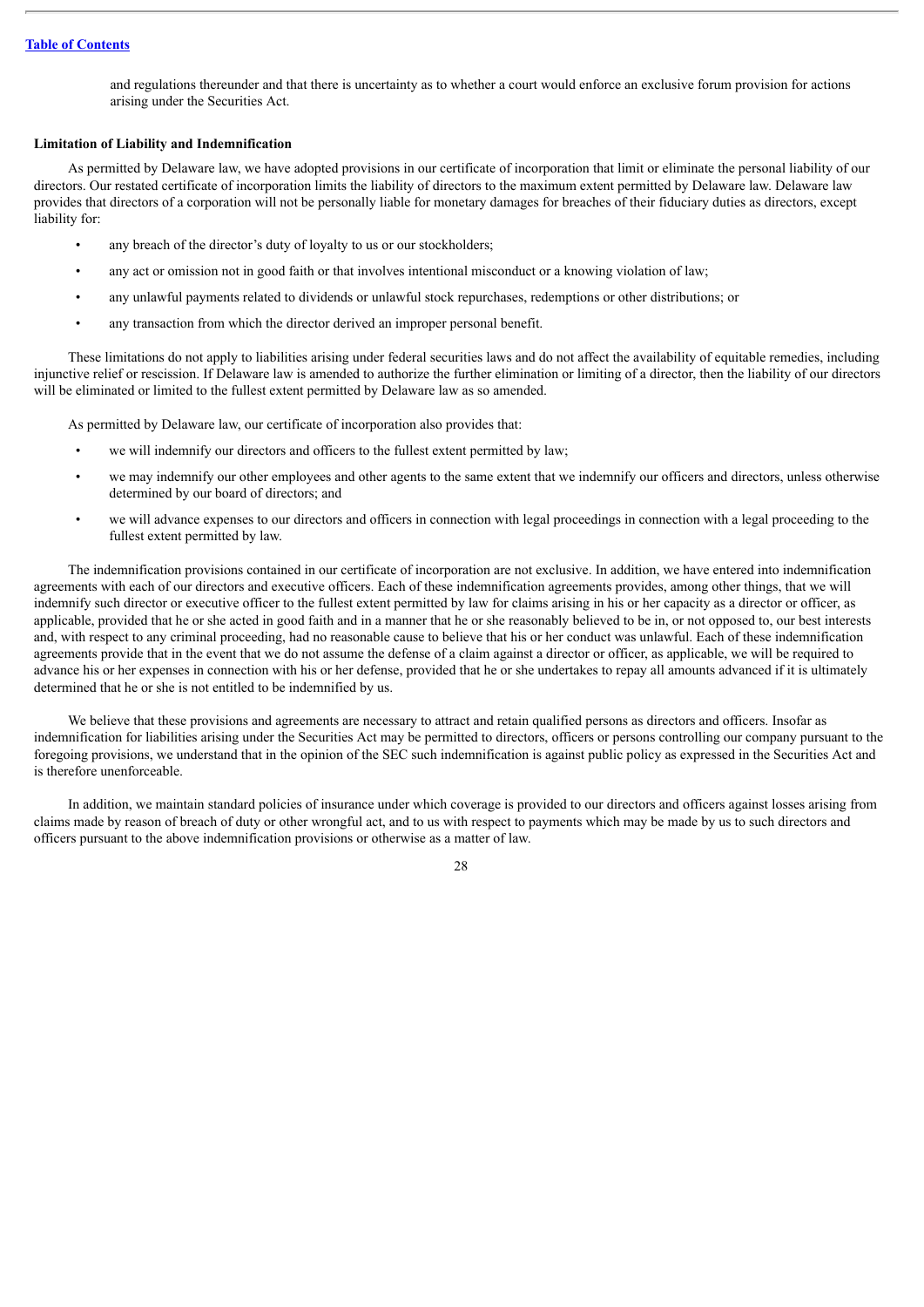and regulations thereunder and that there is uncertainty as to whether a court would enforce an exclusive forum provision for actions arising under the Securities Act.

**Limitation of Liability and Indemnification**

As permitted by Delaware law, we have adopted provisions in our certificate of incorporation that limit or eliminate the personal liability of our directors. Our restated certificate of incorporation limits the liability of directors to the maximum extent permitted by Delaware law. Delaware law provides that directors of a corporation will not be personally liable for monetary damages for breaches of their fiduciary duties as directors, except liability for:

- any breach of the director's duty of loyalty to us or our stockholders;
- any act or omission not in good faith or that involves intentional misconduct or a knowing violation of law;
- any unlawful payments related to dividends or unlawful stock repurchases, redemptions or other distributions; or
- any transaction from which the director derived an improper personal benefit.

These limitations do not apply to liabilities arising under federal securities laws and do not affect the availability of equitable remedies, including injunctive relief or rescission. If Delaware law is amended to authorize the further elimination or limiting of a director, then the liability of our directors will be eliminated or limited to the fullest extent permitted by Delaware law as so amended.

As permitted by Delaware law, our certificate of incorporation also provides that:

- we will indemnify our directors and officers to the fullest extent permitted by law;
- we may indemnify our other employees and other agents to the same extent that we indemnify our officers and directors, unless otherwise determined by our board of directors; and
- we will advance expenses to our directors and officers in connection with legal proceedings in connection with a legal proceeding to the fullest extent permitted by law.

The indemnification provisions contained in our certificate of incorporation are not exclusive. In addition, we have entered into indemnification agreements with each of our directors and executive officers. Each of these indemnification agreements provides, among other things, that we will indemnify such director or executive officer to the fullest extent permitted by law for claims arising in his or her capacity as a director or officer, as applicable, provided that he or she acted in good faith and in a manner that he or she reasonably believed to be in, or not opposed to, our best interests and, with respect to any criminal proceeding, had no reasonable cause to believe that his or her conduct was unlawful. Each of these indemnification agreements provide that in the event that we do not assume the defense of a claim against a director or officer, as applicable, we will be required to advance his or her expenses in connection with his or her defense, provided that he or she undertakes to repay all amounts advanced if it is ultimately determined that he or she is not entitled to be indemnified by us.

We believe that these provisions and agreements are necessary to attract and retain qualified persons as directors and officers. Insofar as indemnification for liabilities arising under the Securities Act may be permitted to directors, officers or persons controlling our company pursuant to the foregoing provisions, we understand that in the opinion of the SEC such indemnification is against public policy as expressed in the Securities Act and is therefore unenforceable.

In addition, we maintain standard policies of insurance under which coverage is provided to our directors and officers against losses arising from claims made by reason of breach of duty or other wrongful act, and to us with respect to payments which may be made by us to such directors and officers pursuant to the above indemnification provisions or otherwise as a matter of law.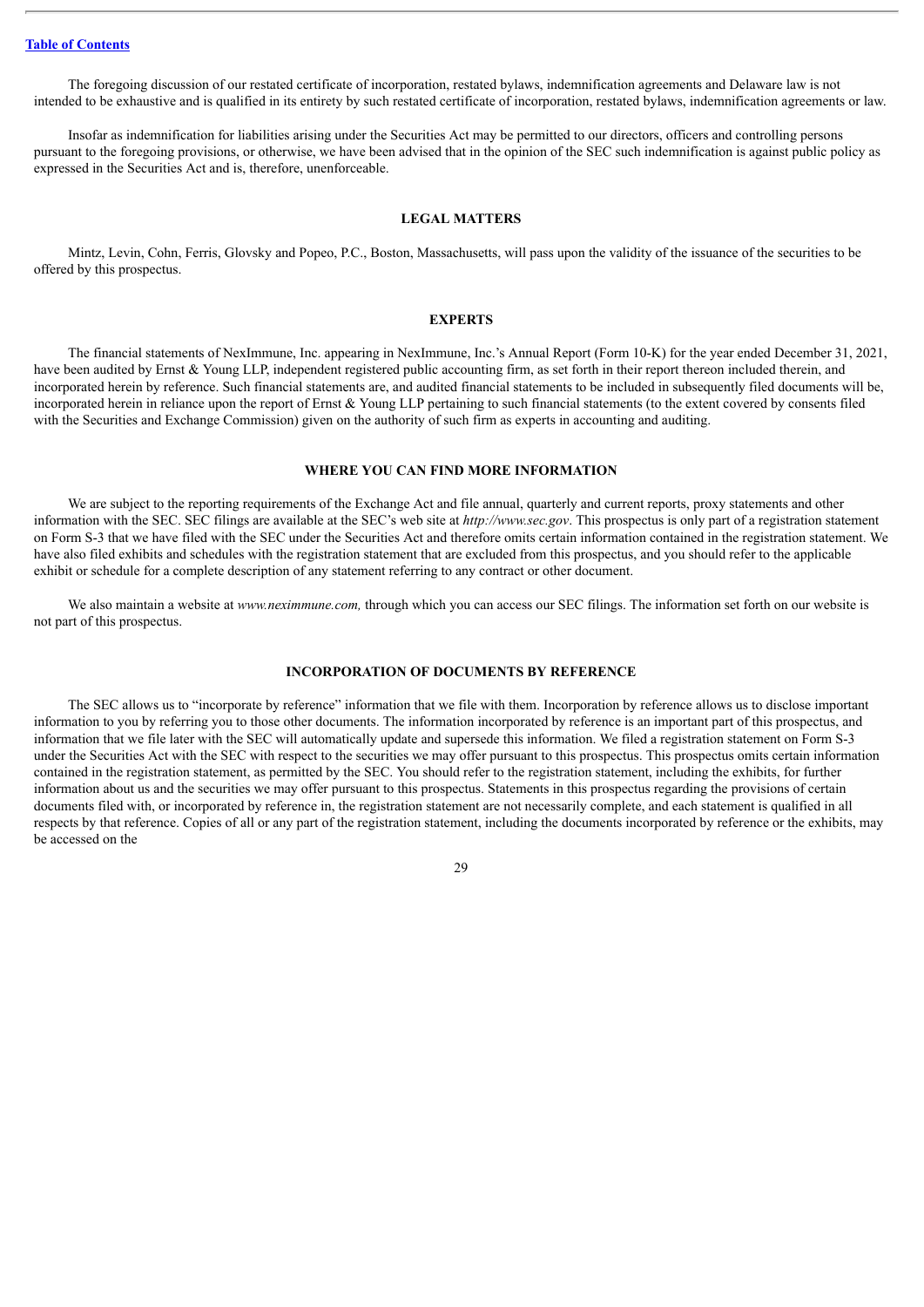The foregoing discussion of our restated certificate of incorporation, restated bylaws, indemnification agreements and Delaware law is not intended to be exhaustive and is qualified in its entirety by such restated certificate of incorporation, restated bylaws, indemnification agreements or law.

Insofar as indemnification for liabilities arising under the Securities Act may be permitted to our directors, officers and controlling persons pursuant to the foregoing provisions, or otherwise, we have been advised that in the opinion of the SEC such indemnification is against public policy as expressed in the Securities Act and is, therefore, unenforceable.

## LEGAL MATTERS

Mintz, Levin, Cohn, Ferris, Glovsky and Popeo, P.C., Boston, Massachusetts, will pass upon the validity of the issuance of the securities to be offered by this prospectus.

## EXPERTS

The financial statements of NexImmune, Inc. appearing in NexImmune, Inc.'s Annual Report (Form 10-K) for the year ended December 31, 2021, have been audited by Ernst & Young LLP, independent registered public accounting firm, as set forth in their report thereon included therein, and incorporated herein by reference. Such financial statements are, and audited financial statements to be included in subsequently filed documents will be, incorporated herein in reliance upon the report of Ernst & Young LLP pertaining to such financial statements (to the extent covered by consents filed with the Securities and Exchange Commission) given on the authority of such firm as experts in accounting and auditing.

## WHERE YOU CAN FIND MORE INFORMATION

We are subject to the reporting requirements of the Exchange Act and file annual, quarterly and current reports, proxy statements and other information with the SEC. SEC filings are available at the SEC's web site at *http://www.sec.gov*. This prospectus is only part of a registration statement on Form S-3 that we have filed with the SEC under the Securities Act and therefore omits certain information contained in the registration statement. We have also filed exhibits and schedules with the registration statement that are excluded from this prospectus, and you should refer to the applicable exhibit or schedule for a complete description of any statement referring to any contract or other document.

We also maintain a website at *www.neximmune.com,* through which you can access our SEC filings. The information set forth on our website is not part of this prospectus.

## INCORPORATION OF DOCUMENTS BY REFERENCE

The SEC allows us to "incorporate by reference" information that we file with them. Incorporation by reference allows us to disclose important information to you by referring you to those other documents. The information incorporated by reference is an important part of this prospectus, and information that we file later with the SEC will automatically update and supersede this information. We filed a registration statement on Form S-3 under the Securities Act with the SEC with respect to the securities we may offer pursuant to this prospectus. This prospectus omits certain information contained in the registration statement, as permitted by the SEC. You should refer to the registration statement, including the exhibits, for further information about us and the securities we may offer pursuant to this prospectus. Statements in this prospectus regarding the provisions of certain documents filed with, or incorporated by reference in, the registration statement are not necessarily complete, and each statement is qualified in all respects by that reference. Copies of all or any part of the registration statement, including the documents incorporated by reference or the exhibits, may be accessed on the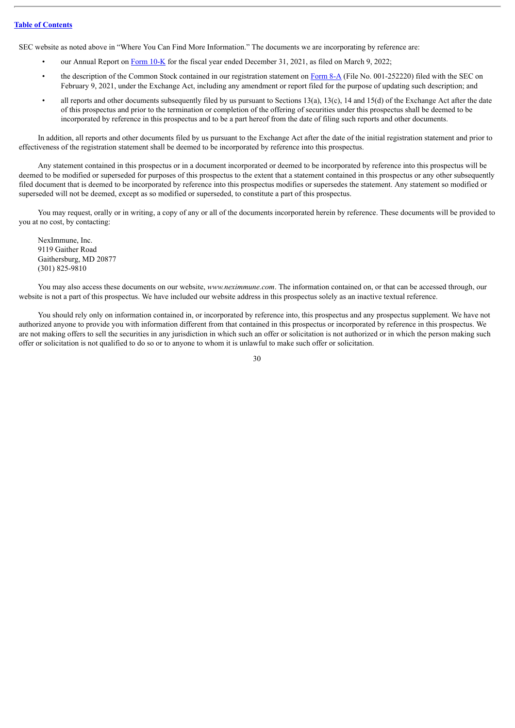SEC website as noted above in "Where You Can Find More Information." The documents we are incorporating by reference are:

- our Annual Report on Form 10-K for the fiscal year ended December 31, 2021, as filed on March 9, 2022;
- the description of the Common Stock contained in our registration statement on Form 8-A (File No. 001-252220) filed with the SEC on February 9, 2021, under the Exchange Act, including any amendment or report filed for the purpose of updating such description; and
- all reports and other documents subsequently filed by us pursuant to Sections 13(a), 13(c), 14 and 15(d) of the Exchange Act after the date of this prospectus and prior to the termination or completion of the offering of securities under this prospectus shall be deemed to be incorporated by reference in this prospectus and to be a part hereof from the date of filing such reports and other documents.

In addition, all reports and other documents filed by us pursuant to the Exchange Act after the date of the initial registration statement and prior to effectiveness of the registration statement shall be deemed to be incorporated by reference into this prospectus.

Any statement contained in this prospectus or in a document incorporated or deemed to be incorporated by reference into this prospectus will be deemed to be modified or superseded for purposes of this prospectus to the extent that a statement contained in this prospectus or any other subsequently filed document that is deemed to be incorporated by reference into this prospectus modifies or supersedes the statement. Any statement so modified or superseded will not be deemed, except as so modified or superseded, to constitute a part of this prospectus.

You may request, orally or in writing, a copy of any or all of the documents incorporated herein by reference. These documents will be provided to you at no cost, by contacting:

NexImmune, Inc.
9119 Gaither Road
Gaithersburg, MD 20877
(301) 825-9810

You may also access these documents on our website, *www.neximmune.com*. The information contained on, or that can be accessed through, our website is not a part of this prospectus. We have included our website address in this prospectus solely as an inactive textual reference.

You should rely only on information contained in, or incorporated by reference into, this prospectus and any prospectus supplement. We have not authorized anyone to provide you with information different from that contained in this prospectus or incorporated by reference in this prospectus. We are not making offers to sell the securities in any jurisdiction in which such an offer or solicitation is not authorized or in which the person making such offer or solicitation is not qualified to do so or to anyone to whom it is unlawful to make such offer or solicitation.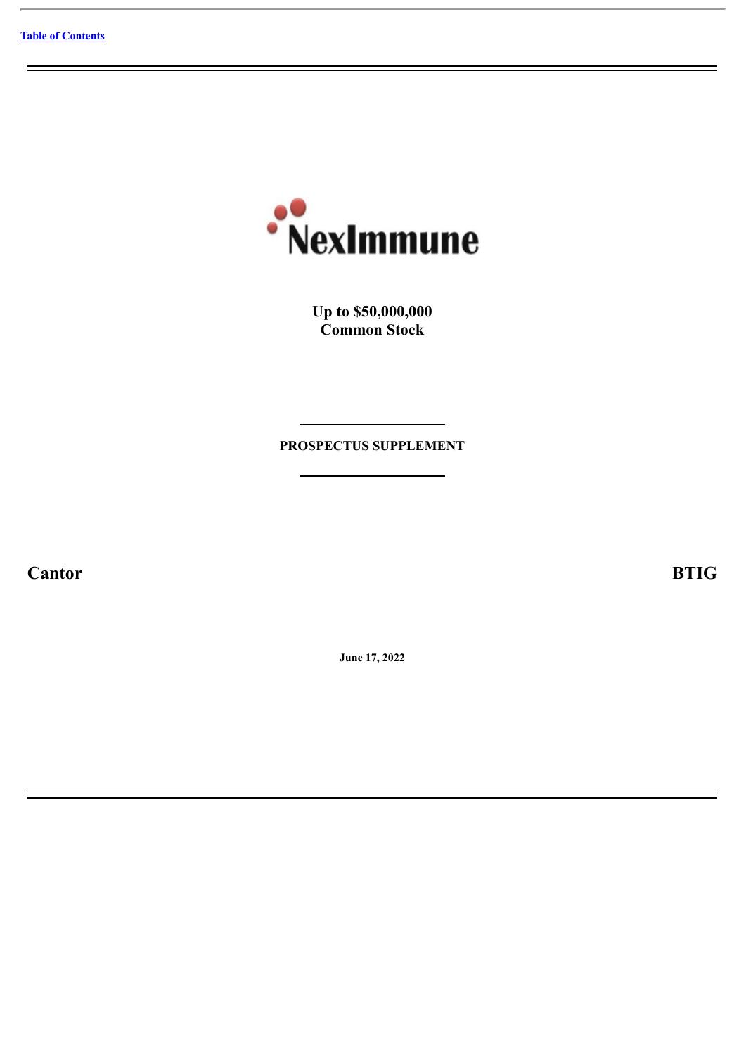[Table of Contents](#)

**NexImmune**

**Up to $50,000,000**
**Common Stock**

---

**PROSPECTUS SUPPLEMENT**

---

**Cantor** **BTIG**

**June 17, 2022**